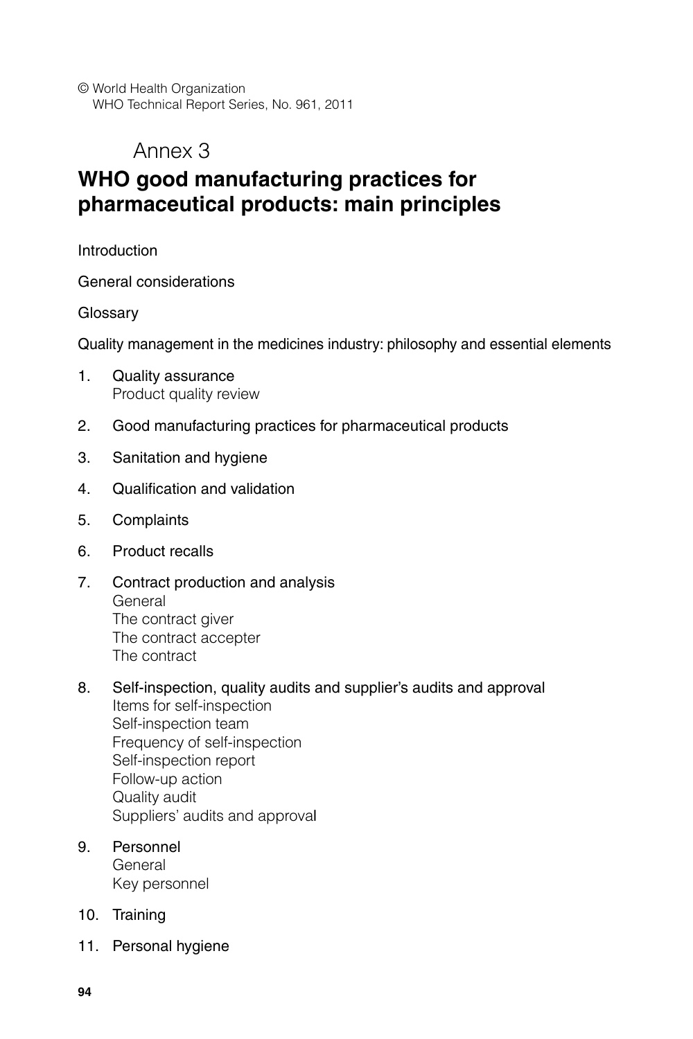© World Health Organization
WHO Technical Report Series, No. 961, 2011

# Annex 3

# WHO good manufacturing practices for pharmaceutical products: main principles

Introduction

General considerations

Glossary

Quality management in the medicines industry: philosophy and essential elements

1. Quality assurance
   Product quality review
2. Good manufacturing practices for pharmaceutical products
3. Sanitation and hygiene
4. Qualification and validation
5. Complaints
6. Product recalls
7. Contract production and analysis
   General
   The contract giver
   The contract accepter
   The contract
8. Self-inspection, quality audits and supplier's audits and approval
   Items for self-inspection
   Self-inspection team
   Frequency of self-inspection
   Self-inspection report
   Follow-up action
   Quality audit
   Suppliers' audits and approval
9. Personnel
   General
   Key personnel
10. Training
11. Personal hygiene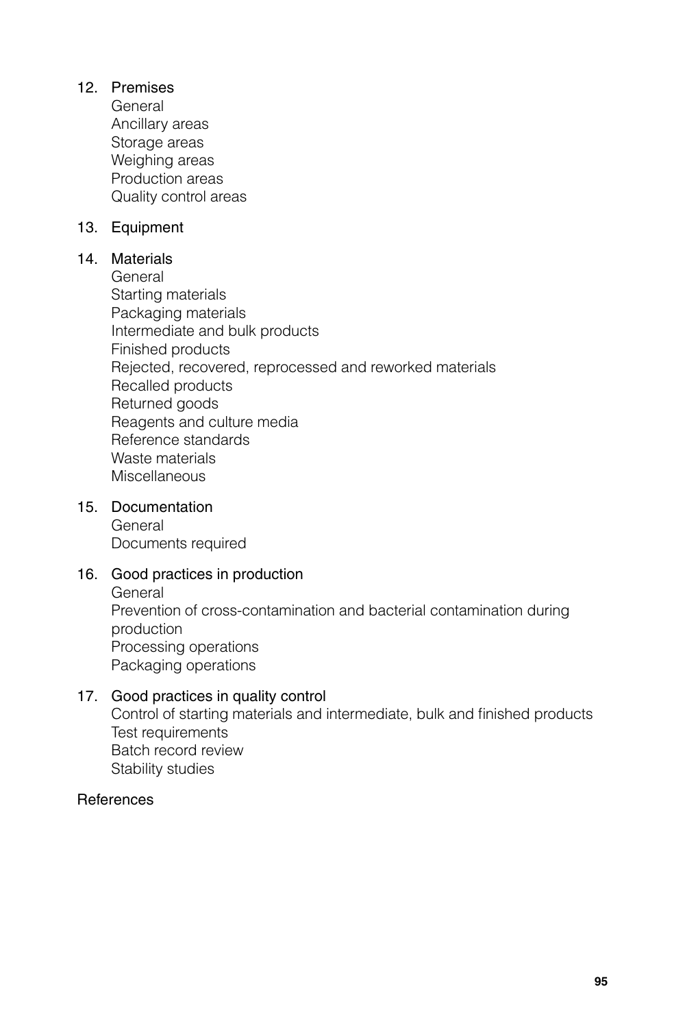12. Premises
    - General
    - Ancillary areas
    - Storage areas
    - Weighing areas
    - Production areas
    - Quality control areas

13. Equipment

14. Materials
    - General
    - Starting materials
    - Packaging materials
    - Intermediate and bulk products
    - Finished products
    - Rejected, recovered, reprocessed and reworked materials
    - Recalled products
    - Returned goods
    - Reagents and culture media
    - Reference standards
    - Waste materials
    - Miscellaneous

15. Documentation
    - General
    - Documents required

16. Good practices in production
    - General
    - Prevention of cross-contamination and bacterial contamination during production
    - Processing operations
    - Packaging operations

17. Good practices in quality control
    - Control of starting materials and intermediate, bulk and finished products
    - Test requirements
    - Batch record review
    - Stability studies

References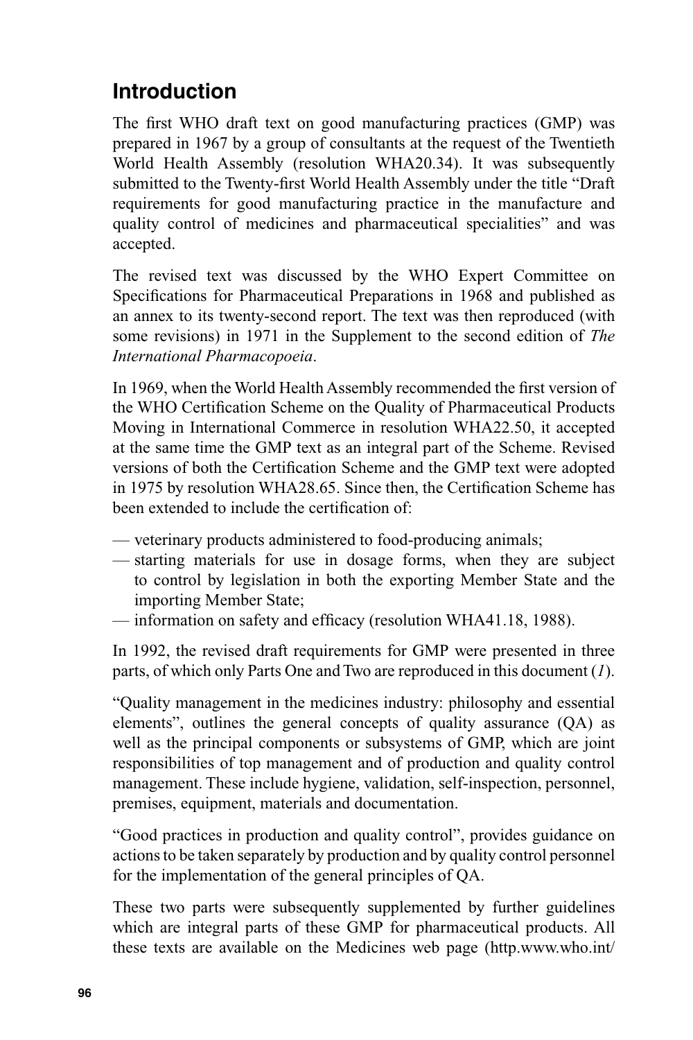## Introduction

The first WHO draft text on good manufacturing practices (GMP) was prepared in 1967 by a group of consultants at the request of the Twentieth World Health Assembly (resolution WHA20.34). It was subsequently submitted to the Twenty-first World Health Assembly under the title "Draft requirements for good manufacturing practice in the manufacture and quality control of medicines and pharmaceutical specialities" and was accepted.

The revised text was discussed by the WHO Expert Committee on Specifications for Pharmaceutical Preparations in 1968 and published as an annex to its twenty-second report. The text was then reproduced (with some revisions) in 1971 in the Supplement to the second edition of *The International Pharmacopoeia*.

In 1969, when the World Health Assembly recommended the first version of the WHO Certification Scheme on the Quality of Pharmaceutical Products Moving in International Commerce in resolution WHA22.50, it accepted at the same time the GMP text as an integral part of the Scheme. Revised versions of both the Certification Scheme and the GMP text were adopted in 1975 by resolution WHA28.65. Since then, the Certification Scheme has been extended to include the certification of:

— veterinary products administered to food-producing animals;
— starting materials for use in dosage forms, when they are subject to control by legislation in both the exporting Member State and the importing Member State;
— information on safety and efficacy (resolution WHA41.18, 1988).

In 1992, the revised draft requirements for GMP were presented in three parts, of which only Parts One and Two are reproduced in this document (*1*).

"Quality management in the medicines industry: philosophy and essential elements", outlines the general concepts of quality assurance (QA) as well as the principal components or subsystems of GMP, which are joint responsibilities of top management and of production and quality control management. These include hygiene, validation, self-inspection, personnel, premises, equipment, materials and documentation.

"Good practices in production and quality control", provides guidance on actions to be taken separately by production and by quality control personnel for the implementation of the general principles of QA.

These two parts were subsequently supplemented by further guidelines which are integral parts of these GMP for pharmaceutical products. All these texts are available on the Medicines web page (http.www.who.int/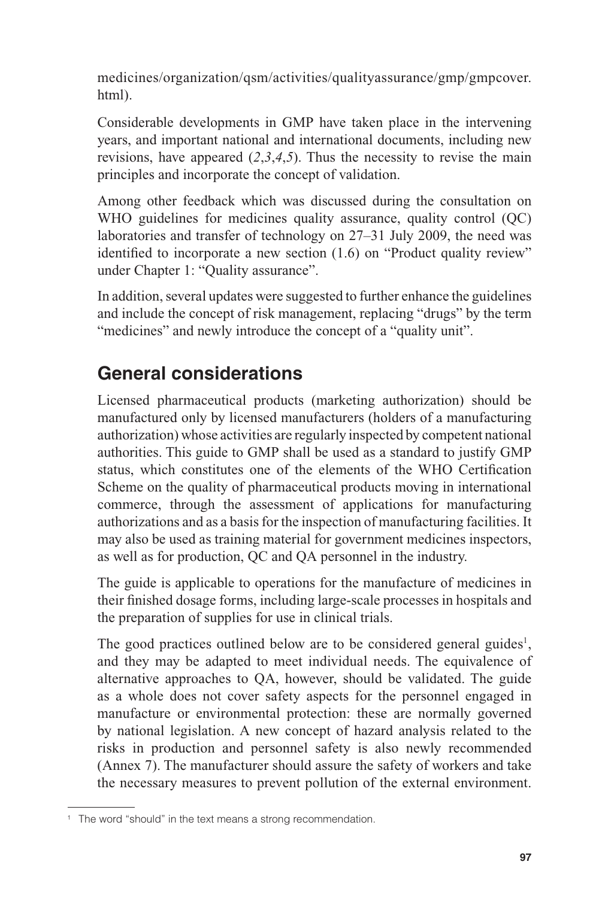medicines/organization/qsm/activities/qualityassurance/gmp/gmpcover.html).

Considerable developments in GMP have taken place in the intervening years, and important national and international documents, including new revisions, have appeared (*2*,*3*,*4*,*5*). Thus the necessity to revise the main principles and incorporate the concept of validation.

Among other feedback which was discussed during the consultation on WHO guidelines for medicines quality assurance, quality control (QC) laboratories and transfer of technology on 27–31 July 2009, the need was identified to incorporate a new section (1.6) on "Product quality review" under Chapter 1: "Quality assurance".

In addition, several updates were suggested to further enhance the guidelines and include the concept of risk management, replacing "drugs" by the term "medicines" and newly introduce the concept of a "quality unit".

## General considerations

Licensed pharmaceutical products (marketing authorization) should be manufactured only by licensed manufacturers (holders of a manufacturing authorization) whose activities are regularly inspected by competent national authorities. This guide to GMP shall be used as a standard to justify GMP status, which constitutes one of the elements of the WHO Certification Scheme on the quality of pharmaceutical products moving in international commerce, through the assessment of applications for manufacturing authorizations and as a basis for the inspection of manufacturing facilities. It may also be used as training material for government medicines inspectors, as well as for production, QC and QA personnel in the industry.

The guide is applicable to operations for the manufacture of medicines in their finished dosage forms, including large-scale processes in hospitals and the preparation of supplies for use in clinical trials.

The good practices outlined below are to be considered general guides[1], and they may be adapted to meet individual needs. The equivalence of alternative approaches to QA, however, should be validated. The guide as a whole does not cover safety aspects for the personnel engaged in manufacture or environmental protection: these are normally governed by national legislation. A new concept of hazard analysis related to the risks in production and personnel safety is also newly recommended (Annex 7). The manufacturer should assure the safety of workers and take the necessary measures to prevent pollution of the external environment.

---

[1] The word "should" in the text means a strong recommendation.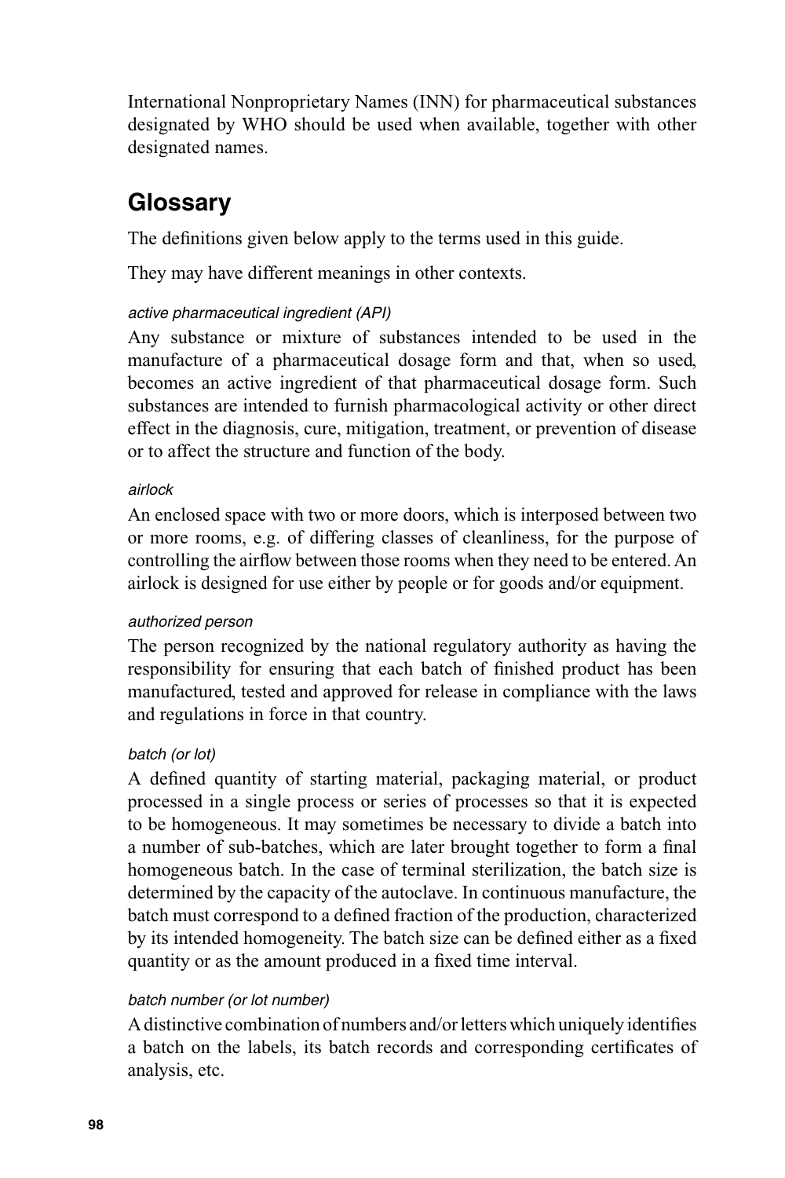International Nonproprietary Names (INN) for pharmaceutical substances designated by WHO should be used when available, together with other designated names.

## Glossary

The definitions given below apply to the terms used in this guide.

They may have different meanings in other contexts.

*active pharmaceutical ingredient (API)*

Any substance or mixture of substances intended to be used in the manufacture of a pharmaceutical dosage form and that, when so used, becomes an active ingredient of that pharmaceutical dosage form. Such substances are intended to furnish pharmacological activity or other direct effect in the diagnosis, cure, mitigation, treatment, or prevention of disease or to affect the structure and function of the body.

*airlock*

An enclosed space with two or more doors, which is interposed between two or more rooms, e.g. of differing classes of cleanliness, for the purpose of controlling the airflow between those rooms when they need to be entered. An airlock is designed for use either by people or for goods and/or equipment.

*authorized person*

The person recognized by the national regulatory authority as having the responsibility for ensuring that each batch of finished product has been manufactured, tested and approved for release in compliance with the laws and regulations in force in that country.

*batch (or lot)*

A defined quantity of starting material, packaging material, or product processed in a single process or series of processes so that it is expected to be homogeneous. It may sometimes be necessary to divide a batch into a number of sub-batches, which are later brought together to form a final homogeneous batch. In the case of terminal sterilization, the batch size is determined by the capacity of the autoclave. In continuous manufacture, the batch must correspond to a defined fraction of the production, characterized by its intended homogeneity. The batch size can be defined either as a fixed quantity or as the amount produced in a fixed time interval.

*batch number (or lot number)*

A distinctive combination of numbers and/or letters which uniquely identifies a batch on the labels, its batch records and corresponding certificates of analysis, etc.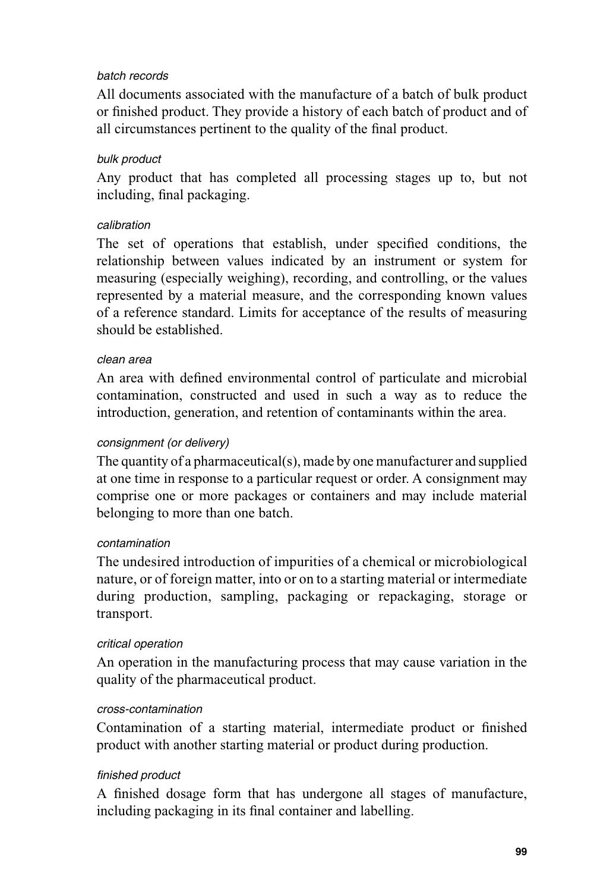*batch records*

All documents associated with the manufacture of a batch of bulk product or finished product. They provide a history of each batch of product and of all circumstances pertinent to the quality of the final product.

*bulk product*

Any product that has completed all processing stages up to, but not including, final packaging.

*calibration*

The set of operations that establish, under specified conditions, the relationship between values indicated by an instrument or system for measuring (especially weighing), recording, and controlling, or the values represented by a material measure, and the corresponding known values of a reference standard. Limits for acceptance of the results of measuring should be established.

*clean area*

An area with defined environmental control of particulate and microbial contamination, constructed and used in such a way as to reduce the introduction, generation, and retention of contaminants within the area.

*consignment (or delivery)*

The quantity of a pharmaceutical(s), made by one manufacturer and supplied at one time in response to a particular request or order. A consignment may comprise one or more packages or containers and may include material belonging to more than one batch.

*contamination*

The undesired introduction of impurities of a chemical or microbiological nature, or of foreign matter, into or on to a starting material or intermediate during production, sampling, packaging or repackaging, storage or transport.

*critical operation*

An operation in the manufacturing process that may cause variation in the quality of the pharmaceutical product.

*cross-contamination*

Contamination of a starting material, intermediate product or finished product with another starting material or product during production.

*finished product*

A finished dosage form that has undergone all stages of manufacture, including packaging in its final container and labelling.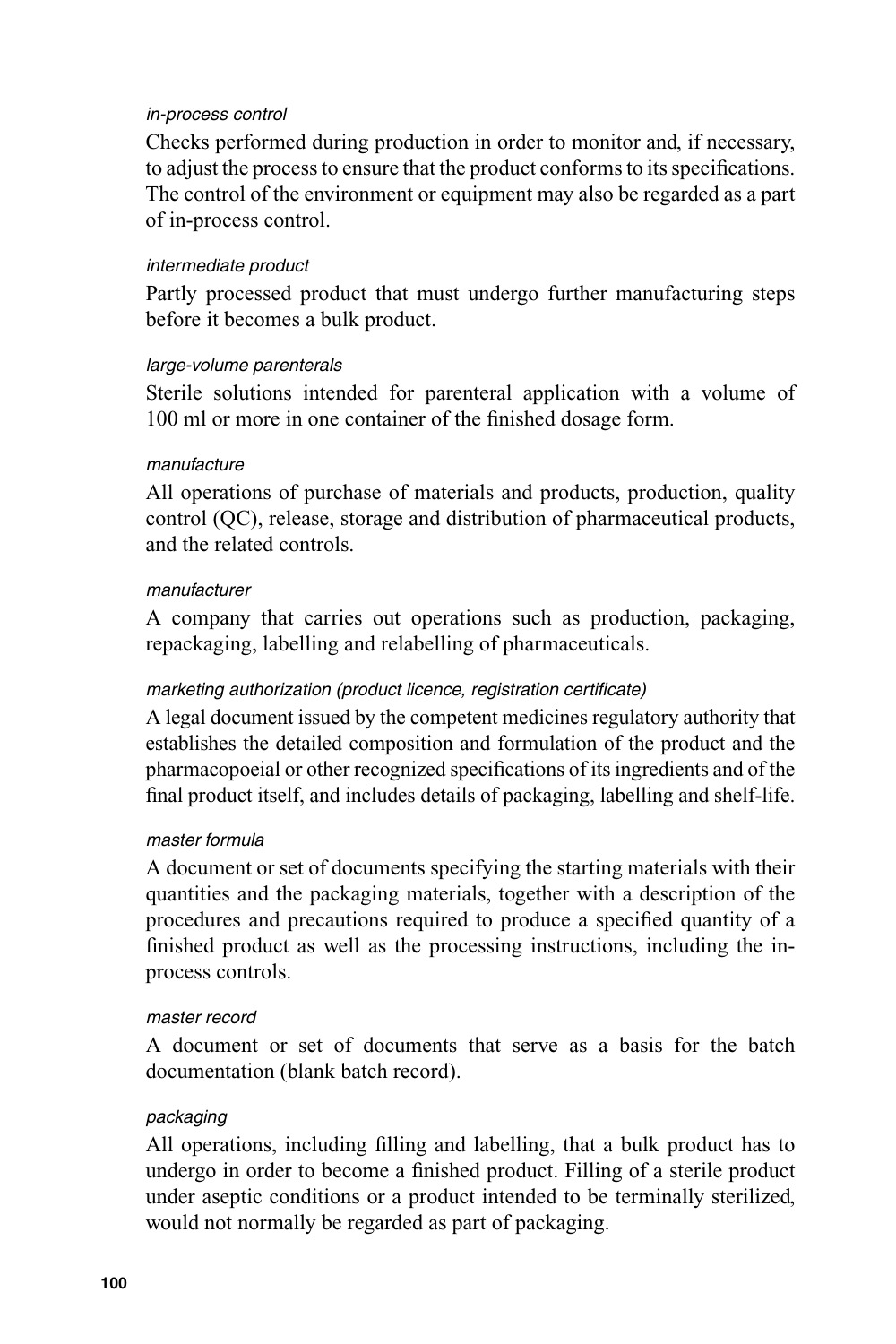*in-process control*

Checks performed during production in order to monitor and, if necessary, to adjust the process to ensure that the product conforms to its specifications. The control of the environment or equipment may also be regarded as a part of in-process control.

*intermediate product*

Partly processed product that must undergo further manufacturing steps before it becomes a bulk product.

*large-volume parenterals*

Sterile solutions intended for parenteral application with a volume of 100 ml or more in one container of the finished dosage form.

*manufacture*

All operations of purchase of materials and products, production, quality control (QC), release, storage and distribution of pharmaceutical products, and the related controls.

*manufacturer*

A company that carries out operations such as production, packaging, repackaging, labelling and relabelling of pharmaceuticals.

*marketing authorization (product licence, registration certificate)*

A legal document issued by the competent medicines regulatory authority that establishes the detailed composition and formulation of the product and the pharmacopoeial or other recognized specifications of its ingredients and of the final product itself, and includes details of packaging, labelling and shelf-life.

*master formula*

A document or set of documents specifying the starting materials with their quantities and the packaging materials, together with a description of the procedures and precautions required to produce a specified quantity of a finished product as well as the processing instructions, including the in-process controls.

*master record*

A document or set of documents that serve as a basis for the batch documentation (blank batch record).

*packaging*

All operations, including filling and labelling, that a bulk product has to undergo in order to become a finished product. Filling of a sterile product under aseptic conditions or a product intended to be terminally sterilized, would not normally be regarded as part of packaging.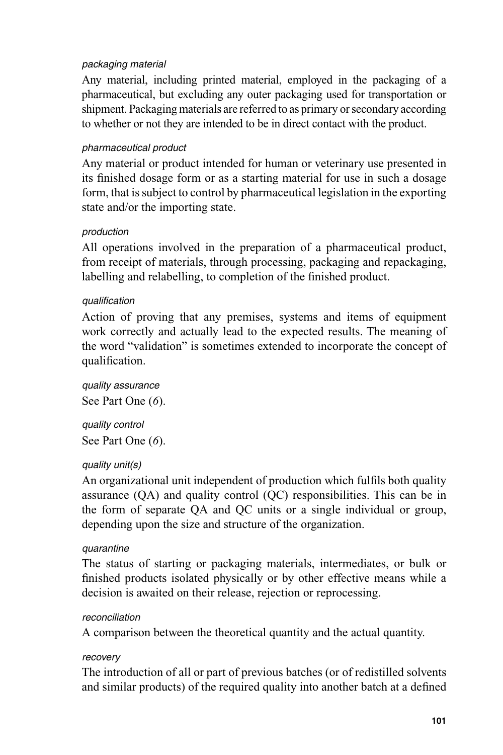*packaging material*

Any material, including printed material, employed in the packaging of a pharmaceutical, but excluding any outer packaging used for transportation or shipment. Packaging materials are referred to as primary or secondary according to whether or not they are intended to be in direct contact with the product.

*pharmaceutical product*

Any material or product intended for human or veterinary use presented in its finished dosage form or as a starting material for use in such a dosage form, that is subject to control by pharmaceutical legislation in the exporting state and/or the importing state.

*production*

All operations involved in the preparation of a pharmaceutical product, from receipt of materials, through processing, packaging and repackaging, labelling and relabelling, to completion of the finished product.

*qualification*

Action of proving that any premises, systems and items of equipment work correctly and actually lead to the expected results. The meaning of the word "validation" is sometimes extended to incorporate the concept of qualification.

*quality assurance*

See Part One (*6*).

*quality control*

See Part One (*6*).

*quality unit(s)*

An organizational unit independent of production which fulfils both quality assurance (QA) and quality control (QC) responsibilities. This can be in the form of separate QA and QC units or a single individual or group, depending upon the size and structure of the organization.

*quarantine*

The status of starting or packaging materials, intermediates, or bulk or finished products isolated physically or by other effective means while a decision is awaited on their release, rejection or reprocessing.

*reconciliation*

A comparison between the theoretical quantity and the actual quantity.

*recovery*

The introduction of all or part of previous batches (or of redistilled solvents and similar products) of the required quality into another batch at a defined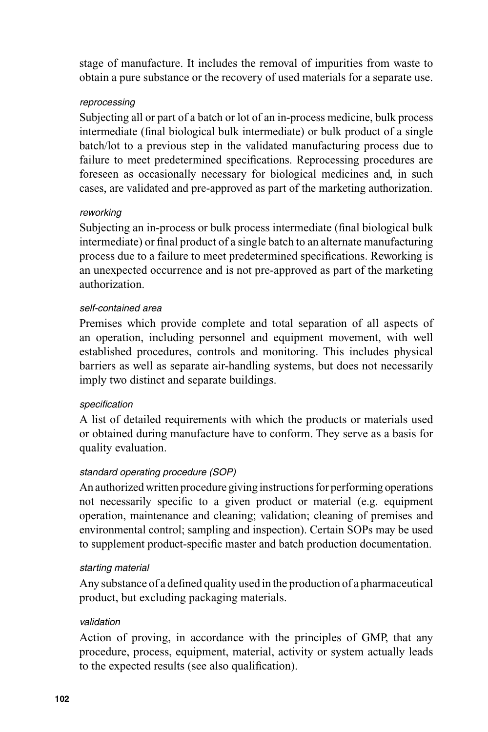stage of manufacture. It includes the removal of impurities from waste to obtain a pure substance or the recovery of used materials for a separate use.

*reprocessing*

Subjecting all or part of a batch or lot of an in-process medicine, bulk process intermediate (final biological bulk intermediate) or bulk product of a single batch/lot to a previous step in the validated manufacturing process due to failure to meet predetermined specifications. Reprocessing procedures are foreseen as occasionally necessary for biological medicines and, in such cases, are validated and pre-approved as part of the marketing authorization.

*reworking*

Subjecting an in-process or bulk process intermediate (final biological bulk intermediate) or final product of a single batch to an alternate manufacturing process due to a failure to meet predetermined specifications. Reworking is an unexpected occurrence and is not pre-approved as part of the marketing authorization.

*self-contained area*

Premises which provide complete and total separation of all aspects of an operation, including personnel and equipment movement, with well established procedures, controls and monitoring. This includes physical barriers as well as separate air-handling systems, but does not necessarily imply two distinct and separate buildings.

*specification*

A list of detailed requirements with which the products or materials used or obtained during manufacture have to conform. They serve as a basis for quality evaluation.

*standard operating procedure (SOP)*

An authorized written procedure giving instructions for performing operations not necessarily specific to a given product or material (e.g. equipment operation, maintenance and cleaning; validation; cleaning of premises and environmental control; sampling and inspection). Certain SOPs may be used to supplement product-specific master and batch production documentation.

*starting material*

Any substance of a defined quality used in the production of a pharmaceutical product, but excluding packaging materials.

*validation*

Action of proving, in accordance with the principles of GMP, that any procedure, process, equipment, material, activity or system actually leads to the expected results (see also qualification).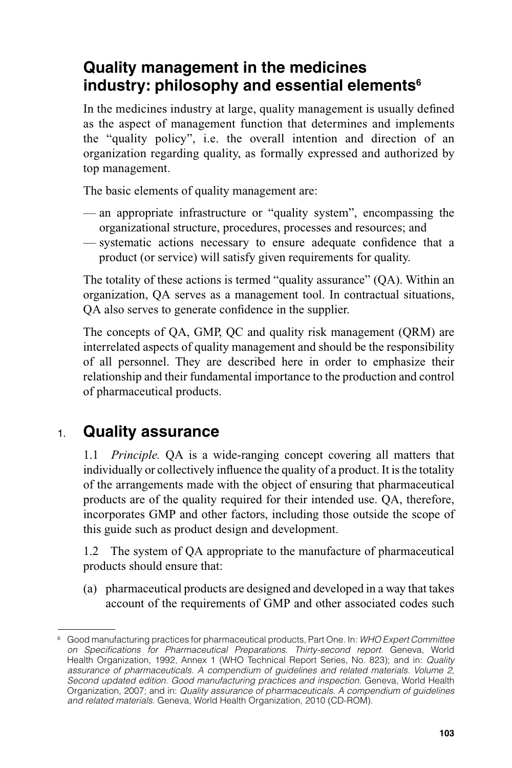## Quality management in the medicines industry: philosophy and essential elements[6]

In the medicines industry at large, quality management is usually defined as the aspect of management function that determines and implements the "quality policy", i.e. the overall intention and direction of an organization regarding quality, as formally expressed and authorized by top management.

The basic elements of quality management are:

— an appropriate infrastructure or "quality system", encompassing the organizational structure, procedures, processes and resources; and
— systematic actions necessary to ensure adequate confidence that a product (or service) will satisfy given requirements for quality.

The totality of these actions is termed "quality assurance" (QA). Within an organization, QA serves as a management tool. In contractual situations, QA also serves to generate confidence in the supplier.

The concepts of QA, GMP, QC and quality risk management (QRM) are interrelated aspects of quality management and should be the responsibility of all personnel. They are described here in order to emphasize their relationship and their fundamental importance to the production and control of pharmaceutical products.

## 1. Quality assurance

1.1 *Principle.* QA is a wide-ranging concept covering all matters that individually or collectively influence the quality of a product. It is the totality of the arrangements made with the object of ensuring that pharmaceutical products are of the quality required for their intended use. QA, therefore, incorporates GMP and other factors, including those outside the scope of this guide such as product design and development.

1.2 The system of QA appropriate to the manufacture of pharmaceutical products should ensure that:

(a) pharmaceutical products are designed and developed in a way that takes account of the requirements of GMP and other associated codes such

---

[6] Good manufacturing practices for pharmaceutical products, Part One. In: *WHO Expert Committee on Specifications for Pharmaceutical Preparations. Thirty-second report.* Geneva, World Health Organization, 1992, Annex 1 (WHO Technical Report Series, No. 823); and in: *Quality assurance of pharmaceuticals. A compendium of guidelines and related materials. Volume 2, Second updated edition. Good manufacturing practices and inspection.* Geneva, World Health Organization, 2007; and in: *Quality assurance of pharmaceuticals. A compendium of guidelines and related materials.* Geneva, World Health Organization, 2010 (CD-ROM).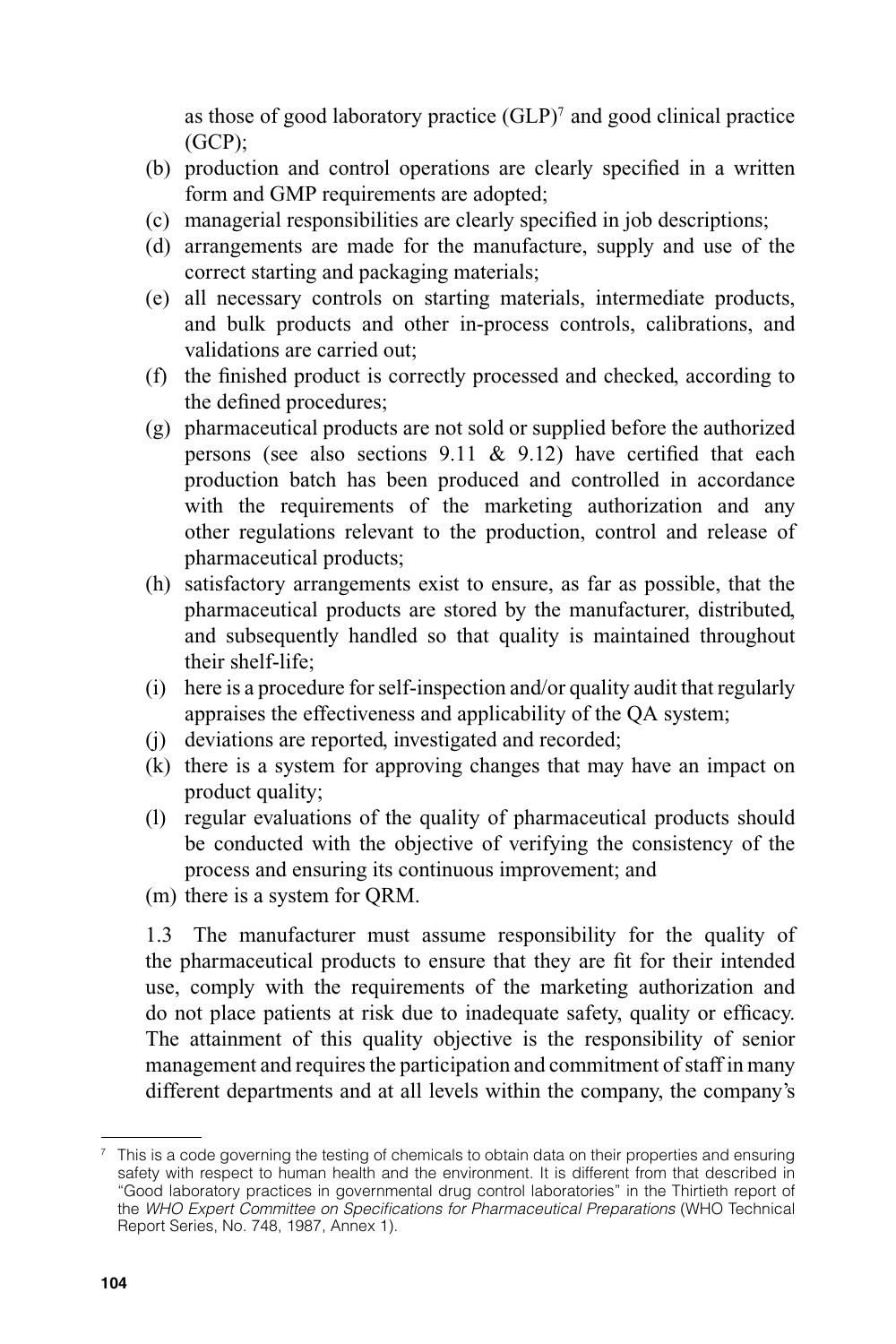as those of good laboratory practice (GLP)[7] and good clinical practice (GCP);

(b) production and control operations are clearly specified in a written form and GMP requirements are adopted;

(c) managerial responsibilities are clearly specified in job descriptions;

(d) arrangements are made for the manufacture, supply and use of the correct starting and packaging materials;

(e) all necessary controls on starting materials, intermediate products, and bulk products and other in-process controls, calibrations, and validations are carried out;

(f) the finished product is correctly processed and checked, according to the defined procedures;

(g) pharmaceutical products are not sold or supplied before the authorized persons (see also sections 9.11 & 9.12) have certified that each production batch has been produced and controlled in accordance with the requirements of the marketing authorization and any other regulations relevant to the production, control and release of pharmaceutical products;

(h) satisfactory arrangements exist to ensure, as far as possible, that the pharmaceutical products are stored by the manufacturer, distributed, and subsequently handled so that quality is maintained throughout their shelf-life;

(i) here is a procedure for self-inspection and/or quality audit that regularly appraises the effectiveness and applicability of the QA system;

(j) deviations are reported, investigated and recorded;

(k) there is a system for approving changes that may have an impact on product quality;

(l) regular evaluations of the quality of pharmaceutical products should be conducted with the objective of verifying the consistency of the process and ensuring its continuous improvement; and

(m) there is a system for QRM.

1.3 The manufacturer must assume responsibility for the quality of the pharmaceutical products to ensure that they are fit for their intended use, comply with the requirements of the marketing authorization and do not place patients at risk due to inadequate safety, quality or efficacy. The attainment of this quality objective is the responsibility of senior management and requires the participation and commitment of staff in many different departments and at all levels within the company, the company's

---

[7] This is a code governing the testing of chemicals to obtain data on their properties and ensuring safety with respect to human health and the environment. It is different from that described in "Good laboratory practices in governmental drug control laboratories" in the Thirtieth report of the *WHO Expert Committee on Specifications for Pharmaceutical Preparations* (WHO Technical Report Series, No. 748, 1987, Annex 1).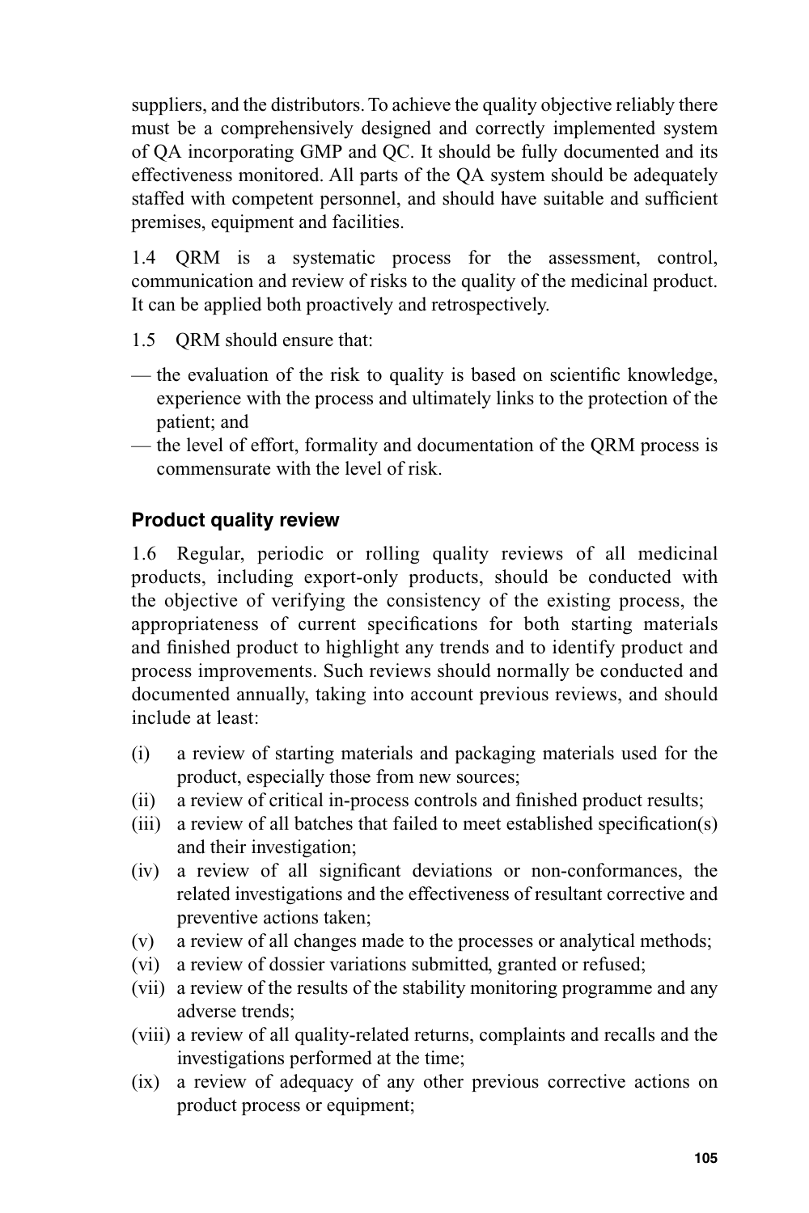suppliers, and the distributors. To achieve the quality objective reliably there must be a comprehensively designed and correctly implemented system of QA incorporating GMP and QC. It should be fully documented and its effectiveness monitored. All parts of the QA system should be adequately staffed with competent personnel, and should have suitable and sufficient premises, equipment and facilities.

1.4 QRM is a systematic process for the assessment, control, communication and review of risks to the quality of the medicinal product. It can be applied both proactively and retrospectively.

1.5 QRM should ensure that:

— the evaluation of the risk to quality is based on scientific knowledge, experience with the process and ultimately links to the protection of the patient; and
— the level of effort, formality and documentation of the QRM process is commensurate with the level of risk.

### Product quality review

1.6 Regular, periodic or rolling quality reviews of all medicinal products, including export-only products, should be conducted with the objective of verifying the consistency of the existing process, the appropriateness of current specifications for both starting materials and finished product to highlight any trends and to identify product and process improvements. Such reviews should normally be conducted and documented annually, taking into account previous reviews, and should include at least:

(i) a review of starting materials and packaging materials used for the product, especially those from new sources;
(ii) a review of critical in-process controls and finished product results;
(iii) a review of all batches that failed to meet established specification(s) and their investigation;
(iv) a review of all significant deviations or non-conformances, the related investigations and the effectiveness of resultant corrective and preventive actions taken;
(v) a review of all changes made to the processes or analytical methods;
(vi) a review of dossier variations submitted, granted or refused;
(vii) a review of the results of the stability monitoring programme and any adverse trends;
(viii) a review of all quality-related returns, complaints and recalls and the investigations performed at the time;
(ix) a review of adequacy of any other previous corrective actions on product process or equipment;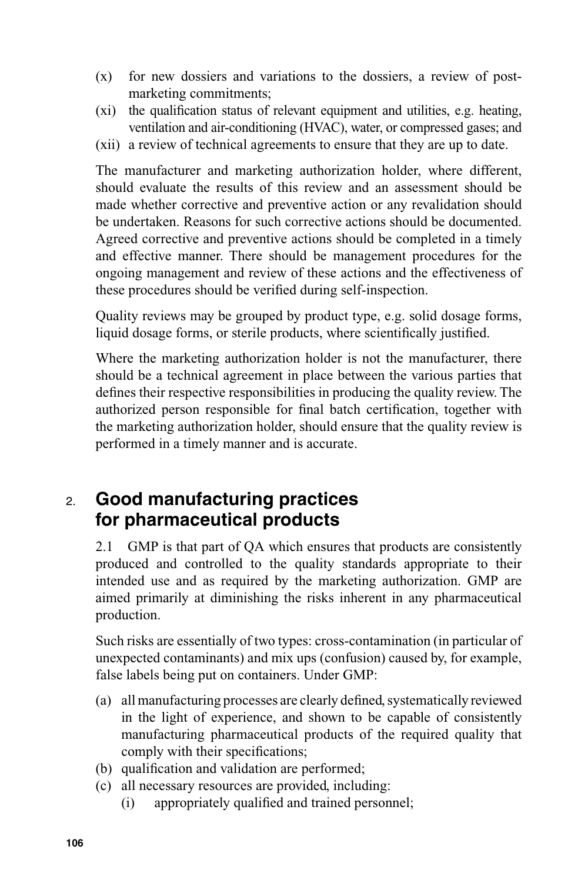(x) for new dossiers and variations to the dossiers, a review of post-marketing commitments;
(xi) the qualification status of relevant equipment and utilities, e.g. heating, ventilation and air-conditioning (HVAC), water, or compressed gases; and
(xii) a review of technical agreements to ensure that they are up to date.

The manufacturer and marketing authorization holder, where different, should evaluate the results of this review and an assessment should be made whether corrective and preventive action or any revalidation should be undertaken. Reasons for such corrective actions should be documented. Agreed corrective and preventive actions should be completed in a timely and effective manner. There should be management procedures for the ongoing management and review of these actions and the effectiveness of these procedures should be verified during self-inspection.

Quality reviews may be grouped by product type, e.g. solid dosage forms, liquid dosage forms, or sterile products, where scientifically justified.

Where the marketing authorization holder is not the manufacturer, there should be a technical agreement in place between the various parties that defines their respective responsibilities in producing the quality review. The authorized person responsible for final batch certification, together with the marketing authorization holder, should ensure that the quality review is performed in a timely manner and is accurate.

## 2. Good manufacturing practices for pharmaceutical products

2.1 GMP is that part of QA which ensures that products are consistently produced and controlled to the quality standards appropriate to their intended use and as required by the marketing authorization. GMP are aimed primarily at diminishing the risks inherent in any pharmaceutical production.

Such risks are essentially of two types: cross-contamination (in particular of unexpected contaminants) and mix ups (confusion) caused by, for example, false labels being put on containers. Under GMP:

(a) all manufacturing processes are clearly defined, systematically reviewed in the light of experience, and shown to be capable of consistently manufacturing pharmaceutical products of the required quality that comply with their specifications;
(b) qualification and validation are performed;
(c) all necessary resources are provided, including:
    (i) appropriately qualified and trained personnel;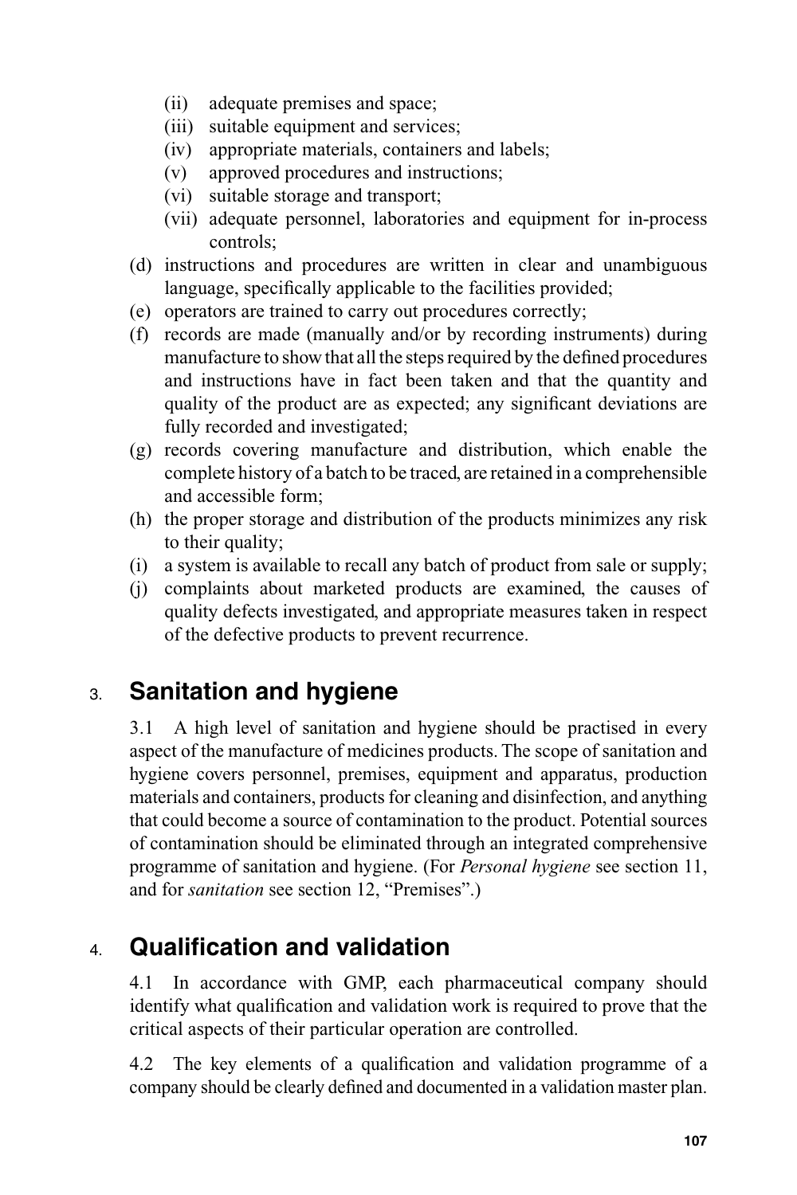(ii) adequate premises and space;
   (iii) suitable equipment and services;
   (iv) appropriate materials, containers and labels;
   (v) approved procedures and instructions;
   (vi) suitable storage and transport;
   (vii) adequate personnel, laboratories and equipment for in-process controls;

(d) instructions and procedures are written in clear and unambiguous language, specifically applicable to the facilities provided;

(e) operators are trained to carry out procedures correctly;

(f) records are made (manually and/or by recording instruments) during manufacture to show that all the steps required by the defined procedures and instructions have in fact been taken and that the quantity and quality of the product are as expected; any significant deviations are fully recorded and investigated;

(g) records covering manufacture and distribution, which enable the complete history of a batch to be traced, are retained in a comprehensible and accessible form;

(h) the proper storage and distribution of the products minimizes any risk to their quality;

(i) a system is available to recall any batch of product from sale or supply;

(j) complaints about marketed products are examined, the causes of quality defects investigated, and appropriate measures taken in respect of the defective products to prevent recurrence.

## 3. Sanitation and hygiene

3.1 A high level of sanitation and hygiene should be practised in every aspect of the manufacture of medicines products. The scope of sanitation and hygiene covers personnel, premises, equipment and apparatus, production materials and containers, products for cleaning and disinfection, and anything that could become a source of contamination to the product. Potential sources of contamination should be eliminated through an integrated comprehensive programme of sanitation and hygiene. (For *Personal hygiene* see section 11, and for *sanitation* see section 12, "Premises".)

## 4. Qualification and validation

4.1 In accordance with GMP, each pharmaceutical company should identify what qualification and validation work is required to prove that the critical aspects of their particular operation are controlled.

4.2 The key elements of a qualification and validation programme of a company should be clearly defined and documented in a validation master plan.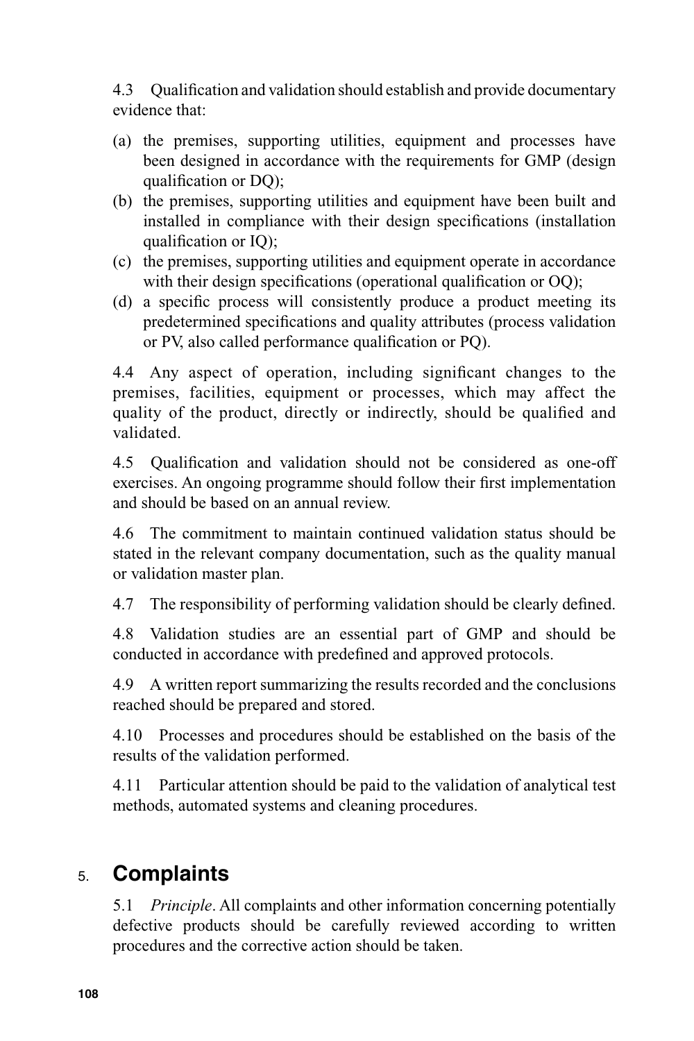4.3 Qualification and validation should establish and provide documentary evidence that:

(a) the premises, supporting utilities, equipment and processes have been designed in accordance with the requirements for GMP (design qualification or DQ);

(b) the premises, supporting utilities and equipment have been built and installed in compliance with their design specifications (installation qualification or IQ);

(c) the premises, supporting utilities and equipment operate in accordance with their design specifications (operational qualification or OQ);

(d) a specific process will consistently produce a product meeting its predetermined specifications and quality attributes (process validation or PV, also called performance qualification or PQ).

4.4 Any aspect of operation, including significant changes to the premises, facilities, equipment or processes, which may affect the quality of the product, directly or indirectly, should be qualified and validated.

4.5 Qualification and validation should not be considered as one-off exercises. An ongoing programme should follow their first implementation and should be based on an annual review.

4.6 The commitment to maintain continued validation status should be stated in the relevant company documentation, such as the quality manual or validation master plan.

4.7 The responsibility of performing validation should be clearly defined.

4.8 Validation studies are an essential part of GMP and should be conducted in accordance with predefined and approved protocols.

4.9 A written report summarizing the results recorded and the conclusions reached should be prepared and stored.

4.10 Processes and procedures should be established on the basis of the results of the validation performed.

4.11 Particular attention should be paid to the validation of analytical test methods, automated systems and cleaning procedures.

## 5. Complaints

5.1 *Principle*. All complaints and other information concerning potentially defective products should be carefully reviewed according to written procedures and the corrective action should be taken.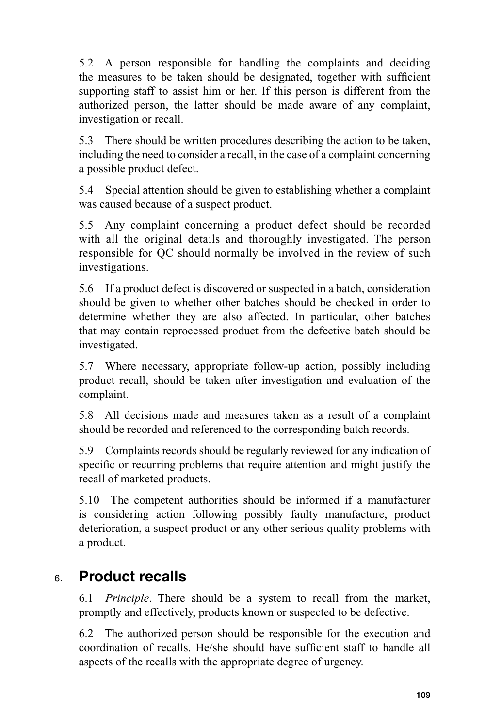5.2 A person responsible for handling the complaints and deciding the measures to be taken should be designated, together with sufficient supporting staff to assist him or her. If this person is different from the authorized person, the latter should be made aware of any complaint, investigation or recall.

5.3 There should be written procedures describing the action to be taken, including the need to consider a recall, in the case of a complaint concerning a possible product defect.

5.4 Special attention should be given to establishing whether a complaint was caused because of a suspect product.

5.5 Any complaint concerning a product defect should be recorded with all the original details and thoroughly investigated. The person responsible for QC should normally be involved in the review of such investigations.

5.6 If a product defect is discovered or suspected in a batch, consideration should be given to whether other batches should be checked in order to determine whether they are also affected. In particular, other batches that may contain reprocessed product from the defective batch should be investigated.

5.7 Where necessary, appropriate follow-up action, possibly including product recall, should be taken after investigation and evaluation of the complaint.

5.8 All decisions made and measures taken as a result of a complaint should be recorded and referenced to the corresponding batch records.

5.9 Complaints records should be regularly reviewed for any indication of specific or recurring problems that require attention and might justify the recall of marketed products.

5.10 The competent authorities should be informed if a manufacturer is considering action following possibly faulty manufacture, product deterioration, a suspect product or any other serious quality problems with a product.

## 6. Product recalls

6.1 *Principle*. There should be a system to recall from the market, promptly and effectively, products known or suspected to be defective.

6.2 The authorized person should be responsible for the execution and coordination of recalls. He/she should have sufficient staff to handle all aspects of the recalls with the appropriate degree of urgency.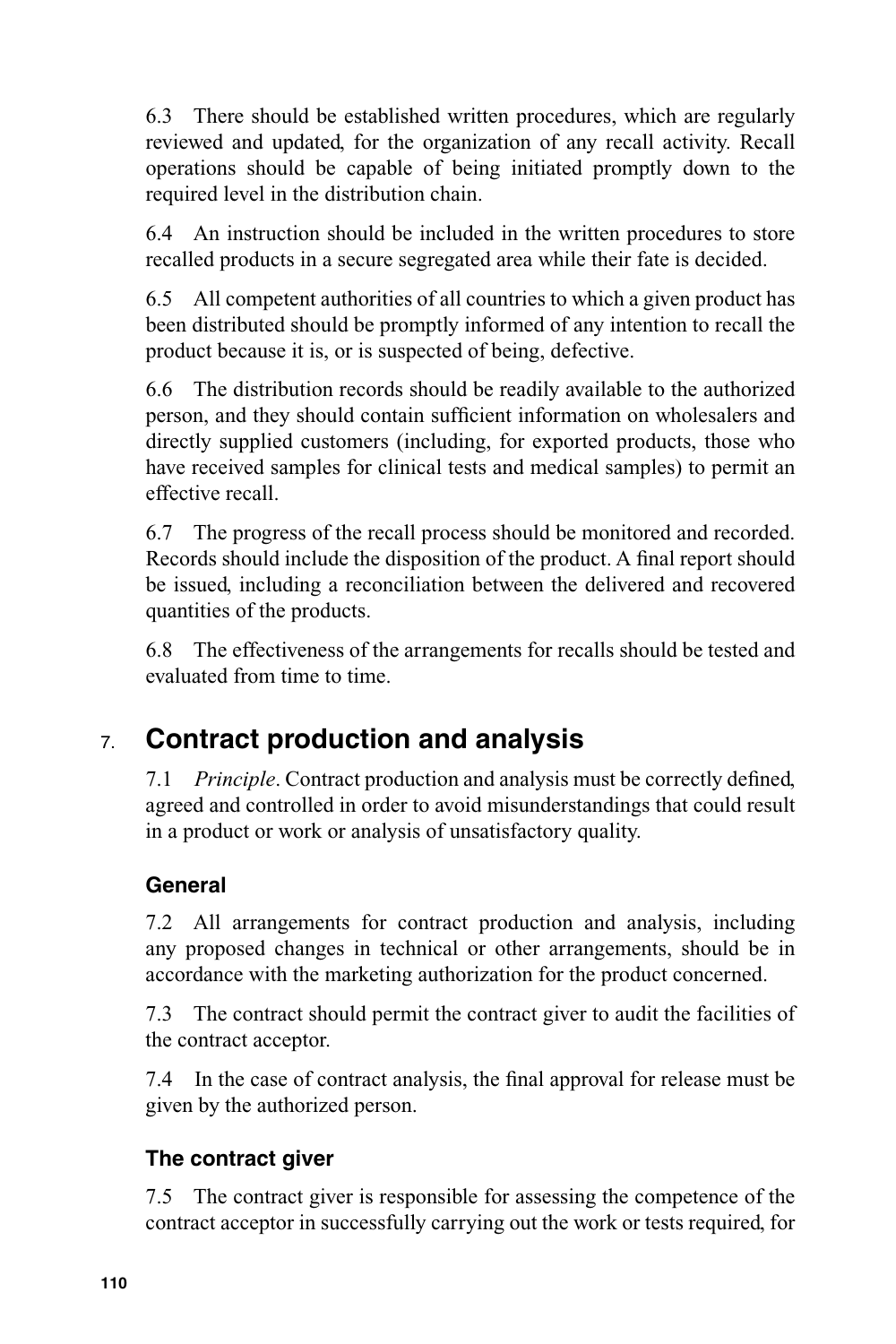6.3 There should be established written procedures, which are regularly reviewed and updated, for the organization of any recall activity. Recall operations should be capable of being initiated promptly down to the required level in the distribution chain.

6.4 An instruction should be included in the written procedures to store recalled products in a secure segregated area while their fate is decided.

6.5 All competent authorities of all countries to which a given product has been distributed should be promptly informed of any intention to recall the product because it is, or is suspected of being, defective.

6.6 The distribution records should be readily available to the authorized person, and they should contain sufficient information on wholesalers and directly supplied customers (including, for exported products, those who have received samples for clinical tests and medical samples) to permit an effective recall.

6.7 The progress of the recall process should be monitored and recorded. Records should include the disposition of the product. A final report should be issued, including a reconciliation between the delivered and recovered quantities of the products.

6.8 The effectiveness of the arrangements for recalls should be tested and evaluated from time to time.

## 7. Contract production and analysis

7.1 *Principle*. Contract production and analysis must be correctly defined, agreed and controlled in order to avoid misunderstandings that could result in a product or work or analysis of unsatisfactory quality.

### General

7.2 All arrangements for contract production and analysis, including any proposed changes in technical or other arrangements, should be in accordance with the marketing authorization for the product concerned.

7.3 The contract should permit the contract giver to audit the facilities of the contract acceptor.

7.4 In the case of contract analysis, the final approval for release must be given by the authorized person.

### The contract giver

7.5 The contract giver is responsible for assessing the competence of the contract acceptor in successfully carrying out the work or tests required, for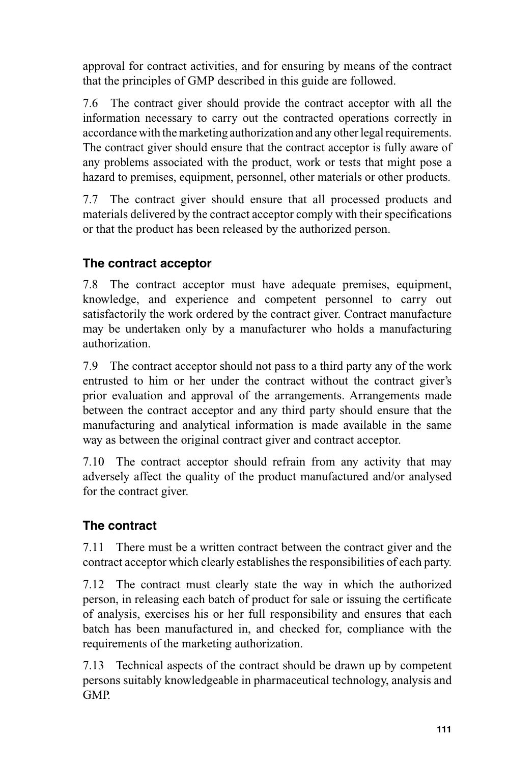approval for contract activities, and for ensuring by means of the contract that the principles of GMP described in this guide are followed.

7.6 The contract giver should provide the contract acceptor with all the information necessary to carry out the contracted operations correctly in accordance with the marketing authorization and any other legal requirements. The contract giver should ensure that the contract acceptor is fully aware of any problems associated with the product, work or tests that might pose a hazard to premises, equipment, personnel, other materials or other products.

7.7 The contract giver should ensure that all processed products and materials delivered by the contract acceptor comply with their specifications or that the product has been released by the authorized person.

### The contract acceptor

7.8 The contract acceptor must have adequate premises, equipment, knowledge, and experience and competent personnel to carry out satisfactorily the work ordered by the contract giver. Contract manufacture may be undertaken only by a manufacturer who holds a manufacturing authorization.

7.9 The contract acceptor should not pass to a third party any of the work entrusted to him or her under the contract without the contract giver's prior evaluation and approval of the arrangements. Arrangements made between the contract acceptor and any third party should ensure that the manufacturing and analytical information is made available in the same way as between the original contract giver and contract acceptor.

7.10 The contract acceptor should refrain from any activity that may adversely affect the quality of the product manufactured and/or analysed for the contract giver.

### The contract

7.11 There must be a written contract between the contract giver and the contract acceptor which clearly establishes the responsibilities of each party.

7.12 The contract must clearly state the way in which the authorized person, in releasing each batch of product for sale or issuing the certificate of analysis, exercises his or her full responsibility and ensures that each batch has been manufactured in, and checked for, compliance with the requirements of the marketing authorization.

7.13 Technical aspects of the contract should be drawn up by competent persons suitably knowledgeable in pharmaceutical technology, analysis and GMP.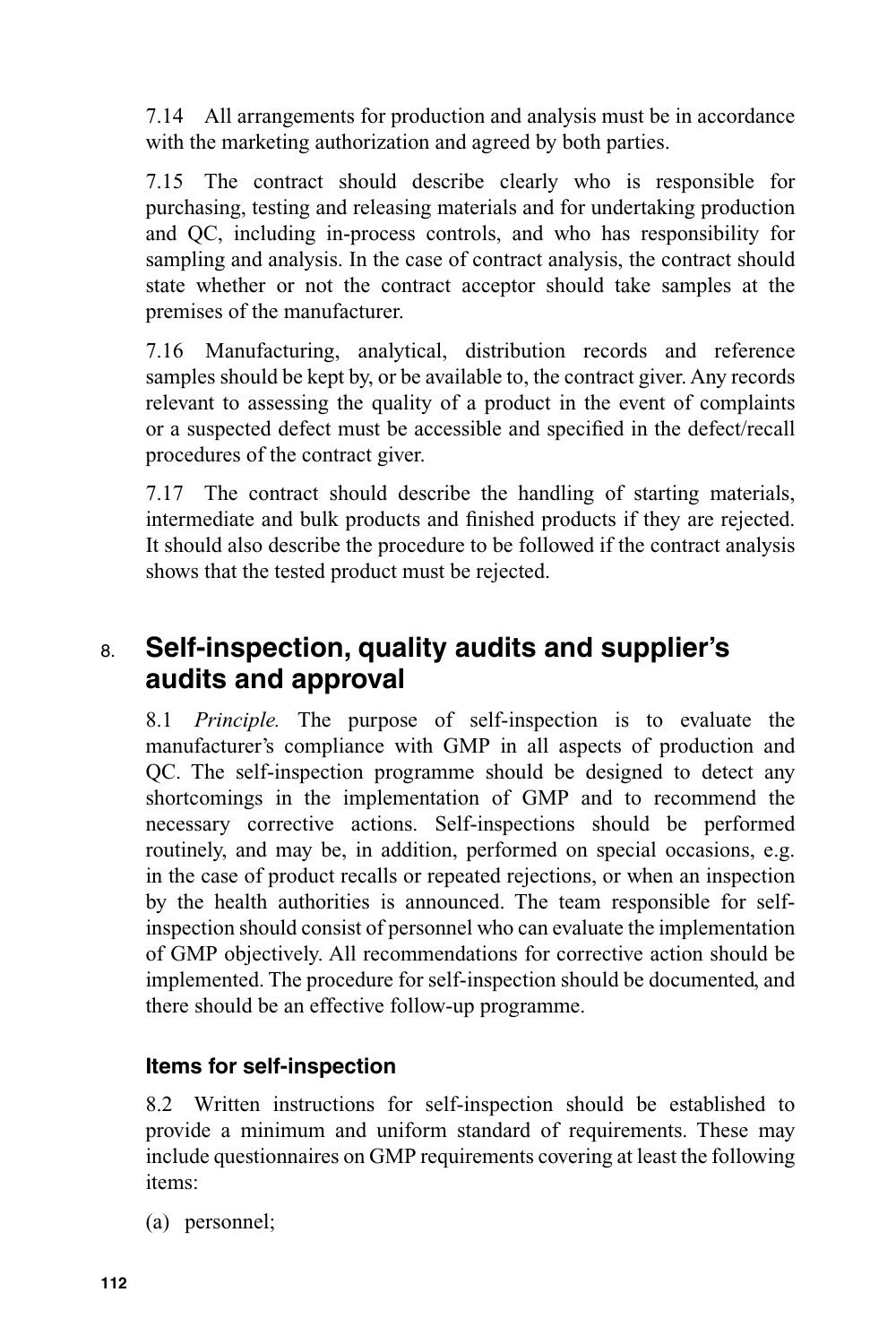7.14 All arrangements for production and analysis must be in accordance with the marketing authorization and agreed by both parties.

7.15 The contract should describe clearly who is responsible for purchasing, testing and releasing materials and for undertaking production and QC, including in-process controls, and who has responsibility for sampling and analysis. In the case of contract analysis, the contract should state whether or not the contract acceptor should take samples at the premises of the manufacturer.

7.16 Manufacturing, analytical, distribution records and reference samples should be kept by, or be available to, the contract giver. Any records relevant to assessing the quality of a product in the event of complaints or a suspected defect must be accessible and specified in the defect/recall procedures of the contract giver.

7.17 The contract should describe the handling of starting materials, intermediate and bulk products and finished products if they are rejected. It should also describe the procedure to be followed if the contract analysis shows that the tested product must be rejected.

## 8. Self-inspection, quality audits and supplier's audits and approval

8.1 *Principle.* The purpose of self-inspection is to evaluate the manufacturer's compliance with GMP in all aspects of production and QC. The self-inspection programme should be designed to detect any shortcomings in the implementation of GMP and to recommend the necessary corrective actions. Self-inspections should be performed routinely, and may be, in addition, performed on special occasions, e.g. in the case of product recalls or repeated rejections, or when an inspection by the health authorities is announced. The team responsible for self-inspection should consist of personnel who can evaluate the implementation of GMP objectively. All recommendations for corrective action should be implemented. The procedure for self-inspection should be documented, and there should be an effective follow-up programme.

### Items for self-inspection

8.2 Written instructions for self-inspection should be established to provide a minimum and uniform standard of requirements. These may include questionnaires on GMP requirements covering at least the following items:

(a) personnel;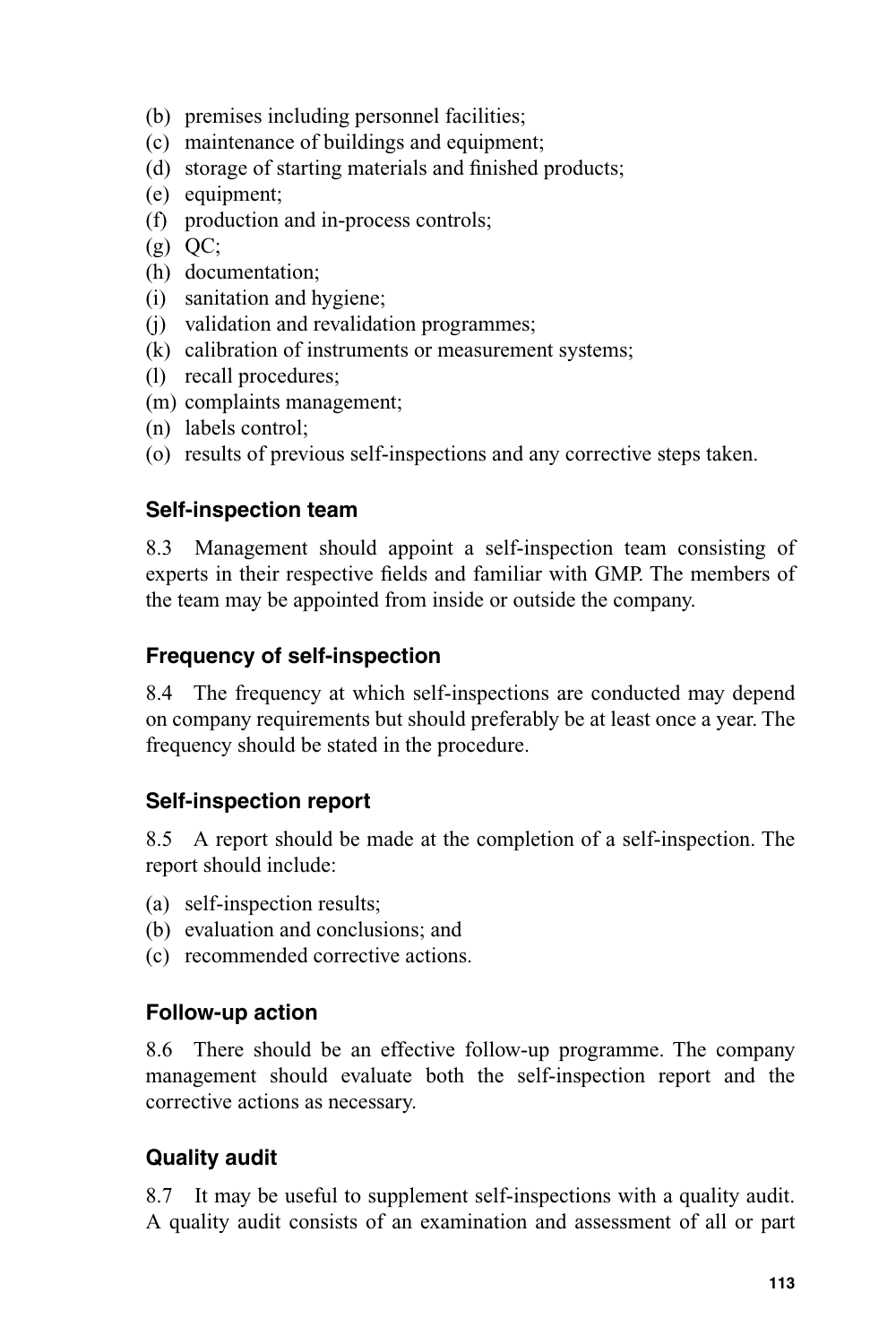(b) premises including personnel facilities;
(c) maintenance of buildings and equipment;
(d) storage of starting materials and finished products;
(e) equipment;
(f) production and in-process controls;
(g) QC;
(h) documentation;
(i) sanitation and hygiene;
(j) validation and revalidation programmes;
(k) calibration of instruments or measurement systems;
(l) recall procedures;
(m) complaints management;
(n) labels control;
(o) results of previous self-inspections and any corrective steps taken.

### Self-inspection team

8.3 Management should appoint a self-inspection team consisting of experts in their respective fields and familiar with GMP. The members of the team may be appointed from inside or outside the company.

### Frequency of self-inspection

8.4 The frequency at which self-inspections are conducted may depend on company requirements but should preferably be at least once a year. The frequency should be stated in the procedure.

### Self-inspection report

8.5 A report should be made at the completion of a self-inspection. The report should include:

(a) self-inspection results;
(b) evaluation and conclusions; and
(c) recommended corrective actions.

### Follow-up action

8.6 There should be an effective follow-up programme. The company management should evaluate both the self-inspection report and the corrective actions as necessary.

### Quality audit

8.7 It may be useful to supplement self-inspections with a quality audit. A quality audit consists of an examination and assessment of all or part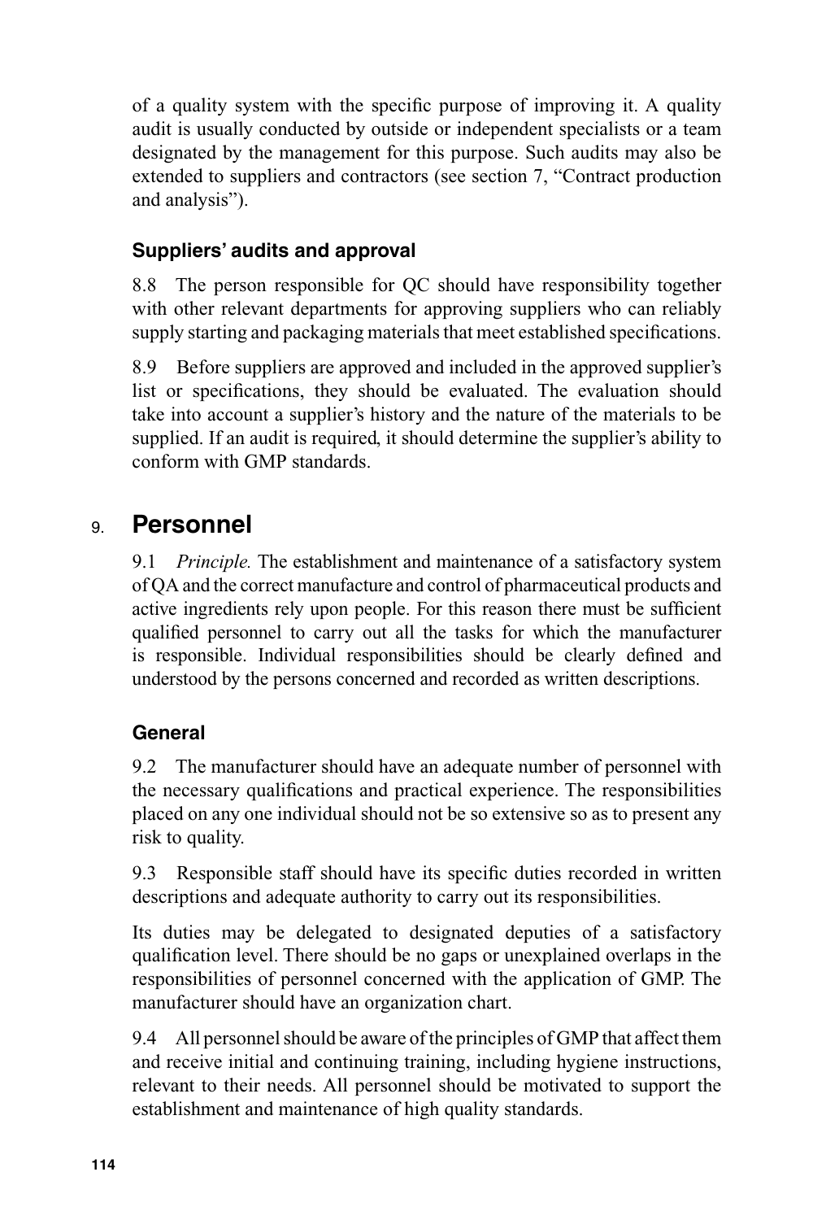of a quality system with the specific purpose of improving it. A quality audit is usually conducted by outside or independent specialists or a team designated by the management for this purpose. Such audits may also be extended to suppliers and contractors (see section 7, "Contract production and analysis").

### Suppliers' audits and approval

8.8 The person responsible for QC should have responsibility together with other relevant departments for approving suppliers who can reliably supply starting and packaging materials that meet established specifications.

8.9 Before suppliers are approved and included in the approved supplier's list or specifications, they should be evaluated. The evaluation should take into account a supplier's history and the nature of the materials to be supplied. If an audit is required, it should determine the supplier's ability to conform with GMP standards.

## 9. Personnel

9.1 *Principle.* The establishment and maintenance of a satisfactory system of QA and the correct manufacture and control of pharmaceutical products and active ingredients rely upon people. For this reason there must be sufficient qualified personnel to carry out all the tasks for which the manufacturer is responsible. Individual responsibilities should be clearly defined and understood by the persons concerned and recorded as written descriptions.

### General

9.2 The manufacturer should have an adequate number of personnel with the necessary qualifications and practical experience. The responsibilities placed on any one individual should not be so extensive so as to present any risk to quality.

9.3 Responsible staff should have its specific duties recorded in written descriptions and adequate authority to carry out its responsibilities.

Its duties may be delegated to designated deputies of a satisfactory qualification level. There should be no gaps or unexplained overlaps in the responsibilities of personnel concerned with the application of GMP. The manufacturer should have an organization chart.

9.4 All personnel should be aware of the principles of GMP that affect them and receive initial and continuing training, including hygiene instructions, relevant to their needs. All personnel should be motivated to support the establishment and maintenance of high quality standards.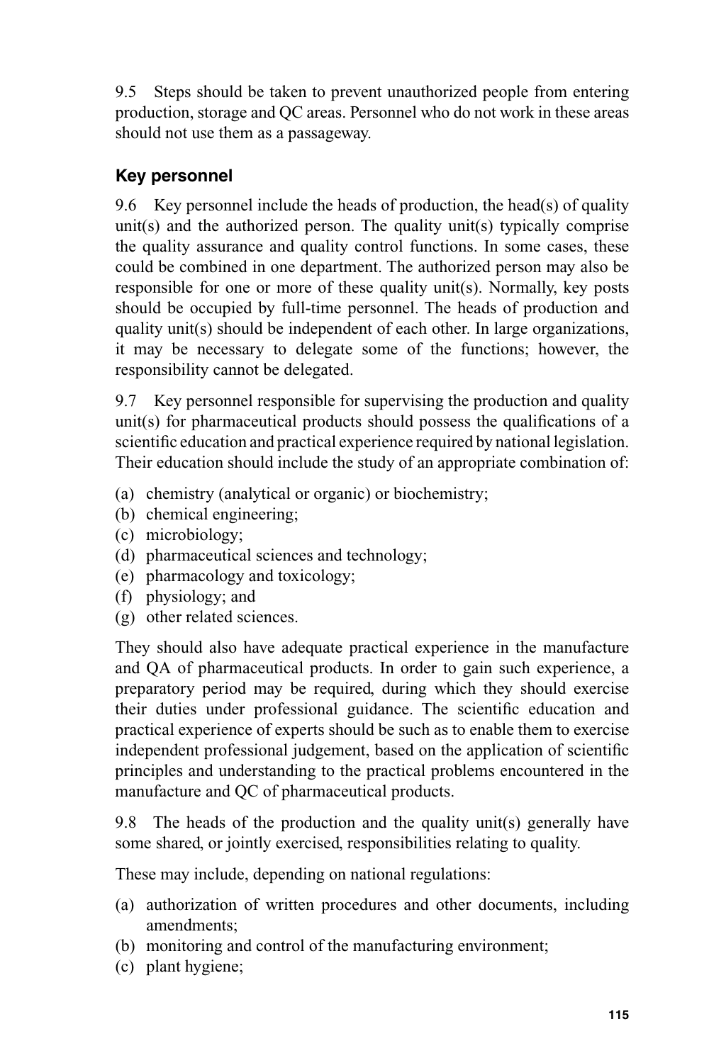9.5 Steps should be taken to prevent unauthorized people from entering production, storage and QC areas. Personnel who do not work in these areas should not use them as a passageway.

### Key personnel

9.6 Key personnel include the heads of production, the head(s) of quality unit(s) and the authorized person. The quality unit(s) typically comprise the quality assurance and quality control functions. In some cases, these could be combined in one department. The authorized person may also be responsible for one or more of these quality unit(s). Normally, key posts should be occupied by full-time personnel. The heads of production and quality unit(s) should be independent of each other. In large organizations, it may be necessary to delegate some of the functions; however, the responsibility cannot be delegated.

9.7 Key personnel responsible for supervising the production and quality unit(s) for pharmaceutical products should possess the qualifications of a scientific education and practical experience required by national legislation. Their education should include the study of an appropriate combination of:

(a) chemistry (analytical or organic) or biochemistry;
(b) chemical engineering;
(c) microbiology;
(d) pharmaceutical sciences and technology;
(e) pharmacology and toxicology;
(f) physiology; and
(g) other related sciences.

They should also have adequate practical experience in the manufacture and QA of pharmaceutical products. In order to gain such experience, a preparatory period may be required, during which they should exercise their duties under professional guidance. The scientific education and practical experience of experts should be such as to enable them to exercise independent professional judgement, based on the application of scientific principles and understanding to the practical problems encountered in the manufacture and QC of pharmaceutical products.

9.8 The heads of the production and the quality unit(s) generally have some shared, or jointly exercised, responsibilities relating to quality.

These may include, depending on national regulations:

(a) authorization of written procedures and other documents, including amendments;
(b) monitoring and control of the manufacturing environment;
(c) plant hygiene;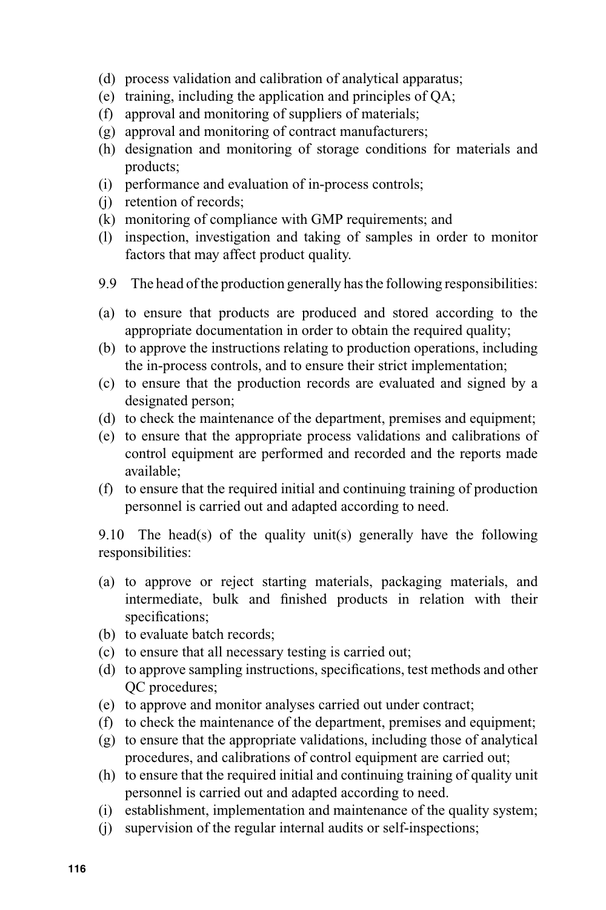(d) process validation and calibration of analytical apparatus;
(e) training, including the application and principles of QA;
(f) approval and monitoring of suppliers of materials;
(g) approval and monitoring of contract manufacturers;
(h) designation and monitoring of storage conditions for materials and products;
(i) performance and evaluation of in-process controls;
(j) retention of records;
(k) monitoring of compliance with GMP requirements; and
(l) inspection, investigation and taking of samples in order to monitor factors that may affect product quality.

9.9 The head of the production generally has the following responsibilities:

(a) to ensure that products are produced and stored according to the appropriate documentation in order to obtain the required quality;
(b) to approve the instructions relating to production operations, including the in-process controls, and to ensure their strict implementation;
(c) to ensure that the production records are evaluated and signed by a designated person;
(d) to check the maintenance of the department, premises and equipment;
(e) to ensure that the appropriate process validations and calibrations of control equipment are performed and recorded and the reports made available;
(f) to ensure that the required initial and continuing training of production personnel is carried out and adapted according to need.

9.10 The head(s) of the quality unit(s) generally have the following responsibilities:

(a) to approve or reject starting materials, packaging materials, and intermediate, bulk and finished products in relation with their specifications;
(b) to evaluate batch records;
(c) to ensure that all necessary testing is carried out;
(d) to approve sampling instructions, specifications, test methods and other QC procedures;
(e) to approve and monitor analyses carried out under contract;
(f) to check the maintenance of the department, premises and equipment;
(g) to ensure that the appropriate validations, including those of analytical procedures, and calibrations of control equipment are carried out;
(h) to ensure that the required initial and continuing training of quality unit personnel is carried out and adapted according to need.
(i) establishment, implementation and maintenance of the quality system;
(j) supervision of the regular internal audits or self-inspections;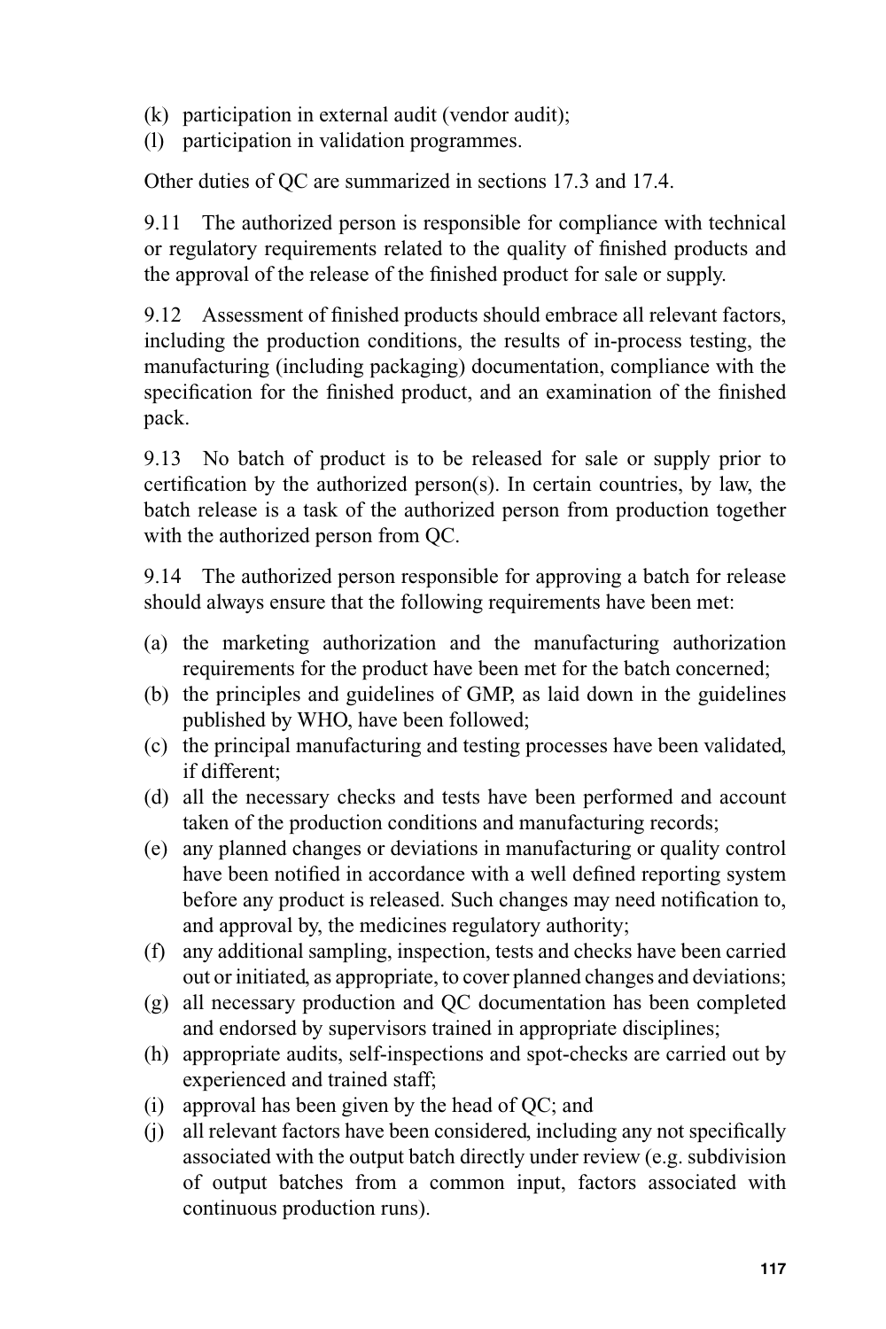(k) participation in external audit (vendor audit);
(l) participation in validation programmes.

Other duties of QC are summarized in sections 17.3 and 17.4.

9.11 The authorized person is responsible for compliance with technical or regulatory requirements related to the quality of finished products and the approval of the release of the finished product for sale or supply.

9.12 Assessment of finished products should embrace all relevant factors, including the production conditions, the results of in-process testing, the manufacturing (including packaging) documentation, compliance with the specification for the finished product, and an examination of the finished pack.

9.13 No batch of product is to be released for sale or supply prior to certification by the authorized person(s). In certain countries, by law, the batch release is a task of the authorized person from production together with the authorized person from QC.

9.14 The authorized person responsible for approving a batch for release should always ensure that the following requirements have been met:

(a) the marketing authorization and the manufacturing authorization requirements for the product have been met for the batch concerned;
(b) the principles and guidelines of GMP, as laid down in the guidelines published by WHO, have been followed;
(c) the principal manufacturing and testing processes have been validated, if different;
(d) all the necessary checks and tests have been performed and account taken of the production conditions and manufacturing records;
(e) any planned changes or deviations in manufacturing or quality control have been notified in accordance with a well defined reporting system before any product is released. Such changes may need notification to, and approval by, the medicines regulatory authority;
(f) any additional sampling, inspection, tests and checks have been carried out or initiated, as appropriate, to cover planned changes and deviations;
(g) all necessary production and QC documentation has been completed and endorsed by supervisors trained in appropriate disciplines;
(h) appropriate audits, self-inspections and spot-checks are carried out by experienced and trained staff;
(i) approval has been given by the head of QC; and
(j) all relevant factors have been considered, including any not specifically associated with the output batch directly under review (e.g. subdivision of output batches from a common input, factors associated with continuous production runs).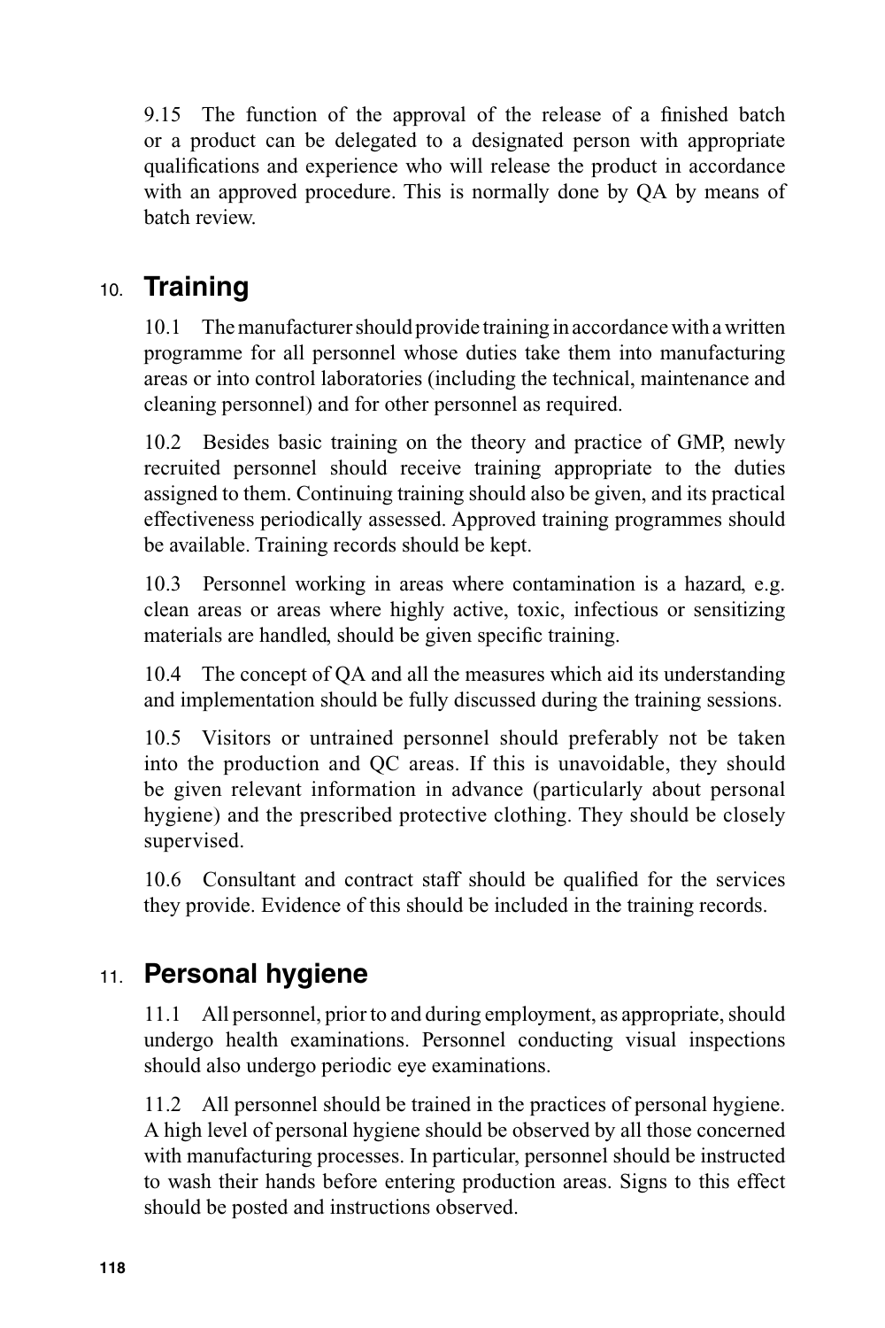9.15 The function of the approval of the release of a finished batch or a product can be delegated to a designated person with appropriate qualifications and experience who will release the product in accordance with an approved procedure. This is normally done by QA by means of batch review.

## 10. Training

10.1 The manufacturer should provide training in accordance with a written programme for all personnel whose duties take them into manufacturing areas or into control laboratories (including the technical, maintenance and cleaning personnel) and for other personnel as required.

10.2 Besides basic training on the theory and practice of GMP, newly recruited personnel should receive training appropriate to the duties assigned to them. Continuing training should also be given, and its practical effectiveness periodically assessed. Approved training programmes should be available. Training records should be kept.

10.3 Personnel working in areas where contamination is a hazard, e.g. clean areas or areas where highly active, toxic, infectious or sensitizing materials are handled, should be given specific training.

10.4 The concept of QA and all the measures which aid its understanding and implementation should be fully discussed during the training sessions.

10.5 Visitors or untrained personnel should preferably not be taken into the production and QC areas. If this is unavoidable, they should be given relevant information in advance (particularly about personal hygiene) and the prescribed protective clothing. They should be closely supervised.

10.6 Consultant and contract staff should be qualified for the services they provide. Evidence of this should be included in the training records.

## 11. Personal hygiene

11.1 All personnel, prior to and during employment, as appropriate, should undergo health examinations. Personnel conducting visual inspections should also undergo periodic eye examinations.

11.2 All personnel should be trained in the practices of personal hygiene. A high level of personal hygiene should be observed by all those concerned with manufacturing processes. In particular, personnel should be instructed to wash their hands before entering production areas. Signs to this effect should be posted and instructions observed.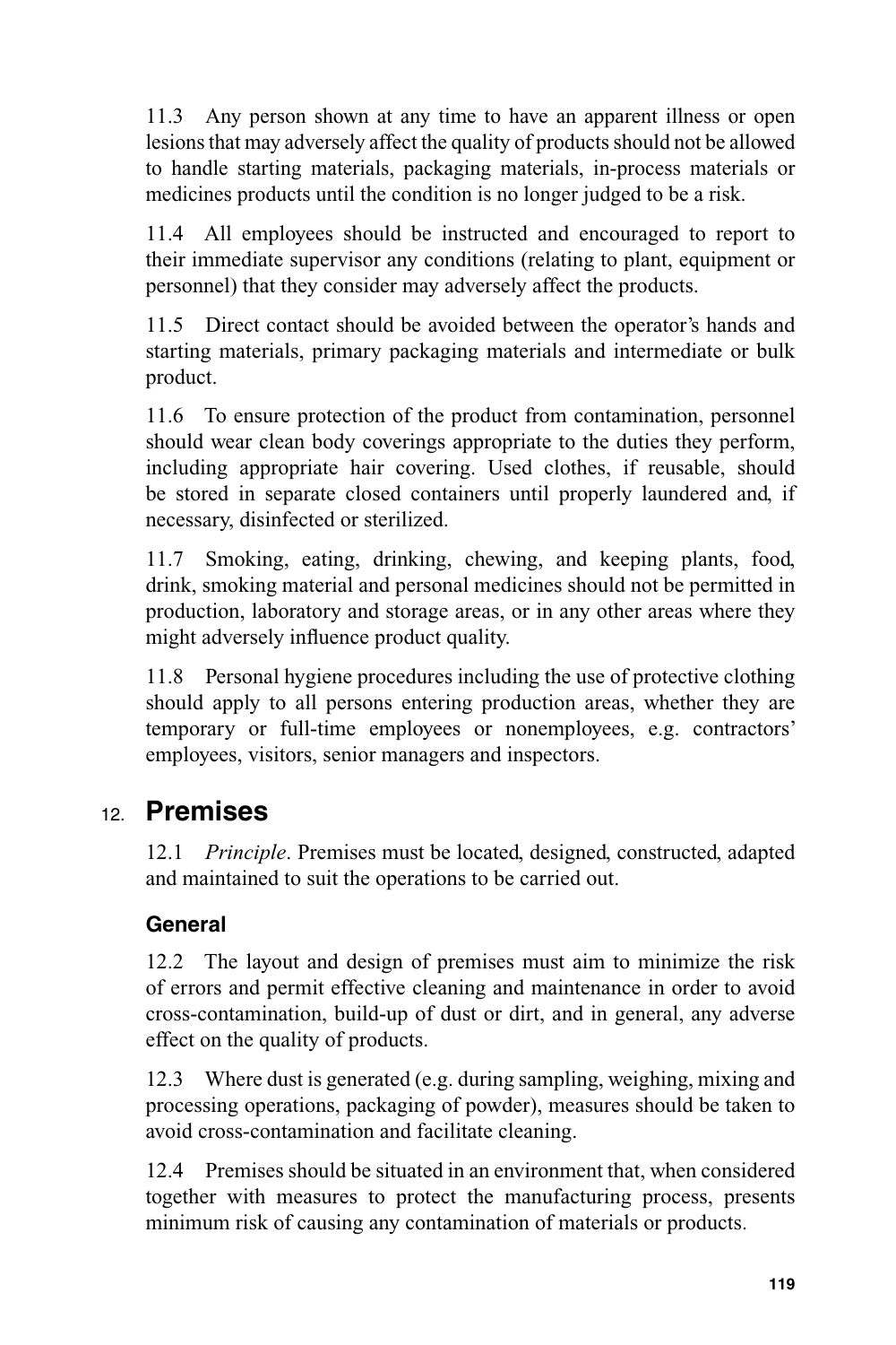11.3 Any person shown at any time to have an apparent illness or open lesions that may adversely affect the quality of products should not be allowed to handle starting materials, packaging materials, in-process materials or medicines products until the condition is no longer judged to be a risk.

11.4 All employees should be instructed and encouraged to report to their immediate supervisor any conditions (relating to plant, equipment or personnel) that they consider may adversely affect the products.

11.5 Direct contact should be avoided between the operator's hands and starting materials, primary packaging materials and intermediate or bulk product.

11.6 To ensure protection of the product from contamination, personnel should wear clean body coverings appropriate to the duties they perform, including appropriate hair covering. Used clothes, if reusable, should be stored in separate closed containers until properly laundered and, if necessary, disinfected or sterilized.

11.7 Smoking, eating, drinking, chewing, and keeping plants, food, drink, smoking material and personal medicines should not be permitted in production, laboratory and storage areas, or in any other areas where they might adversely influence product quality.

11.8 Personal hygiene procedures including the use of protective clothing should apply to all persons entering production areas, whether they are temporary or full-time employees or nonemployees, e.g. contractors' employees, visitors, senior managers and inspectors.

## 12. Premises

12.1 *Principle*. Premises must be located, designed, constructed, adapted and maintained to suit the operations to be carried out.

### General

12.2 The layout and design of premises must aim to minimize the risk of errors and permit effective cleaning and maintenance in order to avoid cross-contamination, build-up of dust or dirt, and in general, any adverse effect on the quality of products.

12.3 Where dust is generated (e.g. during sampling, weighing, mixing and processing operations, packaging of powder), measures should be taken to avoid cross-contamination and facilitate cleaning.

12.4 Premises should be situated in an environment that, when considered together with measures to protect the manufacturing process, presents minimum risk of causing any contamination of materials or products.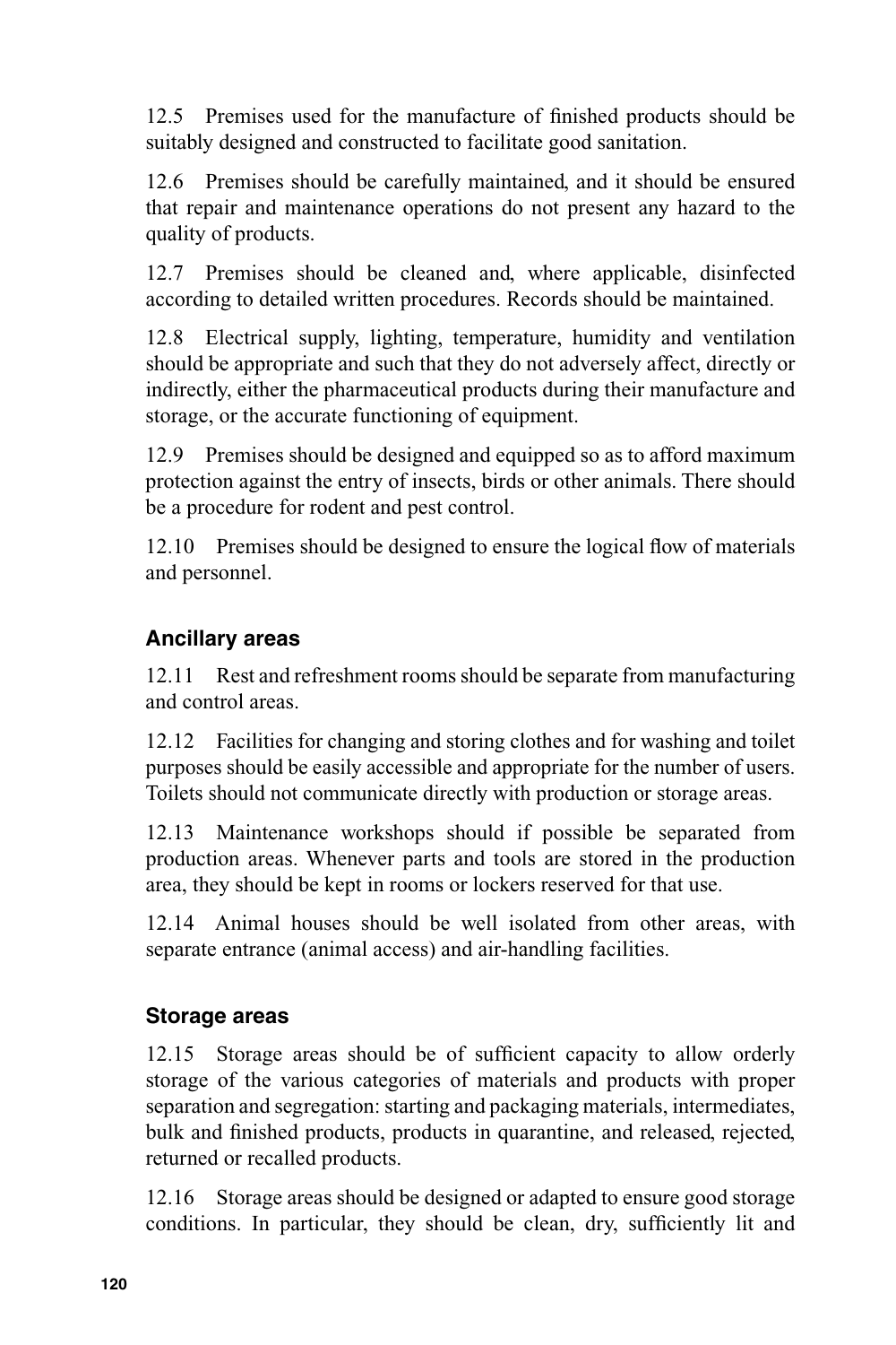12.5 Premises used for the manufacture of finished products should be suitably designed and constructed to facilitate good sanitation.

12.6 Premises should be carefully maintained, and it should be ensured that repair and maintenance operations do not present any hazard to the quality of products.

12.7 Premises should be cleaned and, where applicable, disinfected according to detailed written procedures. Records should be maintained.

12.8 Electrical supply, lighting, temperature, humidity and ventilation should be appropriate and such that they do not adversely affect, directly or indirectly, either the pharmaceutical products during their manufacture and storage, or the accurate functioning of equipment.

12.9 Premises should be designed and equipped so as to afford maximum protection against the entry of insects, birds or other animals. There should be a procedure for rodent and pest control.

12.10 Premises should be designed to ensure the logical flow of materials and personnel.

### Ancillary areas

12.11 Rest and refreshment rooms should be separate from manufacturing and control areas.

12.12 Facilities for changing and storing clothes and for washing and toilet purposes should be easily accessible and appropriate for the number of users. Toilets should not communicate directly with production or storage areas.

12.13 Maintenance workshops should if possible be separated from production areas. Whenever parts and tools are stored in the production area, they should be kept in rooms or lockers reserved for that use.

12.14 Animal houses should be well isolated from other areas, with separate entrance (animal access) and air-handling facilities.

### Storage areas

12.15 Storage areas should be of sufficient capacity to allow orderly storage of the various categories of materials and products with proper separation and segregation: starting and packaging materials, intermediates, bulk and finished products, products in quarantine, and released, rejected, returned or recalled products.

12.16 Storage areas should be designed or adapted to ensure good storage conditions. In particular, they should be clean, dry, sufficiently lit and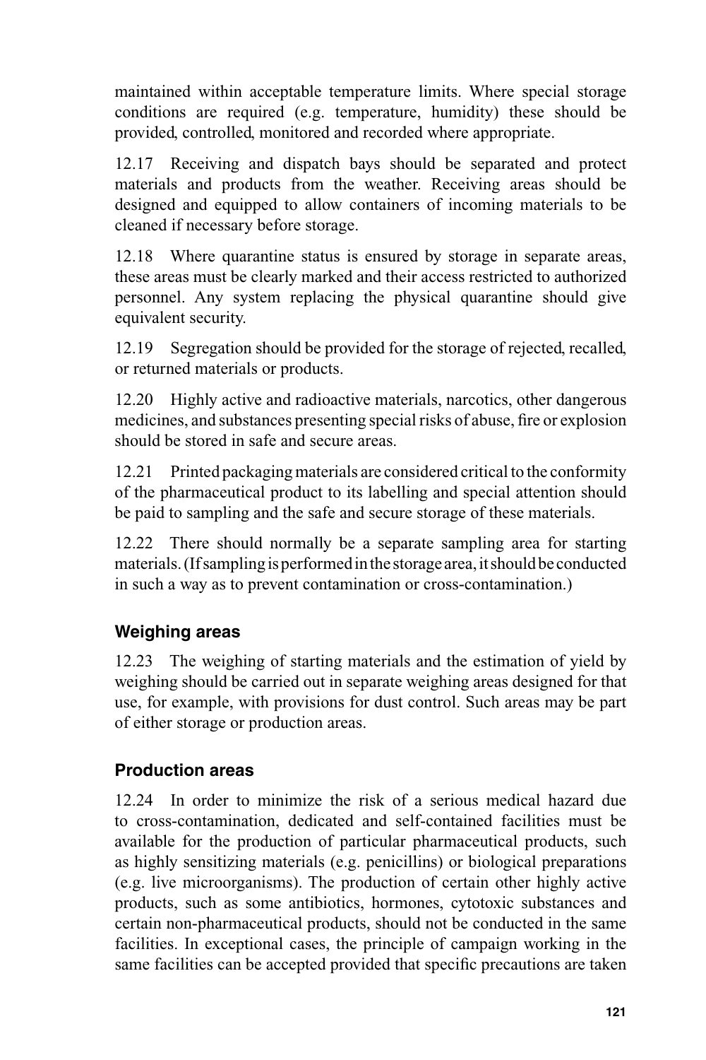maintained within acceptable temperature limits. Where special storage conditions are required (e.g. temperature, humidity) these should be provided, controlled, monitored and recorded where appropriate.

12.17 Receiving and dispatch bays should be separated and protect materials and products from the weather. Receiving areas should be designed and equipped to allow containers of incoming materials to be cleaned if necessary before storage.

12.18 Where quarantine status is ensured by storage in separate areas, these areas must be clearly marked and their access restricted to authorized personnel. Any system replacing the physical quarantine should give equivalent security.

12.19 Segregation should be provided for the storage of rejected, recalled, or returned materials or products.

12.20 Highly active and radioactive materials, narcotics, other dangerous medicines, and substances presenting special risks of abuse, fire or explosion should be stored in safe and secure areas.

12.21 Printed packaging materials are considered critical to the conformity of the pharmaceutical product to its labelling and special attention should be paid to sampling and the safe and secure storage of these materials.

12.22 There should normally be a separate sampling area for starting materials. (If sampling is performed in the storage area, it should be conducted in such a way as to prevent contamination or cross-contamination.)

### Weighing areas

12.23 The weighing of starting materials and the estimation of yield by weighing should be carried out in separate weighing areas designed for that use, for example, with provisions for dust control. Such areas may be part of either storage or production areas.

### Production areas

12.24 In order to minimize the risk of a serious medical hazard due to cross-contamination, dedicated and self-contained facilities must be available for the production of particular pharmaceutical products, such as highly sensitizing materials (e.g. penicillins) or biological preparations (e.g. live microorganisms). The production of certain other highly active products, such as some antibiotics, hormones, cytotoxic substances and certain non-pharmaceutical products, should not be conducted in the same facilities. In exceptional cases, the principle of campaign working in the same facilities can be accepted provided that specific precautions are taken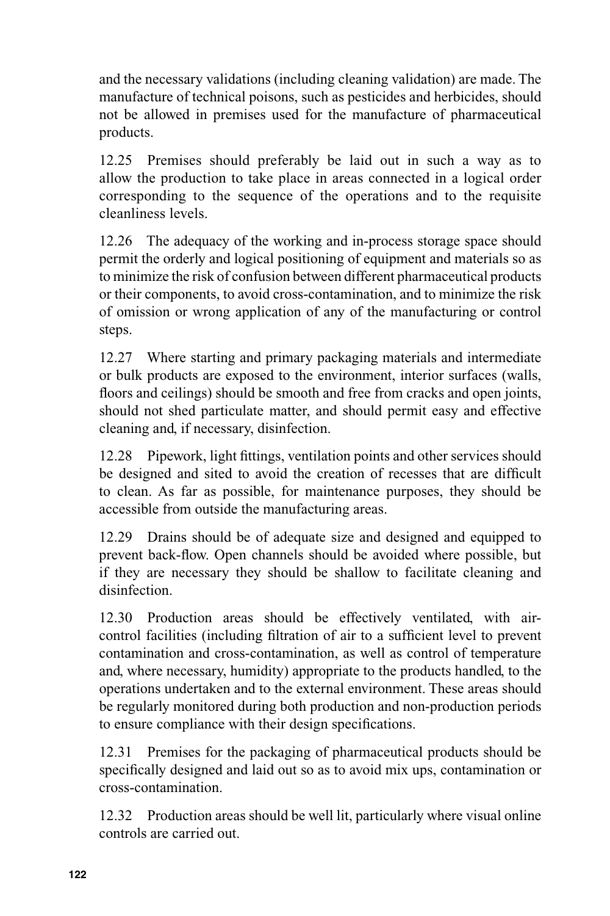and the necessary validations (including cleaning validation) are made. The manufacture of technical poisons, such as pesticides and herbicides, should not be allowed in premises used for the manufacture of pharmaceutical products.

12.25 Premises should preferably be laid out in such a way as to allow the production to take place in areas connected in a logical order corresponding to the sequence of the operations and to the requisite cleanliness levels.

12.26 The adequacy of the working and in-process storage space should permit the orderly and logical positioning of equipment and materials so as to minimize the risk of confusion between different pharmaceutical products or their components, to avoid cross-contamination, and to minimize the risk of omission or wrong application of any of the manufacturing or control steps.

12.27 Where starting and primary packaging materials and intermediate or bulk products are exposed to the environment, interior surfaces (walls, floors and ceilings) should be smooth and free from cracks and open joints, should not shed particulate matter, and should permit easy and effective cleaning and, if necessary, disinfection.

12.28 Pipework, light fittings, ventilation points and other services should be designed and sited to avoid the creation of recesses that are difficult to clean. As far as possible, for maintenance purposes, they should be accessible from outside the manufacturing areas.

12.29 Drains should be of adequate size and designed and equipped to prevent back-flow. Open channels should be avoided where possible, but if they are necessary they should be shallow to facilitate cleaning and disinfection.

12.30 Production areas should be effectively ventilated, with air-control facilities (including filtration of air to a sufficient level to prevent contamination and cross-contamination, as well as control of temperature and, where necessary, humidity) appropriate to the products handled, to the operations undertaken and to the external environment. These areas should be regularly monitored during both production and non-production periods to ensure compliance with their design specifications.

12.31 Premises for the packaging of pharmaceutical products should be specifically designed and laid out so as to avoid mix ups, contamination or cross-contamination.

12.32 Production areas should be well lit, particularly where visual online controls are carried out.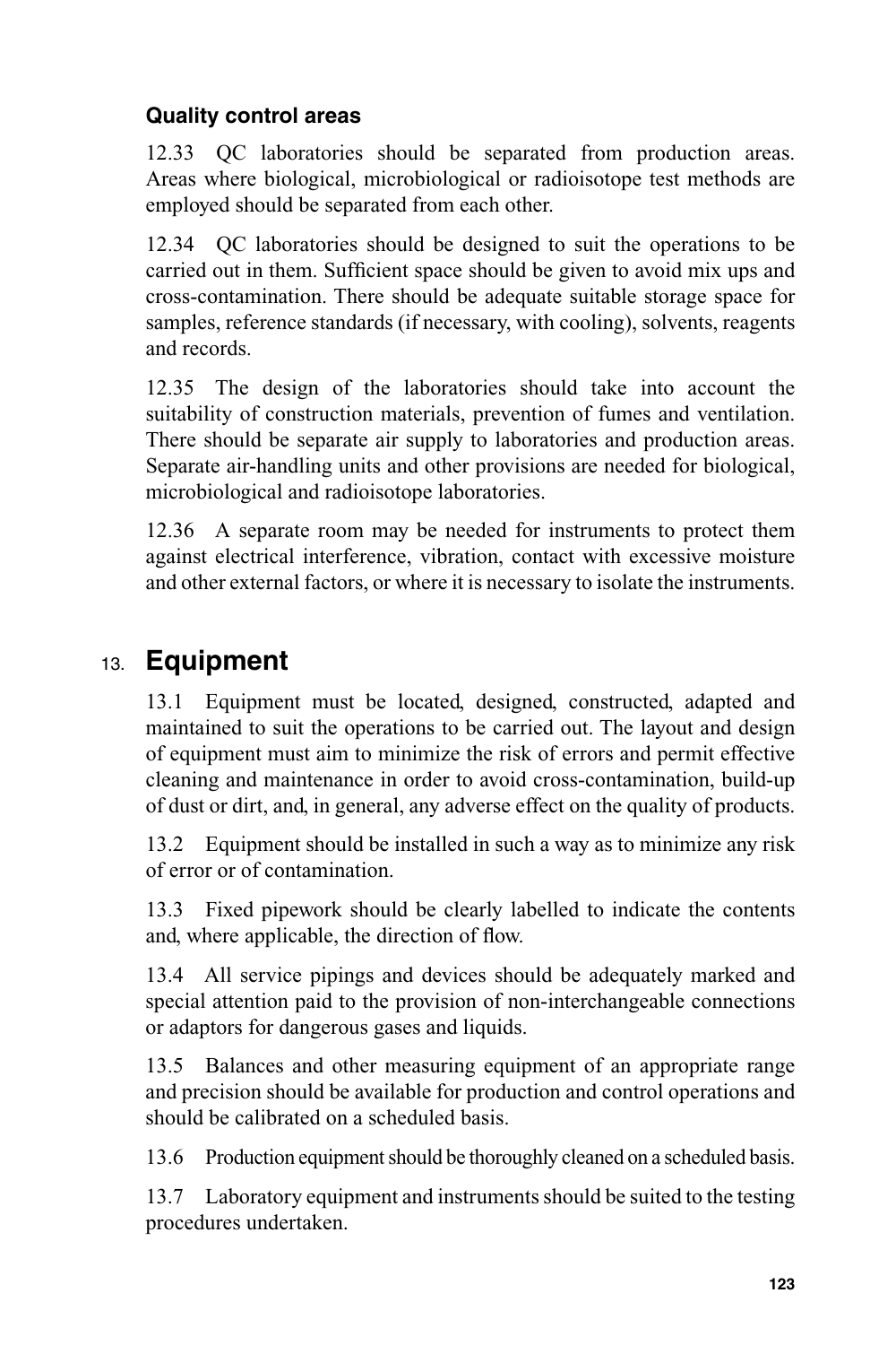### Quality control areas

12.33 QC laboratories should be separated from production areas. Areas where biological, microbiological or radioisotope test methods are employed should be separated from each other.

12.34 QC laboratories should be designed to suit the operations to be carried out in them. Sufficient space should be given to avoid mix ups and cross-contamination. There should be adequate suitable storage space for samples, reference standards (if necessary, with cooling), solvents, reagents and records.

12.35 The design of the laboratories should take into account the suitability of construction materials, prevention of fumes and ventilation. There should be separate air supply to laboratories and production areas. Separate air-handling units and other provisions are needed for biological, microbiological and radioisotope laboratories.

12.36 A separate room may be needed for instruments to protect them against electrical interference, vibration, contact with excessive moisture and other external factors, or where it is necessary to isolate the instruments.

## 13. Equipment

13.1 Equipment must be located, designed, constructed, adapted and maintained to suit the operations to be carried out. The layout and design of equipment must aim to minimize the risk of errors and permit effective cleaning and maintenance in order to avoid cross-contamination, build-up of dust or dirt, and, in general, any adverse effect on the quality of products.

13.2 Equipment should be installed in such a way as to minimize any risk of error or of contamination.

13.3 Fixed pipework should be clearly labelled to indicate the contents and, where applicable, the direction of flow.

13.4 All service pipings and devices should be adequately marked and special attention paid to the provision of non-interchangeable connections or adaptors for dangerous gases and liquids.

13.5 Balances and other measuring equipment of an appropriate range and precision should be available for production and control operations and should be calibrated on a scheduled basis.

13.6 Production equipment should be thoroughly cleaned on a scheduled basis.

13.7 Laboratory equipment and instruments should be suited to the testing procedures undertaken.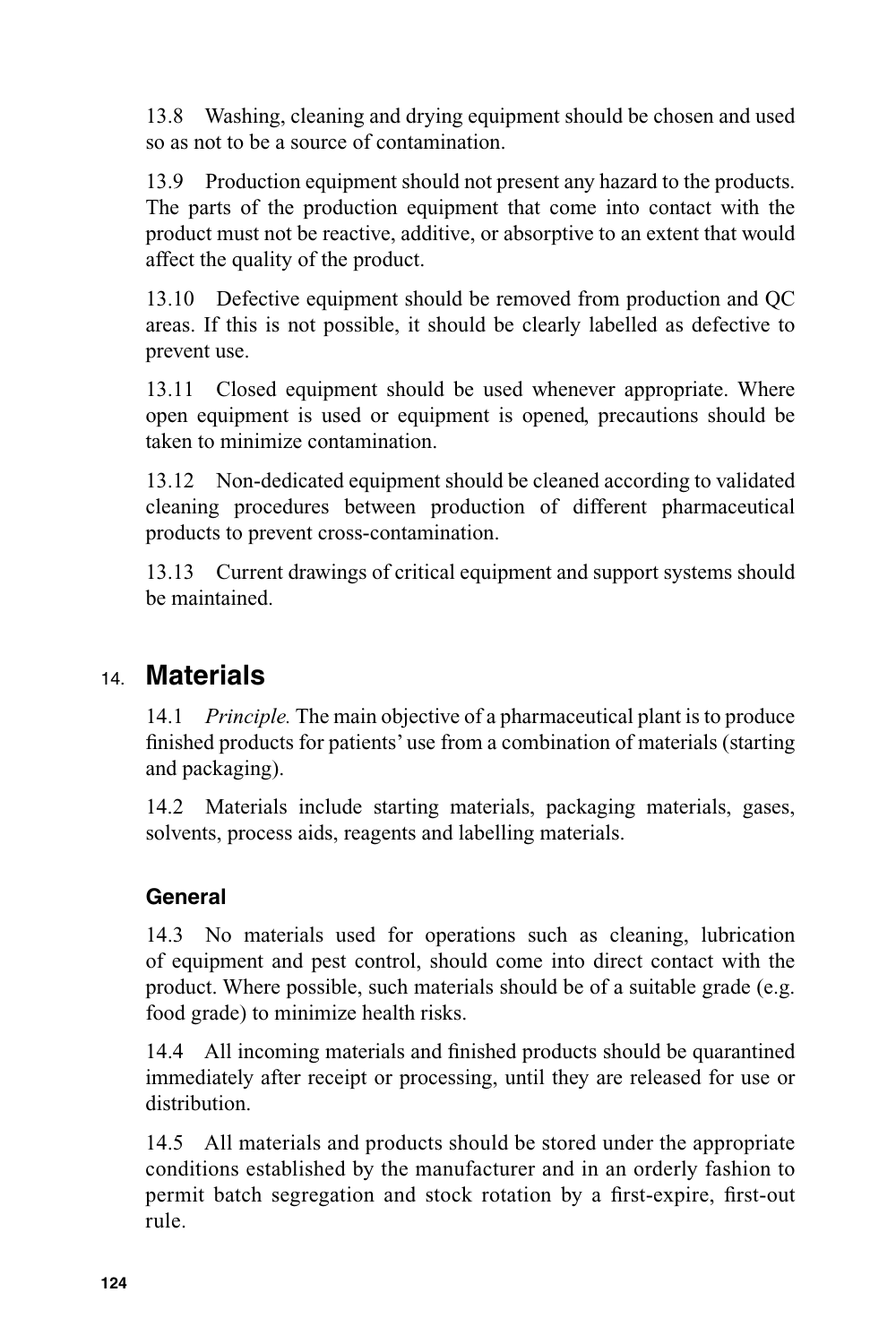13.8 Washing, cleaning and drying equipment should be chosen and used so as not to be a source of contamination.

13.9 Production equipment should not present any hazard to the products. The parts of the production equipment that come into contact with the product must not be reactive, additive, or absorptive to an extent that would affect the quality of the product.

13.10 Defective equipment should be removed from production and QC areas. If this is not possible, it should be clearly labelled as defective to prevent use.

13.11 Closed equipment should be used whenever appropriate. Where open equipment is used or equipment is opened, precautions should be taken to minimize contamination.

13.12 Non-dedicated equipment should be cleaned according to validated cleaning procedures between production of different pharmaceutical products to prevent cross-contamination.

13.13 Current drawings of critical equipment and support systems should be maintained.

## 14. Materials

14.1 *Principle.* The main objective of a pharmaceutical plant is to produce finished products for patients' use from a combination of materials (starting and packaging).

14.2 Materials include starting materials, packaging materials, gases, solvents, process aids, reagents and labelling materials.

### General

14.3 No materials used for operations such as cleaning, lubrication of equipment and pest control, should come into direct contact with the product. Where possible, such materials should be of a suitable grade (e.g. food grade) to minimize health risks.

14.4 All incoming materials and finished products should be quarantined immediately after receipt or processing, until they are released for use or distribution.

14.5 All materials and products should be stored under the appropriate conditions established by the manufacturer and in an orderly fashion to permit batch segregation and stock rotation by a first-expire, first-out rule.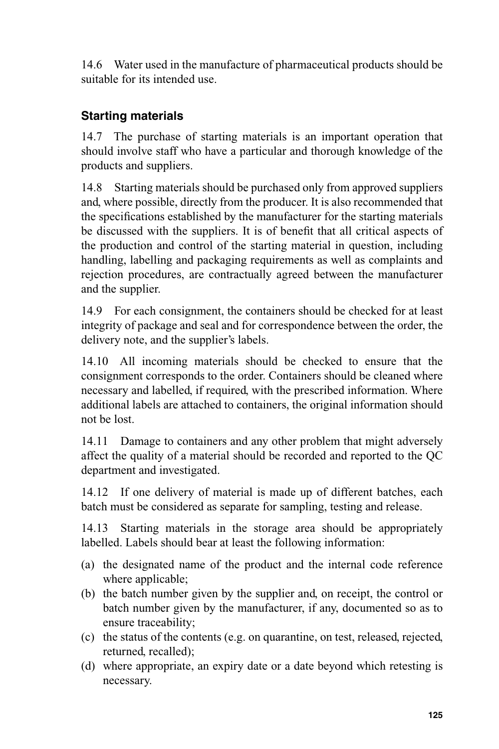14.6 Water used in the manufacture of pharmaceutical products should be suitable for its intended use.

### Starting materials

14.7 The purchase of starting materials is an important operation that should involve staff who have a particular and thorough knowledge of the products and suppliers.

14.8 Starting materials should be purchased only from approved suppliers and, where possible, directly from the producer. It is also recommended that the specifications established by the manufacturer for the starting materials be discussed with the suppliers. It is of benefit that all critical aspects of the production and control of the starting material in question, including handling, labelling and packaging requirements as well as complaints and rejection procedures, are contractually agreed between the manufacturer and the supplier.

14.9 For each consignment, the containers should be checked for at least integrity of package and seal and for correspondence between the order, the delivery note, and the supplier's labels.

14.10 All incoming materials should be checked to ensure that the consignment corresponds to the order. Containers should be cleaned where necessary and labelled, if required, with the prescribed information. Where additional labels are attached to containers, the original information should not be lost.

14.11 Damage to containers and any other problem that might adversely affect the quality of a material should be recorded and reported to the QC department and investigated.

14.12 If one delivery of material is made up of different batches, each batch must be considered as separate for sampling, testing and release.

14.13 Starting materials in the storage area should be appropriately labelled. Labels should bear at least the following information:

(a) the designated name of the product and the internal code reference where applicable;
(b) the batch number given by the supplier and, on receipt, the control or batch number given by the manufacturer, if any, documented so as to ensure traceability;
(c) the status of the contents (e.g. on quarantine, on test, released, rejected, returned, recalled);
(d) where appropriate, an expiry date or a date beyond which retesting is necessary.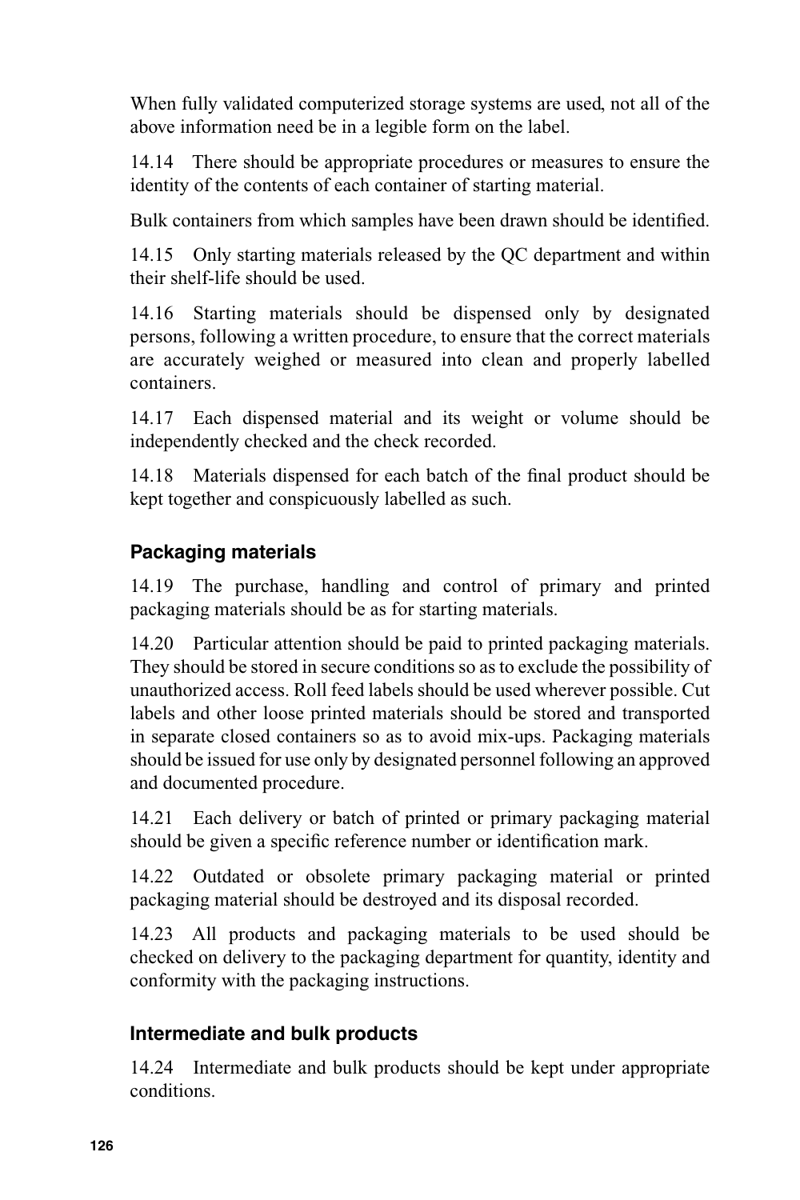When fully validated computerized storage systems are used, not all of the above information need be in a legible form on the label.

14.14 There should be appropriate procedures or measures to ensure the identity of the contents of each container of starting material.

Bulk containers from which samples have been drawn should be identified.

14.15 Only starting materials released by the QC department and within their shelf-life should be used.

14.16 Starting materials should be dispensed only by designated persons, following a written procedure, to ensure that the correct materials are accurately weighed or measured into clean and properly labelled containers.

14.17 Each dispensed material and its weight or volume should be independently checked and the check recorded.

14.18 Materials dispensed for each batch of the final product should be kept together and conspicuously labelled as such.

### Packaging materials

14.19 The purchase, handling and control of primary and printed packaging materials should be as for starting materials.

14.20 Particular attention should be paid to printed packaging materials. They should be stored in secure conditions so as to exclude the possibility of unauthorized access. Roll feed labels should be used wherever possible. Cut labels and other loose printed materials should be stored and transported in separate closed containers so as to avoid mix-ups. Packaging materials should be issued for use only by designated personnel following an approved and documented procedure.

14.21 Each delivery or batch of printed or primary packaging material should be given a specific reference number or identification mark.

14.22 Outdated or obsolete primary packaging material or printed packaging material should be destroyed and its disposal recorded.

14.23 All products and packaging materials to be used should be checked on delivery to the packaging department for quantity, identity and conformity with the packaging instructions.

### Intermediate and bulk products

14.24 Intermediate and bulk products should be kept under appropriate conditions.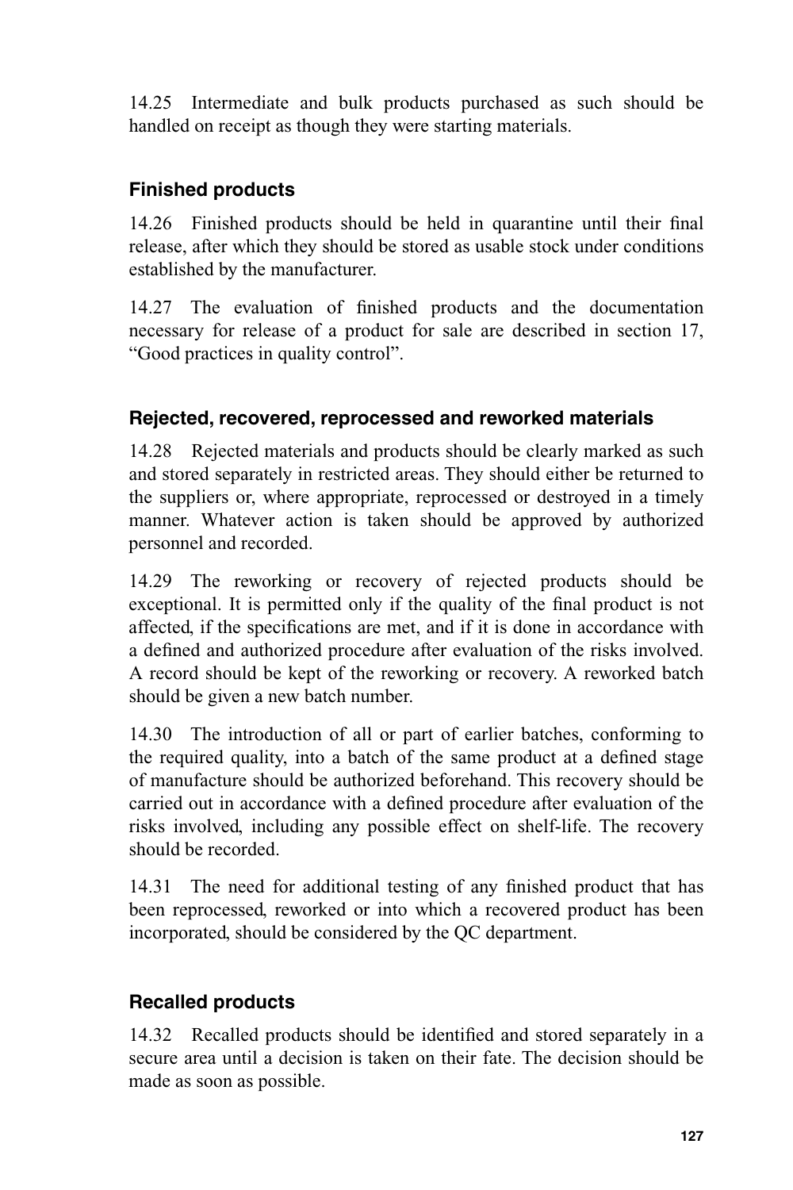14.25 Intermediate and bulk products purchased as such should be handled on receipt as though they were starting materials.

### Finished products

14.26 Finished products should be held in quarantine until their final release, after which they should be stored as usable stock under conditions established by the manufacturer.

14.27 The evaluation of finished products and the documentation necessary for release of a product for sale are described in section 17, "Good practices in quality control".

### Rejected, recovered, reprocessed and reworked materials

14.28 Rejected materials and products should be clearly marked as such and stored separately in restricted areas. They should either be returned to the suppliers or, where appropriate, reprocessed or destroyed in a timely manner. Whatever action is taken should be approved by authorized personnel and recorded.

14.29 The reworking or recovery of rejected products should be exceptional. It is permitted only if the quality of the final product is not affected, if the specifications are met, and if it is done in accordance with a defined and authorized procedure after evaluation of the risks involved. A record should be kept of the reworking or recovery. A reworked batch should be given a new batch number.

14.30 The introduction of all or part of earlier batches, conforming to the required quality, into a batch of the same product at a defined stage of manufacture should be authorized beforehand. This recovery should be carried out in accordance with a defined procedure after evaluation of the risks involved, including any possible effect on shelf-life. The recovery should be recorded.

14.31 The need for additional testing of any finished product that has been reprocessed, reworked or into which a recovered product has been incorporated, should be considered by the QC department.

### Recalled products

14.32 Recalled products should be identified and stored separately in a secure area until a decision is taken on their fate. The decision should be made as soon as possible.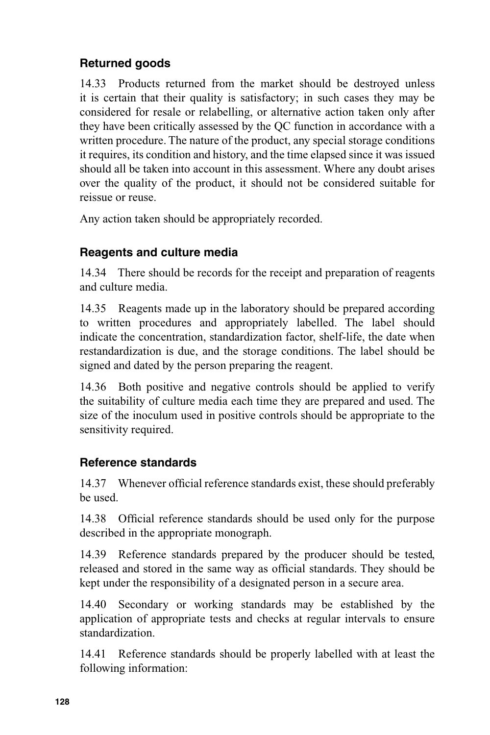### Returned goods

14.33 Products returned from the market should be destroyed unless it is certain that their quality is satisfactory; in such cases they may be considered for resale or relabelling, or alternative action taken only after they have been critically assessed by the QC function in accordance with a written procedure. The nature of the product, any special storage conditions it requires, its condition and history, and the time elapsed since it was issued should all be taken into account in this assessment. Where any doubt arises over the quality of the product, it should not be considered suitable for reissue or reuse.

Any action taken should be appropriately recorded.

### Reagents and culture media

14.34 There should be records for the receipt and preparation of reagents and culture media.

14.35 Reagents made up in the laboratory should be prepared according to written procedures and appropriately labelled. The label should indicate the concentration, standardization factor, shelf-life, the date when restandardization is due, and the storage conditions. The label should be signed and dated by the person preparing the reagent.

14.36 Both positive and negative controls should be applied to verify the suitability of culture media each time they are prepared and used. The size of the inoculum used in positive controls should be appropriate to the sensitivity required.

### Reference standards

14.37 Whenever official reference standards exist, these should preferably be used.

14.38 Official reference standards should be used only for the purpose described in the appropriate monograph.

14.39 Reference standards prepared by the producer should be tested, released and stored in the same way as official standards. They should be kept under the responsibility of a designated person in a secure area.

14.40 Secondary or working standards may be established by the application of appropriate tests and checks at regular intervals to ensure standardization.

14.41 Reference standards should be properly labelled with at least the following information: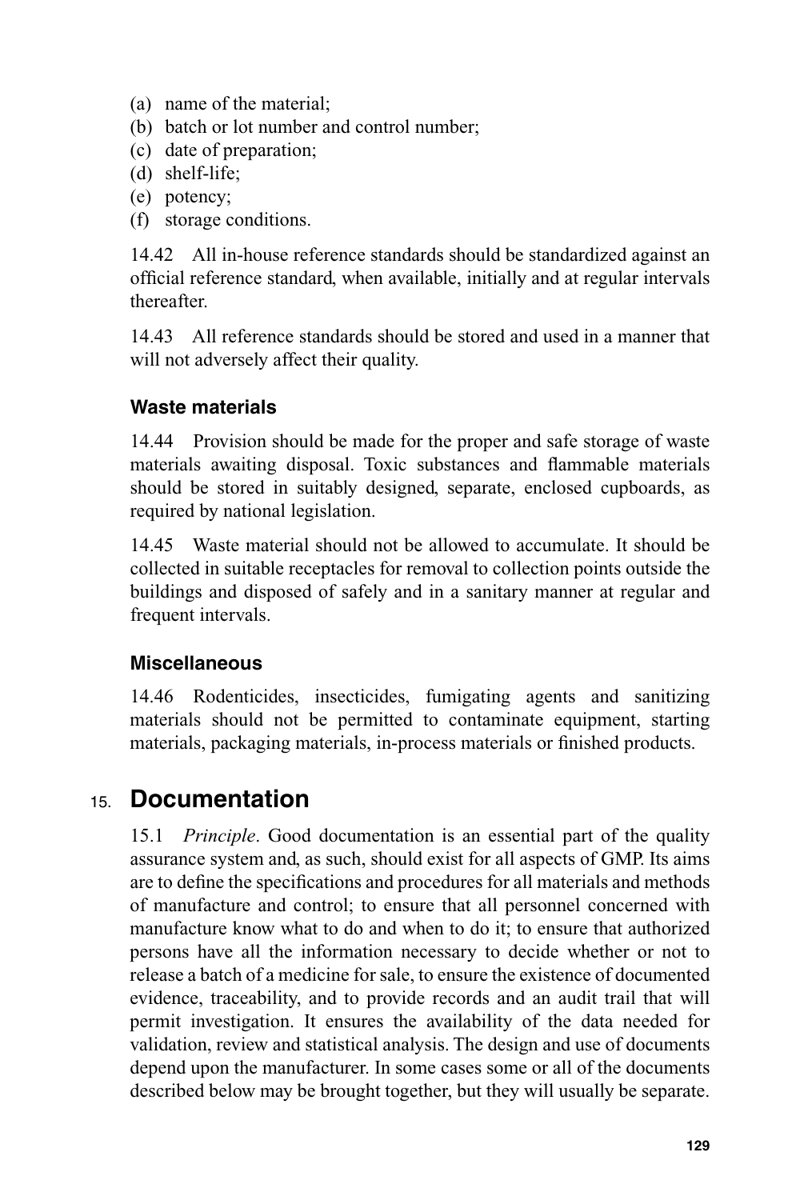(a) name of the material;
(b) batch or lot number and control number;
(c) date of preparation;
(d) shelf-life;
(e) potency;
(f) storage conditions.

14.42 All in-house reference standards should be standardized against an official reference standard, when available, initially and at regular intervals thereafter.

14.43 All reference standards should be stored and used in a manner that will not adversely affect their quality.

### Waste materials

14.44 Provision should be made for the proper and safe storage of waste materials awaiting disposal. Toxic substances and flammable materials should be stored in suitably designed, separate, enclosed cupboards, as required by national legislation.

14.45 Waste material should not be allowed to accumulate. It should be collected in suitable receptacles for removal to collection points outside the buildings and disposed of safely and in a sanitary manner at regular and frequent intervals.

### Miscellaneous

14.46 Rodenticides, insecticides, fumigating agents and sanitizing materials should not be permitted to contaminate equipment, starting materials, packaging materials, in-process materials or finished products.

## 15. Documentation

15.1 *Principle*. Good documentation is an essential part of the quality assurance system and, as such, should exist for all aspects of GMP. Its aims are to define the specifications and procedures for all materials and methods of manufacture and control; to ensure that all personnel concerned with manufacture know what to do and when to do it; to ensure that authorized persons have all the information necessary to decide whether or not to release a batch of a medicine for sale, to ensure the existence of documented evidence, traceability, and to provide records and an audit trail that will permit investigation. It ensures the availability of the data needed for validation, review and statistical analysis. The design and use of documents depend upon the manufacturer. In some cases some or all of the documents described below may be brought together, but they will usually be separate.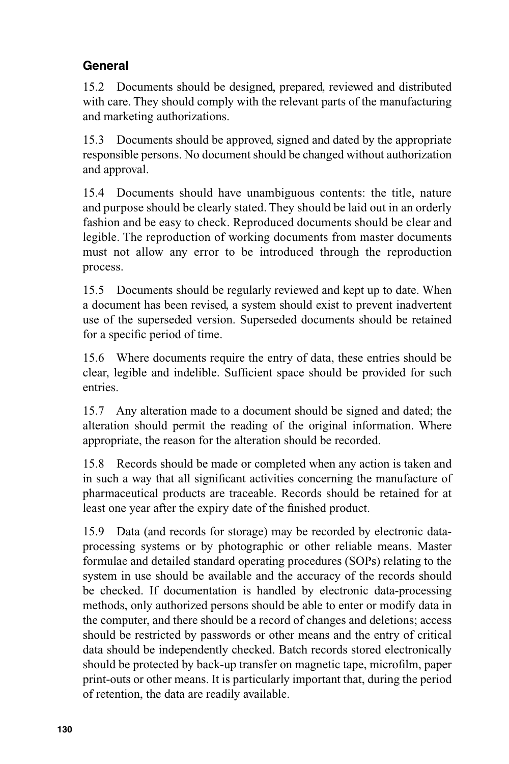### General

15.2 Documents should be designed, prepared, reviewed and distributed with care. They should comply with the relevant parts of the manufacturing and marketing authorizations.

15.3 Documents should be approved, signed and dated by the appropriate responsible persons. No document should be changed without authorization and approval.

15.4 Documents should have unambiguous contents: the title, nature and purpose should be clearly stated. They should be laid out in an orderly fashion and be easy to check. Reproduced documents should be clear and legible. The reproduction of working documents from master documents must not allow any error to be introduced through the reproduction process.

15.5 Documents should be regularly reviewed and kept up to date. When a document has been revised, a system should exist to prevent inadvertent use of the superseded version. Superseded documents should be retained for a specific period of time.

15.6 Where documents require the entry of data, these entries should be clear, legible and indelible. Sufficient space should be provided for such entries.

15.7 Any alteration made to a document should be signed and dated; the alteration should permit the reading of the original information. Where appropriate, the reason for the alteration should be recorded.

15.8 Records should be made or completed when any action is taken and in such a way that all significant activities concerning the manufacture of pharmaceutical products are traceable. Records should be retained for at least one year after the expiry date of the finished product.

15.9 Data (and records for storage) may be recorded by electronic data-processing systems or by photographic or other reliable means. Master formulae and detailed standard operating procedures (SOPs) relating to the system in use should be available and the accuracy of the records should be checked. If documentation is handled by electronic data-processing methods, only authorized persons should be able to enter or modify data in the computer, and there should be a record of changes and deletions; access should be restricted by passwords or other means and the entry of critical data should be independently checked. Batch records stored electronically should be protected by back-up transfer on magnetic tape, microfilm, paper print-outs or other means. It is particularly important that, during the period of retention, the data are readily available.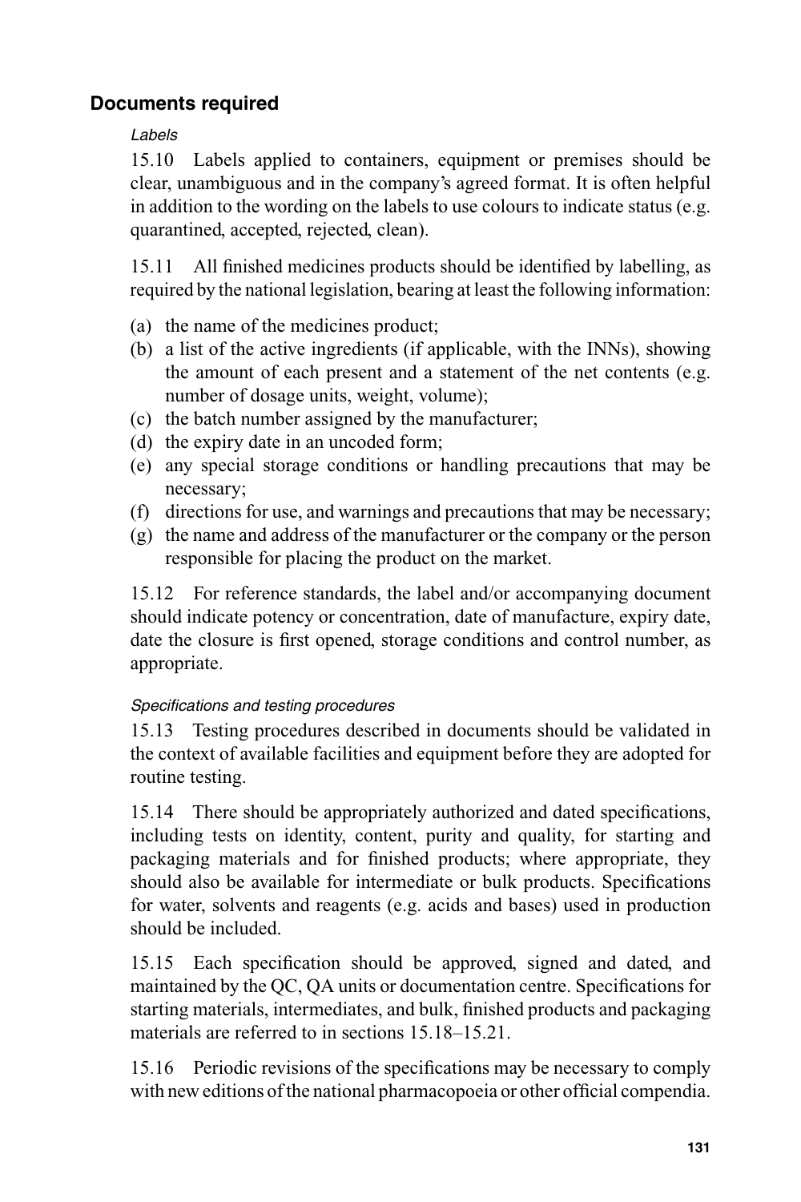## Documents required

*Labels*

15.10 Labels applied to containers, equipment or premises should be clear, unambiguous and in the company's agreed format. It is often helpful in addition to the wording on the labels to use colours to indicate status (e.g. quarantined, accepted, rejected, clean).

15.11 All finished medicines products should be identified by labelling, as required by the national legislation, bearing at least the following information:

(a) the name of the medicines product;
(b) a list of the active ingredients (if applicable, with the INNs), showing the amount of each present and a statement of the net contents (e.g. number of dosage units, weight, volume);
(c) the batch number assigned by the manufacturer;
(d) the expiry date in an uncoded form;
(e) any special storage conditions or handling precautions that may be necessary;
(f) directions for use, and warnings and precautions that may be necessary;
(g) the name and address of the manufacturer or the company or the person responsible for placing the product on the market.

15.12 For reference standards, the label and/or accompanying document should indicate potency or concentration, date of manufacture, expiry date, date the closure is first opened, storage conditions and control number, as appropriate.

*Specifications and testing procedures*

15.13 Testing procedures described in documents should be validated in the context of available facilities and equipment before they are adopted for routine testing.

15.14 There should be appropriately authorized and dated specifications, including tests on identity, content, purity and quality, for starting and packaging materials and for finished products; where appropriate, they should also be available for intermediate or bulk products. Specifications for water, solvents and reagents (e.g. acids and bases) used in production should be included.

15.15 Each specification should be approved, signed and dated, and maintained by the QC, QA units or documentation centre. Specifications for starting materials, intermediates, and bulk, finished products and packaging materials are referred to in sections 15.18–15.21.

15.16 Periodic revisions of the specifications may be necessary to comply with new editions of the national pharmacopoeia or other official compendia.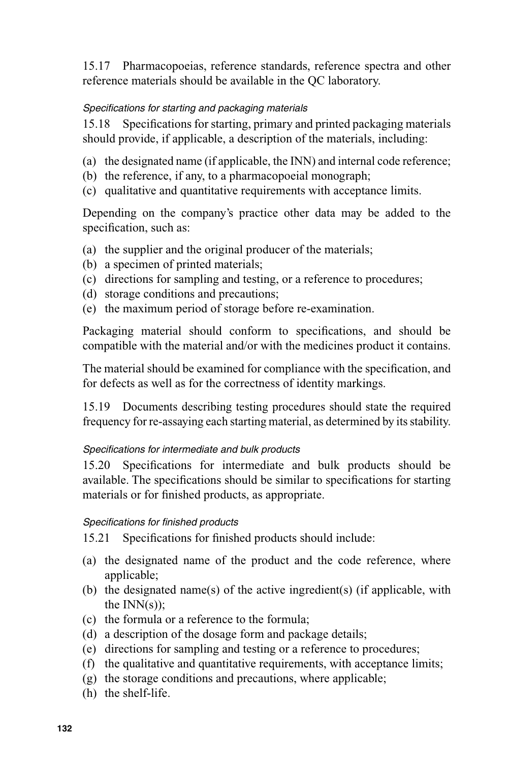15.17 Pharmacopoeias, reference standards, reference spectra and other reference materials should be available in the QC laboratory.

*Specifications for starting and packaging materials*

15.18 Specifications for starting, primary and printed packaging materials should provide, if applicable, a description of the materials, including:

(a) the designated name (if applicable, the INN) and internal code reference;
(b) the reference, if any, to a pharmacopoeial monograph;
(c) qualitative and quantitative requirements with acceptance limits.

Depending on the company's practice other data may be added to the specification, such as:

(a) the supplier and the original producer of the materials;
(b) a specimen of printed materials;
(c) directions for sampling and testing, or a reference to procedures;
(d) storage conditions and precautions;
(e) the maximum period of storage before re-examination.

Packaging material should conform to specifications, and should be compatible with the material and/or with the medicines product it contains.

The material should be examined for compliance with the specification, and for defects as well as for the correctness of identity markings.

15.19 Documents describing testing procedures should state the required frequency for re-assaying each starting material, as determined by its stability.

*Specifications for intermediate and bulk products*

15.20 Specifications for intermediate and bulk products should be available. The specifications should be similar to specifications for starting materials or for finished products, as appropriate.

*Specifications for finished products*

15.21 Specifications for finished products should include:

(a) the designated name of the product and the code reference, where applicable;
(b) the designated name(s) of the active ingredient(s) (if applicable, with the INN(s));
(c) the formula or a reference to the formula;
(d) a description of the dosage form and package details;
(e) directions for sampling and testing or a reference to procedures;
(f) the qualitative and quantitative requirements, with acceptance limits;
(g) the storage conditions and precautions, where applicable;
(h) the shelf-life.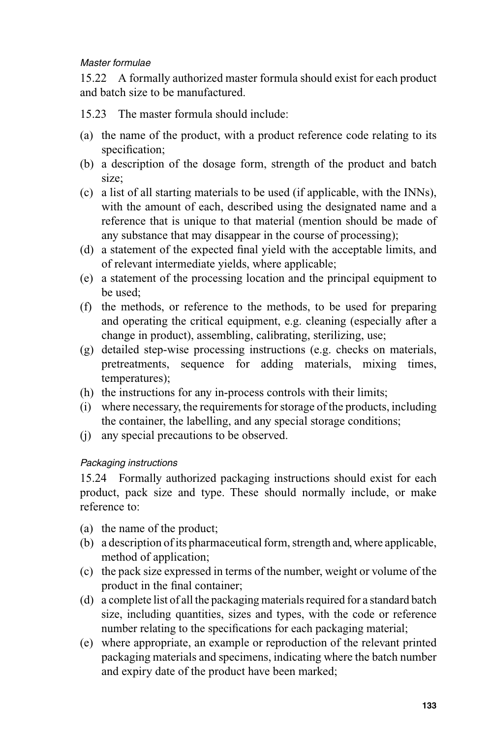*Master formulae*

15.22 A formally authorized master formula should exist for each product and batch size to be manufactured.

15.23 The master formula should include:

(a) the name of the product, with a product reference code relating to its specification;
(b) a description of the dosage form, strength of the product and batch size;
(c) a list of all starting materials to be used (if applicable, with the INNs), with the amount of each, described using the designated name and a reference that is unique to that material (mention should be made of any substance that may disappear in the course of processing);
(d) a statement of the expected final yield with the acceptable limits, and of relevant intermediate yields, where applicable;
(e) a statement of the processing location and the principal equipment to be used;
(f) the methods, or reference to the methods, to be used for preparing and operating the critical equipment, e.g. cleaning (especially after a change in product), assembling, calibrating, sterilizing, use;
(g) detailed step-wise processing instructions (e.g. checks on materials, pretreatments, sequence for adding materials, mixing times, temperatures);
(h) the instructions for any in-process controls with their limits;
(i) where necessary, the requirements for storage of the products, including the container, the labelling, and any special storage conditions;
(j) any special precautions to be observed.

*Packaging instructions*

15.24 Formally authorized packaging instructions should exist for each product, pack size and type. These should normally include, or make reference to:

(a) the name of the product;
(b) a description of its pharmaceutical form, strength and, where applicable, method of application;
(c) the pack size expressed in terms of the number, weight or volume of the product in the final container;
(d) a complete list of all the packaging materials required for a standard batch size, including quantities, sizes and types, with the code or reference number relating to the specifications for each packaging material;
(e) where appropriate, an example or reproduction of the relevant printed packaging materials and specimens, indicating where the batch number and expiry date of the product have been marked;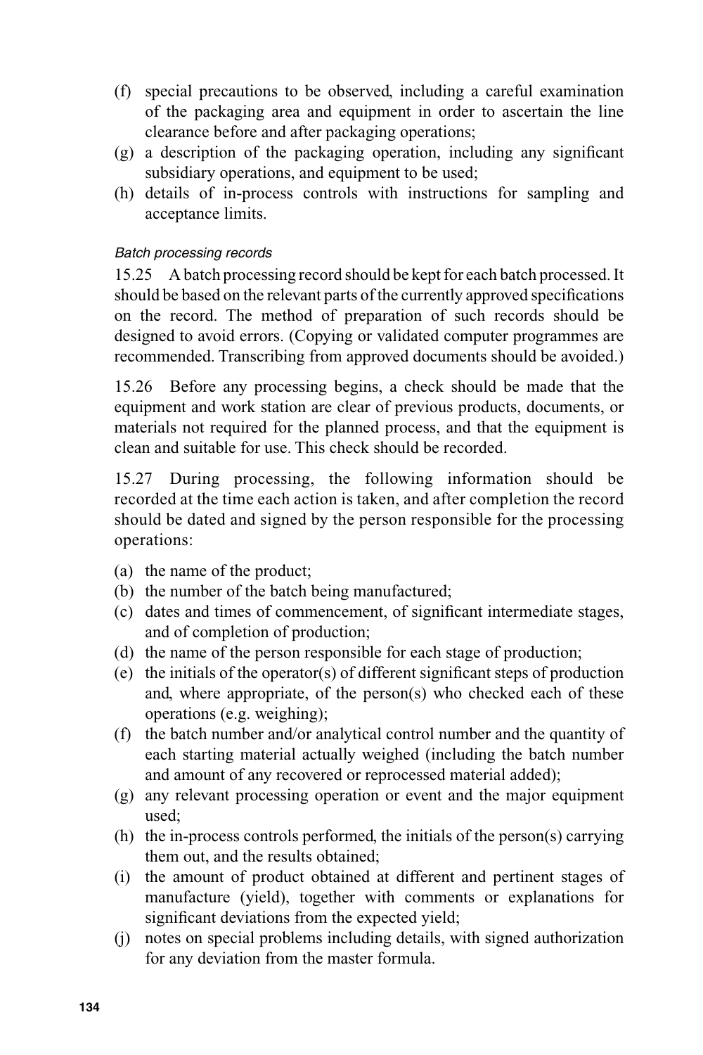(f) special precautions to be observed, including a careful examination of the packaging area and equipment in order to ascertain the line clearance before and after packaging operations;
(g) a description of the packaging operation, including any significant subsidiary operations, and equipment to be used;
(h) details of in-process controls with instructions for sampling and acceptance limits.

*Batch processing records*

15.25 A batch processing record should be kept for each batch processed. It should be based on the relevant parts of the currently approved specifications on the record. The method of preparation of such records should be designed to avoid errors. (Copying or validated computer programmes are recommended. Transcribing from approved documents should be avoided.)

15.26 Before any processing begins, a check should be made that the equipment and work station are clear of previous products, documents, or materials not required for the planned process, and that the equipment is clean and suitable for use. This check should be recorded.

15.27 During processing, the following information should be recorded at the time each action is taken, and after completion the record should be dated and signed by the person responsible for the processing operations:

(a) the name of the product;
(b) the number of the batch being manufactured;
(c) dates and times of commencement, of significant intermediate stages, and of completion of production;
(d) the name of the person responsible for each stage of production;
(e) the initials of the operator(s) of different significant steps of production and, where appropriate, of the person(s) who checked each of these operations (e.g. weighing);
(f) the batch number and/or analytical control number and the quantity of each starting material actually weighed (including the batch number and amount of any recovered or reprocessed material added);
(g) any relevant processing operation or event and the major equipment used;
(h) the in-process controls performed, the initials of the person(s) carrying them out, and the results obtained;
(i) the amount of product obtained at different and pertinent stages of manufacture (yield), together with comments or explanations for significant deviations from the expected yield;
(j) notes on special problems including details, with signed authorization for any deviation from the master formula.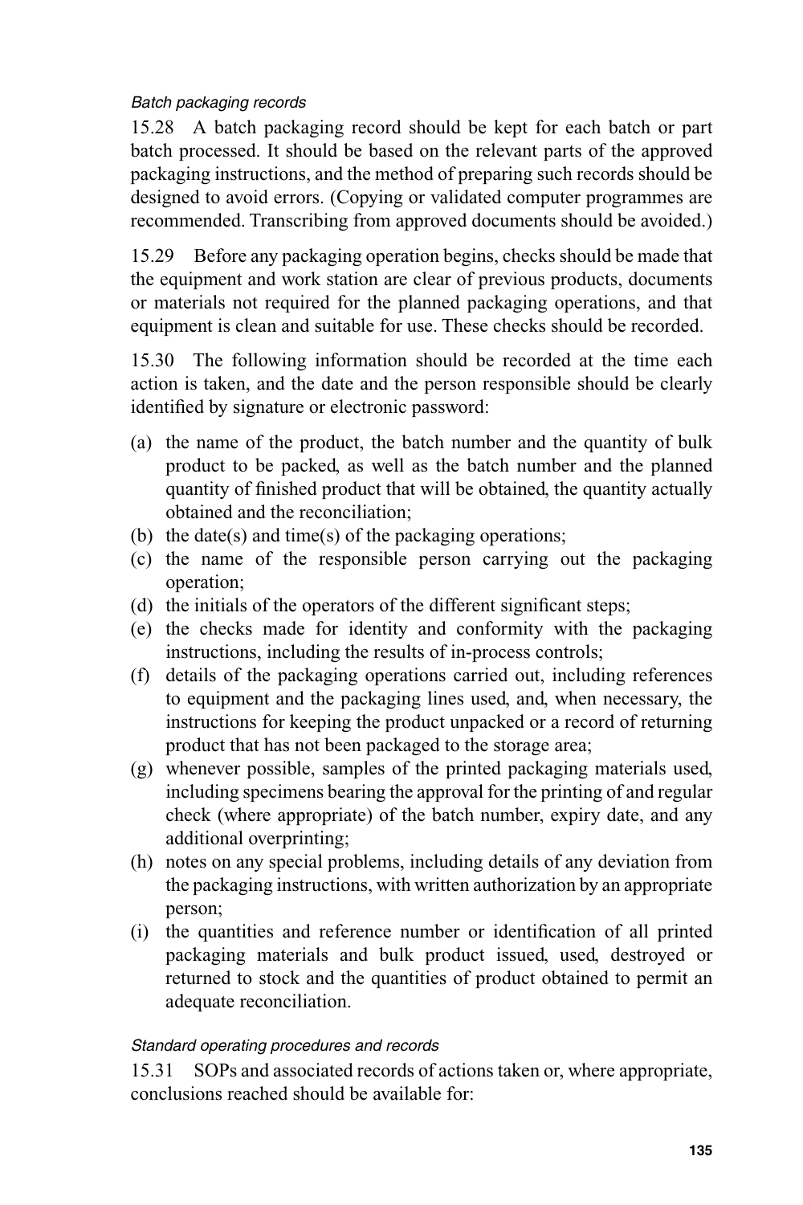*Batch packaging records*

15.28 A batch packaging record should be kept for each batch or part batch processed. It should be based on the relevant parts of the approved packaging instructions, and the method of preparing such records should be designed to avoid errors. (Copying or validated computer programmes are recommended. Transcribing from approved documents should be avoided.)

15.29 Before any packaging operation begins, checks should be made that the equipment and work station are clear of previous products, documents or materials not required for the planned packaging operations, and that equipment is clean and suitable for use. These checks should be recorded.

15.30 The following information should be recorded at the time each action is taken, and the date and the person responsible should be clearly identified by signature or electronic password:

(a) the name of the product, the batch number and the quantity of bulk product to be packed, as well as the batch number and the planned quantity of finished product that will be obtained, the quantity actually obtained and the reconciliation;
(b) the date(s) and time(s) of the packaging operations;
(c) the name of the responsible person carrying out the packaging operation;
(d) the initials of the operators of the different significant steps;
(e) the checks made for identity and conformity with the packaging instructions, including the results of in-process controls;
(f) details of the packaging operations carried out, including references to equipment and the packaging lines used, and, when necessary, the instructions for keeping the product unpacked or a record of returning product that has not been packaged to the storage area;
(g) whenever possible, samples of the printed packaging materials used, including specimens bearing the approval for the printing of and regular check (where appropriate) of the batch number, expiry date, and any additional overprinting;
(h) notes on any special problems, including details of any deviation from the packaging instructions, with written authorization by an appropriate person;
(i) the quantities and reference number or identification of all printed packaging materials and bulk product issued, used, destroyed or returned to stock and the quantities of product obtained to permit an adequate reconciliation.

*Standard operating procedures and records*

15.31 SOPs and associated records of actions taken or, where appropriate, conclusions reached should be available for: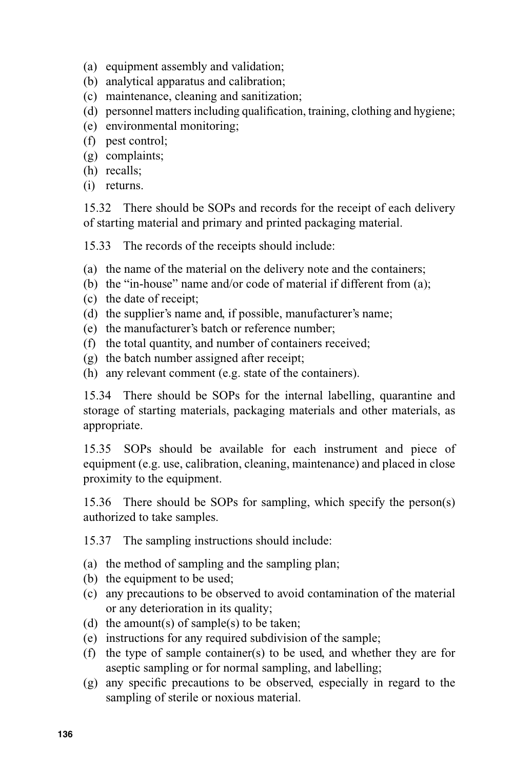(a) equipment assembly and validation;
(b) analytical apparatus and calibration;
(c) maintenance, cleaning and sanitization;
(d) personnel matters including qualification, training, clothing and hygiene;
(e) environmental monitoring;
(f) pest control;
(g) complaints;
(h) recalls;
(i) returns.

15.32 There should be SOPs and records for the receipt of each delivery of starting material and primary and printed packaging material.

15.33 The records of the receipts should include:

(a) the name of the material on the delivery note and the containers;
(b) the "in-house" name and/or code of material if different from (a);
(c) the date of receipt;
(d) the supplier's name and, if possible, manufacturer's name;
(e) the manufacturer's batch or reference number;
(f) the total quantity, and number of containers received;
(g) the batch number assigned after receipt;
(h) any relevant comment (e.g. state of the containers).

15.34 There should be SOPs for the internal labelling, quarantine and storage of starting materials, packaging materials and other materials, as appropriate.

15.35 SOPs should be available for each instrument and piece of equipment (e.g. use, calibration, cleaning, maintenance) and placed in close proximity to the equipment.

15.36 There should be SOPs for sampling, which specify the person(s) authorized to take samples.

15.37 The sampling instructions should include:

(a) the method of sampling and the sampling plan;
(b) the equipment to be used;
(c) any precautions to be observed to avoid contamination of the material or any deterioration in its quality;
(d) the amount(s) of sample(s) to be taken;
(e) instructions for any required subdivision of the sample;
(f) the type of sample container(s) to be used, and whether they are for aseptic sampling or for normal sampling, and labelling;
(g) any specific precautions to be observed, especially in regard to the sampling of sterile or noxious material.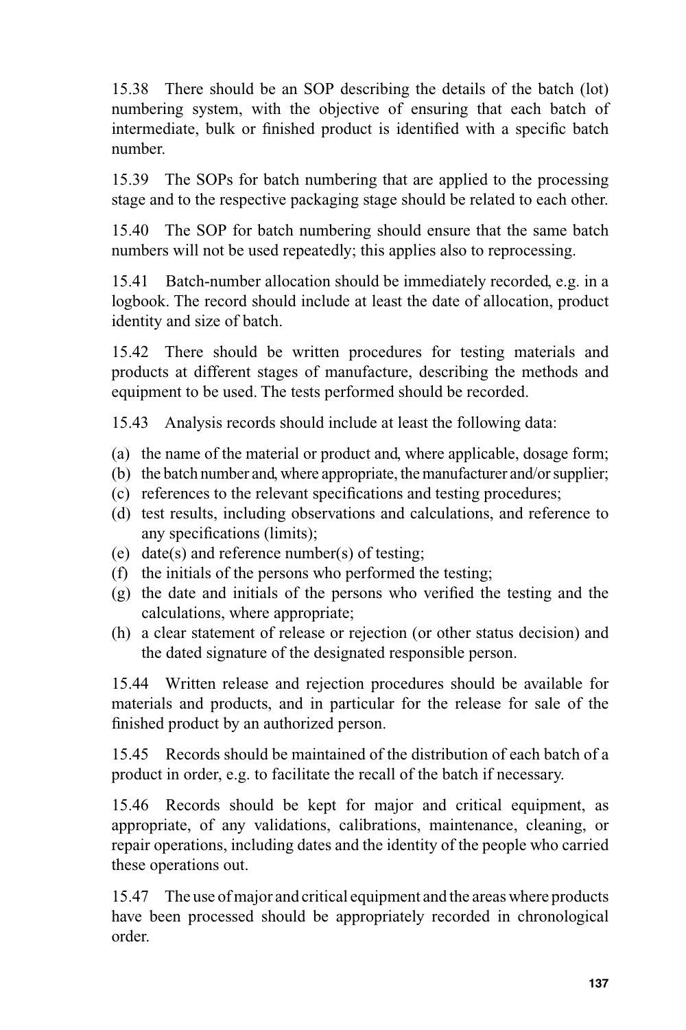15.38 There should be an SOP describing the details of the batch (lot) numbering system, with the objective of ensuring that each batch of intermediate, bulk or finished product is identified with a specific batch number.

15.39 The SOPs for batch numbering that are applied to the processing stage and to the respective packaging stage should be related to each other.

15.40 The SOP for batch numbering should ensure that the same batch numbers will not be used repeatedly; this applies also to reprocessing.

15.41 Batch-number allocation should be immediately recorded, e.g. in a logbook. The record should include at least the date of allocation, product identity and size of batch.

15.42 There should be written procedures for testing materials and products at different stages of manufacture, describing the methods and equipment to be used. The tests performed should be recorded.

15.43 Analysis records should include at least the following data:

(a) the name of the material or product and, where applicable, dosage form;
(b) the batch number and, where appropriate, the manufacturer and/or supplier;
(c) references to the relevant specifications and testing procedures;
(d) test results, including observations and calculations, and reference to any specifications (limits);
(e) date(s) and reference number(s) of testing;
(f) the initials of the persons who performed the testing;
(g) the date and initials of the persons who verified the testing and the calculations, where appropriate;
(h) a clear statement of release or rejection (or other status decision) and the dated signature of the designated responsible person.

15.44 Written release and rejection procedures should be available for materials and products, and in particular for the release for sale of the finished product by an authorized person.

15.45 Records should be maintained of the distribution of each batch of a product in order, e.g. to facilitate the recall of the batch if necessary.

15.46 Records should be kept for major and critical equipment, as appropriate, of any validations, calibrations, maintenance, cleaning, or repair operations, including dates and the identity of the people who carried these operations out.

15.47 The use of major and critical equipment and the areas where products have been processed should be appropriately recorded in chronological order.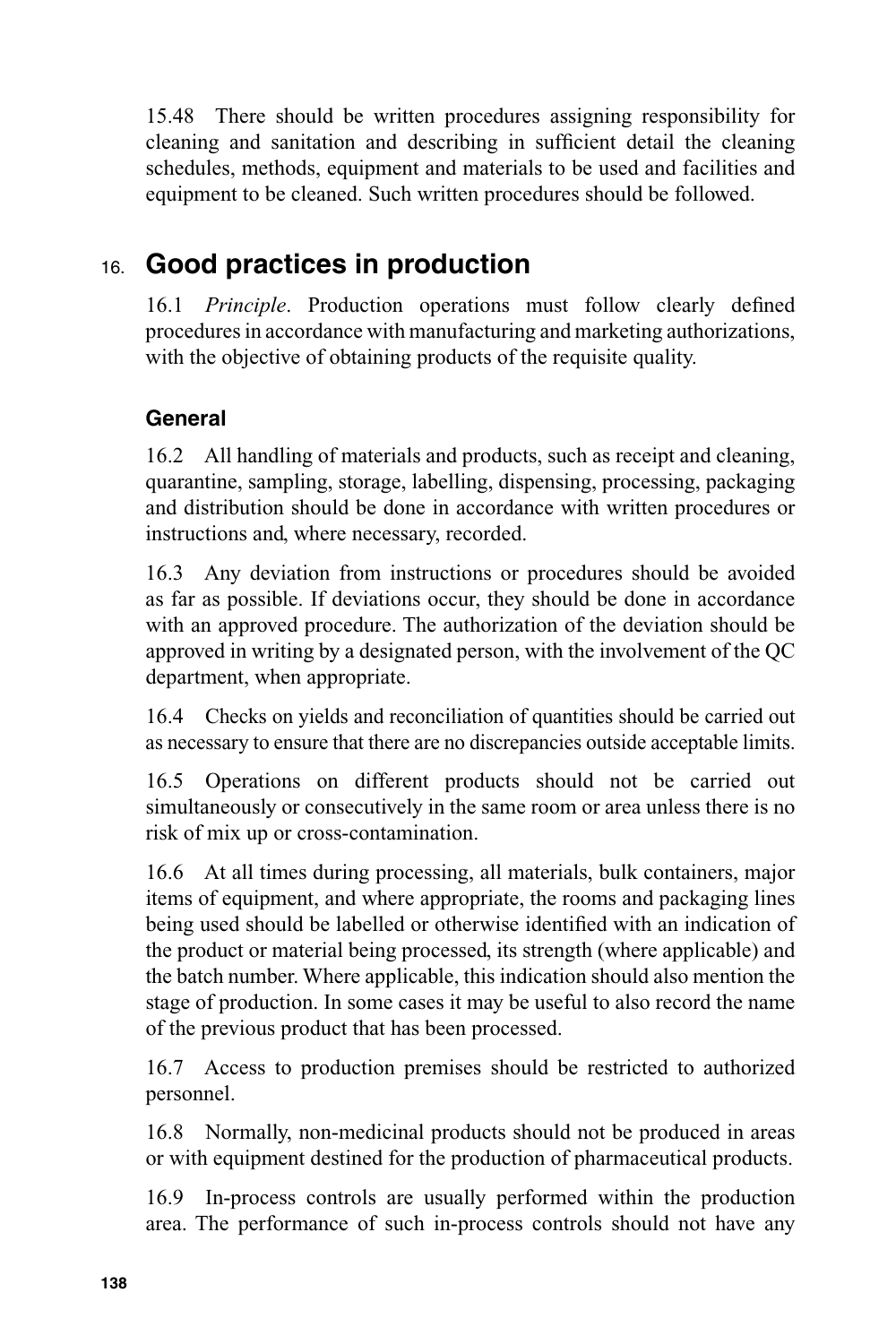15.48 There should be written procedures assigning responsibility for cleaning and sanitation and describing in sufficient detail the cleaning schedules, methods, equipment and materials to be used and facilities and equipment to be cleaned. Such written procedures should be followed.

## 16. Good practices in production

16.1 *Principle*. Production operations must follow clearly defined procedures in accordance with manufacturing and marketing authorizations, with the objective of obtaining products of the requisite quality.

### General

16.2 All handling of materials and products, such as receipt and cleaning, quarantine, sampling, storage, labelling, dispensing, processing, packaging and distribution should be done in accordance with written procedures or instructions and, where necessary, recorded.

16.3 Any deviation from instructions or procedures should be avoided as far as possible. If deviations occur, they should be done in accordance with an approved procedure. The authorization of the deviation should be approved in writing by a designated person, with the involvement of the QC department, when appropriate.

16.4 Checks on yields and reconciliation of quantities should be carried out as necessary to ensure that there are no discrepancies outside acceptable limits.

16.5 Operations on different products should not be carried out simultaneously or consecutively in the same room or area unless there is no risk of mix up or cross-contamination.

16.6 At all times during processing, all materials, bulk containers, major items of equipment, and where appropriate, the rooms and packaging lines being used should be labelled or otherwise identified with an indication of the product or material being processed, its strength (where applicable) and the batch number. Where applicable, this indication should also mention the stage of production. In some cases it may be useful to also record the name of the previous product that has been processed.

16.7 Access to production premises should be restricted to authorized personnel.

16.8 Normally, non-medicinal products should not be produced in areas or with equipment destined for the production of pharmaceutical products.

16.9 In-process controls are usually performed within the production area. The performance of such in-process controls should not have any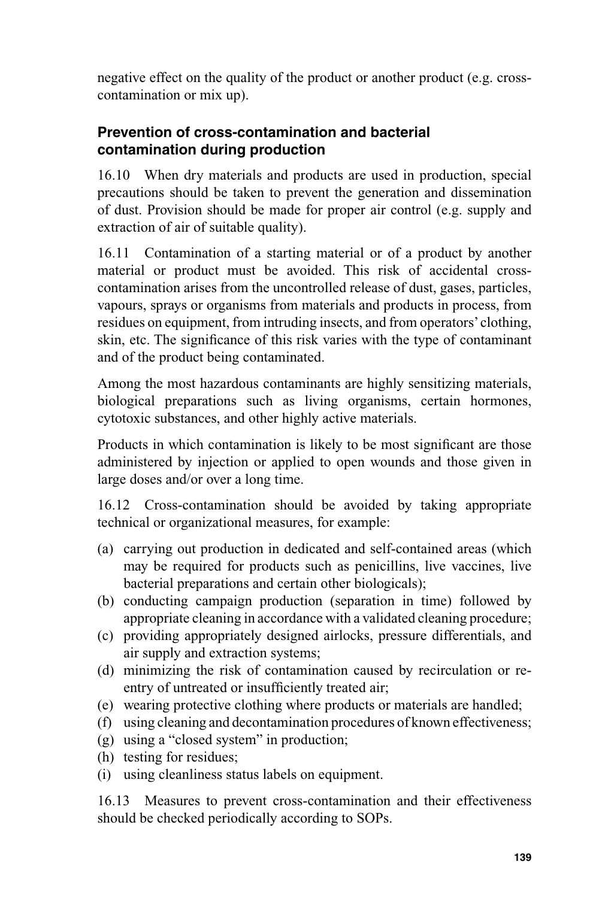negative effect on the quality of the product or another product (e.g. cross-contamination or mix up).

### Prevention of cross-contamination and bacterial contamination during production

16.10 When dry materials and products are used in production, special precautions should be taken to prevent the generation and dissemination of dust. Provision should be made for proper air control (e.g. supply and extraction of air of suitable quality).

16.11 Contamination of a starting material or of a product by another material or product must be avoided. This risk of accidental cross-contamination arises from the uncontrolled release of dust, gases, particles, vapours, sprays or organisms from materials and products in process, from residues on equipment, from intruding insects, and from operators' clothing, skin, etc. The significance of this risk varies with the type of contaminant and of the product being contaminated.

Among the most hazardous contaminants are highly sensitizing materials, biological preparations such as living organisms, certain hormones, cytotoxic substances, and other highly active materials.

Products in which contamination is likely to be most significant are those administered by injection or applied to open wounds and those given in large doses and/or over a long time.

16.12 Cross-contamination should be avoided by taking appropriate technical or organizational measures, for example:

(a) carrying out production in dedicated and self-contained areas (which may be required for products such as penicillins, live vaccines, live bacterial preparations and certain other biologicals);
(b) conducting campaign production (separation in time) followed by appropriate cleaning in accordance with a validated cleaning procedure;
(c) providing appropriately designed airlocks, pressure differentials, and air supply and extraction systems;
(d) minimizing the risk of contamination caused by recirculation or re-entry of untreated or insufficiently treated air;
(e) wearing protective clothing where products or materials are handled;
(f) using cleaning and decontamination procedures of known effectiveness;
(g) using a "closed system" in production;
(h) testing for residues;
(i) using cleanliness status labels on equipment.

16.13 Measures to prevent cross-contamination and their effectiveness should be checked periodically according to SOPs.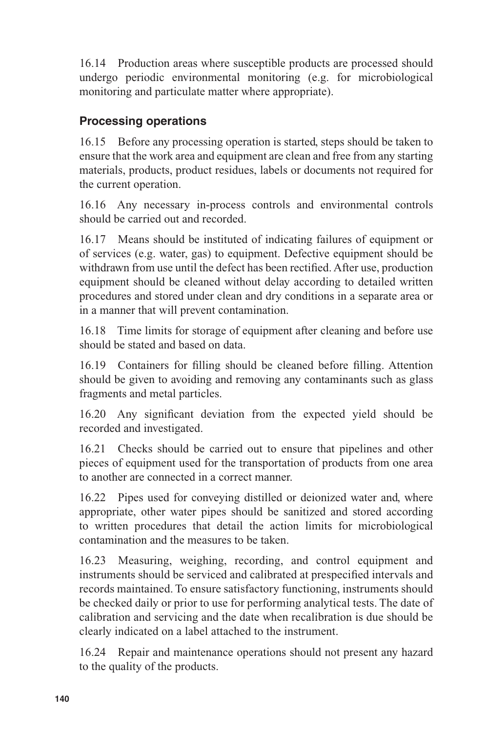16.14 Production areas where susceptible products are processed should undergo periodic environmental monitoring (e.g. for microbiological monitoring and particulate matter where appropriate).

### Processing operations

16.15 Before any processing operation is started, steps should be taken to ensure that the work area and equipment are clean and free from any starting materials, products, product residues, labels or documents not required for the current operation.

16.16 Any necessary in-process controls and environmental controls should be carried out and recorded.

16.17 Means should be instituted of indicating failures of equipment or of services (e.g. water, gas) to equipment. Defective equipment should be withdrawn from use until the defect has been rectified. After use, production equipment should be cleaned without delay according to detailed written procedures and stored under clean and dry conditions in a separate area or in a manner that will prevent contamination.

16.18 Time limits for storage of equipment after cleaning and before use should be stated and based on data.

16.19 Containers for filling should be cleaned before filling. Attention should be given to avoiding and removing any contaminants such as glass fragments and metal particles.

16.20 Any significant deviation from the expected yield should be recorded and investigated.

16.21 Checks should be carried out to ensure that pipelines and other pieces of equipment used for the transportation of products from one area to another are connected in a correct manner.

16.22 Pipes used for conveying distilled or deionized water and, where appropriate, other water pipes should be sanitized and stored according to written procedures that detail the action limits for microbiological contamination and the measures to be taken.

16.23 Measuring, weighing, recording, and control equipment and instruments should be serviced and calibrated at prespecified intervals and records maintained. To ensure satisfactory functioning, instruments should be checked daily or prior to use for performing analytical tests. The date of calibration and servicing and the date when recalibration is due should be clearly indicated on a label attached to the instrument.

16.24 Repair and maintenance operations should not present any hazard to the quality of the products.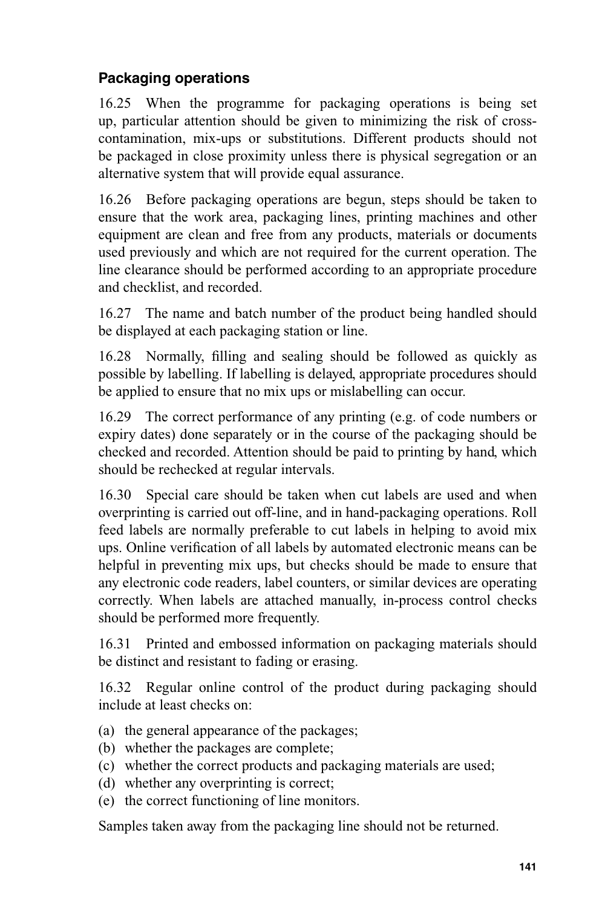### Packaging operations

16.25 When the programme for packaging operations is being set up, particular attention should be given to minimizing the risk of cross-contamination, mix-ups or substitutions. Different products should not be packaged in close proximity unless there is physical segregation or an alternative system that will provide equal assurance.

16.26 Before packaging operations are begun, steps should be taken to ensure that the work area, packaging lines, printing machines and other equipment are clean and free from any products, materials or documents used previously and which are not required for the current operation. The line clearance should be performed according to an appropriate procedure and checklist, and recorded.

16.27 The name and batch number of the product being handled should be displayed at each packaging station or line.

16.28 Normally, filling and sealing should be followed as quickly as possible by labelling. If labelling is delayed, appropriate procedures should be applied to ensure that no mix ups or mislabelling can occur.

16.29 The correct performance of any printing (e.g. of code numbers or expiry dates) done separately or in the course of the packaging should be checked and recorded. Attention should be paid to printing by hand, which should be rechecked at regular intervals.

16.30 Special care should be taken when cut labels are used and when overprinting is carried out off-line, and in hand-packaging operations. Roll feed labels are normally preferable to cut labels in helping to avoid mix ups. Online verification of all labels by automated electronic means can be helpful in preventing mix ups, but checks should be made to ensure that any electronic code readers, label counters, or similar devices are operating correctly. When labels are attached manually, in-process control checks should be performed more frequently.

16.31 Printed and embossed information on packaging materials should be distinct and resistant to fading or erasing.

16.32 Regular online control of the product during packaging should include at least checks on:

(a) the general appearance of the packages;
(b) whether the packages are complete;
(c) whether the correct products and packaging materials are used;
(d) whether any overprinting is correct;
(e) the correct functioning of line monitors.

Samples taken away from the packaging line should not be returned.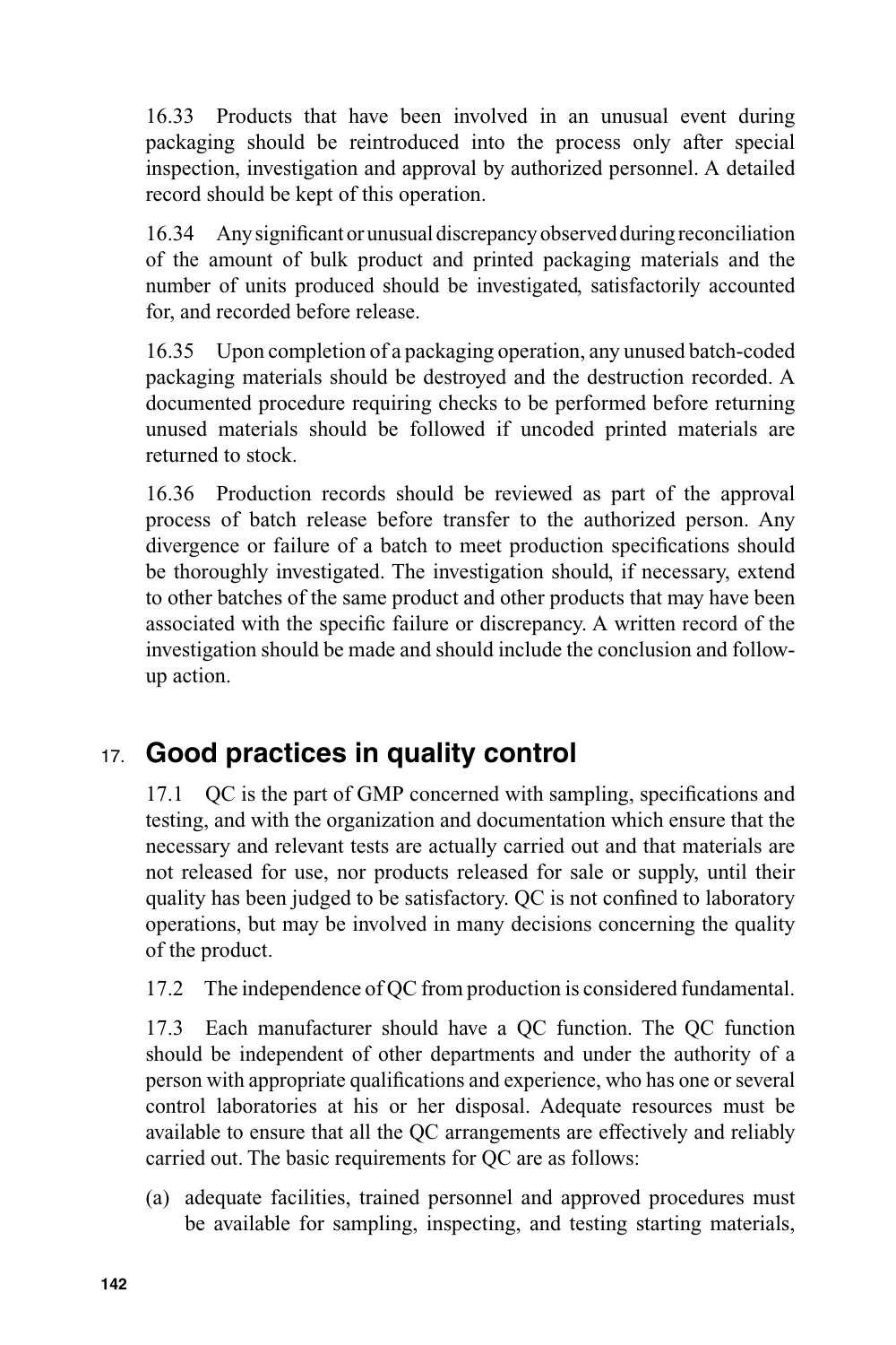16.33 Products that have been involved in an unusual event during packaging should be reintroduced into the process only after special inspection, investigation and approval by authorized personnel. A detailed record should be kept of this operation.

16.34 Any significant or unusual discrepancy observed during reconciliation of the amount of bulk product and printed packaging materials and the number of units produced should be investigated, satisfactorily accounted for, and recorded before release.

16.35 Upon completion of a packaging operation, any unused batch-coded packaging materials should be destroyed and the destruction recorded. A documented procedure requiring checks to be performed before returning unused materials should be followed if uncoded printed materials are returned to stock.

16.36 Production records should be reviewed as part of the approval process of batch release before transfer to the authorized person. Any divergence or failure of a batch to meet production specifications should be thoroughly investigated. The investigation should, if necessary, extend to other batches of the same product and other products that may have been associated with the specific failure or discrepancy. A written record of the investigation should be made and should include the conclusion and follow-up action.

## 17. Good practices in quality control

17.1 QC is the part of GMP concerned with sampling, specifications and testing, and with the organization and documentation which ensure that the necessary and relevant tests are actually carried out and that materials are not released for use, nor products released for sale or supply, until their quality has been judged to be satisfactory. QC is not confined to laboratory operations, but may be involved in many decisions concerning the quality of the product.

17.2 The independence of QC from production is considered fundamental.

17.3 Each manufacturer should have a QC function. The QC function should be independent of other departments and under the authority of a person with appropriate qualifications and experience, who has one or several control laboratories at his or her disposal. Adequate resources must be available to ensure that all the QC arrangements are effectively and reliably carried out. The basic requirements for QC are as follows:

(a) adequate facilities, trained personnel and approved procedures must be available for sampling, inspecting, and testing starting materials,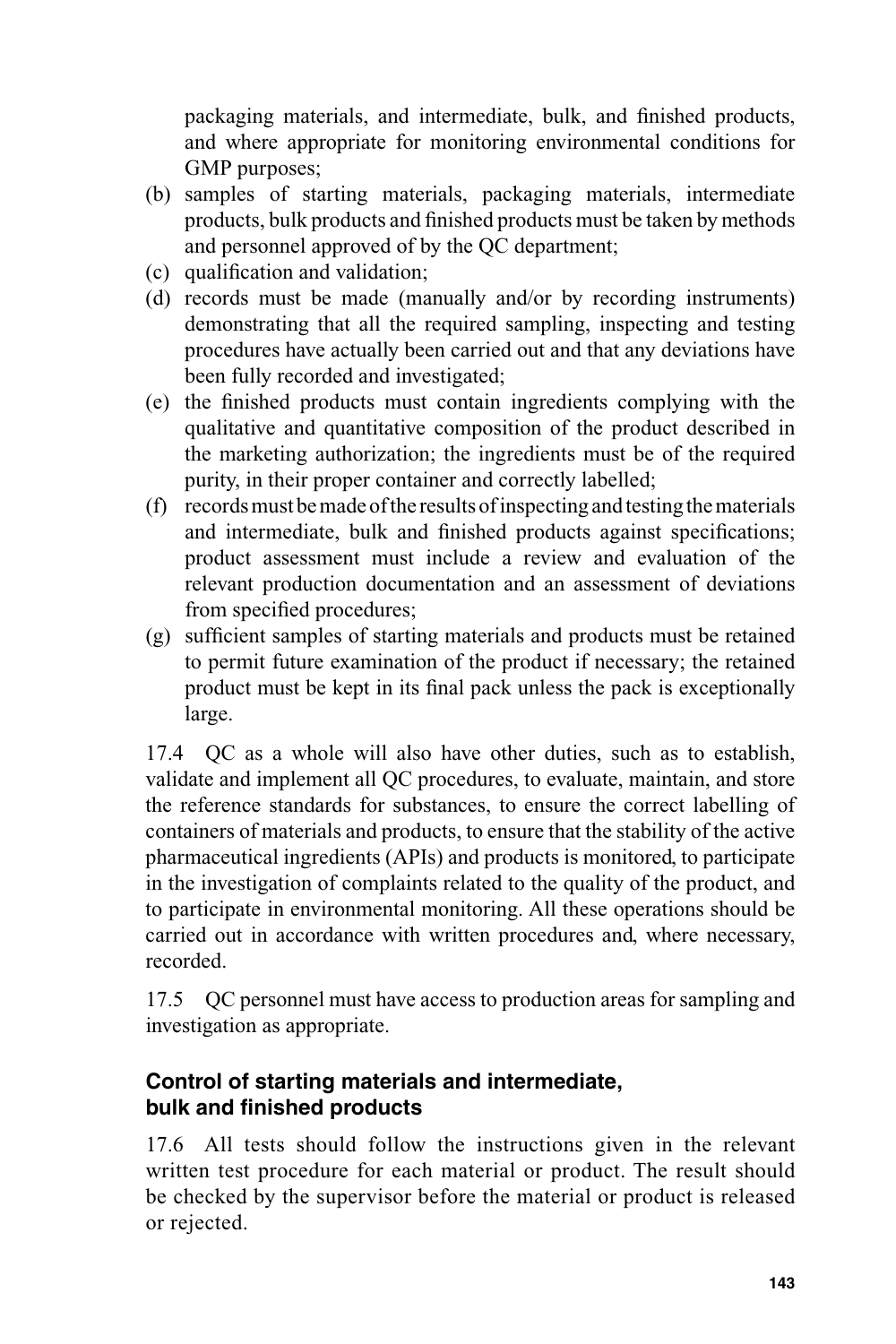packaging materials, and intermediate, bulk, and finished products, and where appropriate for monitoring environmental conditions for GMP purposes;

(b) samples of starting materials, packaging materials, intermediate products, bulk products and finished products must be taken by methods and personnel approved of by the QC department;

(c) qualification and validation;

(d) records must be made (manually and/or by recording instruments) demonstrating that all the required sampling, inspecting and testing procedures have actually been carried out and that any deviations have been fully recorded and investigated;

(e) the finished products must contain ingredients complying with the qualitative and quantitative composition of the product described in the marketing authorization; the ingredients must be of the required purity, in their proper container and correctly labelled;

(f) records must be made of the results of inspecting and testing the materials and intermediate, bulk and finished products against specifications; product assessment must include a review and evaluation of the relevant production documentation and an assessment of deviations from specified procedures;

(g) sufficient samples of starting materials and products must be retained to permit future examination of the product if necessary; the retained product must be kept in its final pack unless the pack is exceptionally large.

17.4 QC as a whole will also have other duties, such as to establish, validate and implement all QC procedures, to evaluate, maintain, and store the reference standards for substances, to ensure the correct labelling of containers of materials and products, to ensure that the stability of the active pharmaceutical ingredients (APIs) and products is monitored, to participate in the investigation of complaints related to the quality of the product, and to participate in environmental monitoring. All these operations should be carried out in accordance with written procedures and, where necessary, recorded.

17.5 QC personnel must have access to production areas for sampling and investigation as appropriate.

### Control of starting materials and intermediate, bulk and finished products

17.6 All tests should follow the instructions given in the relevant written test procedure for each material or product. The result should be checked by the supervisor before the material or product is released or rejected.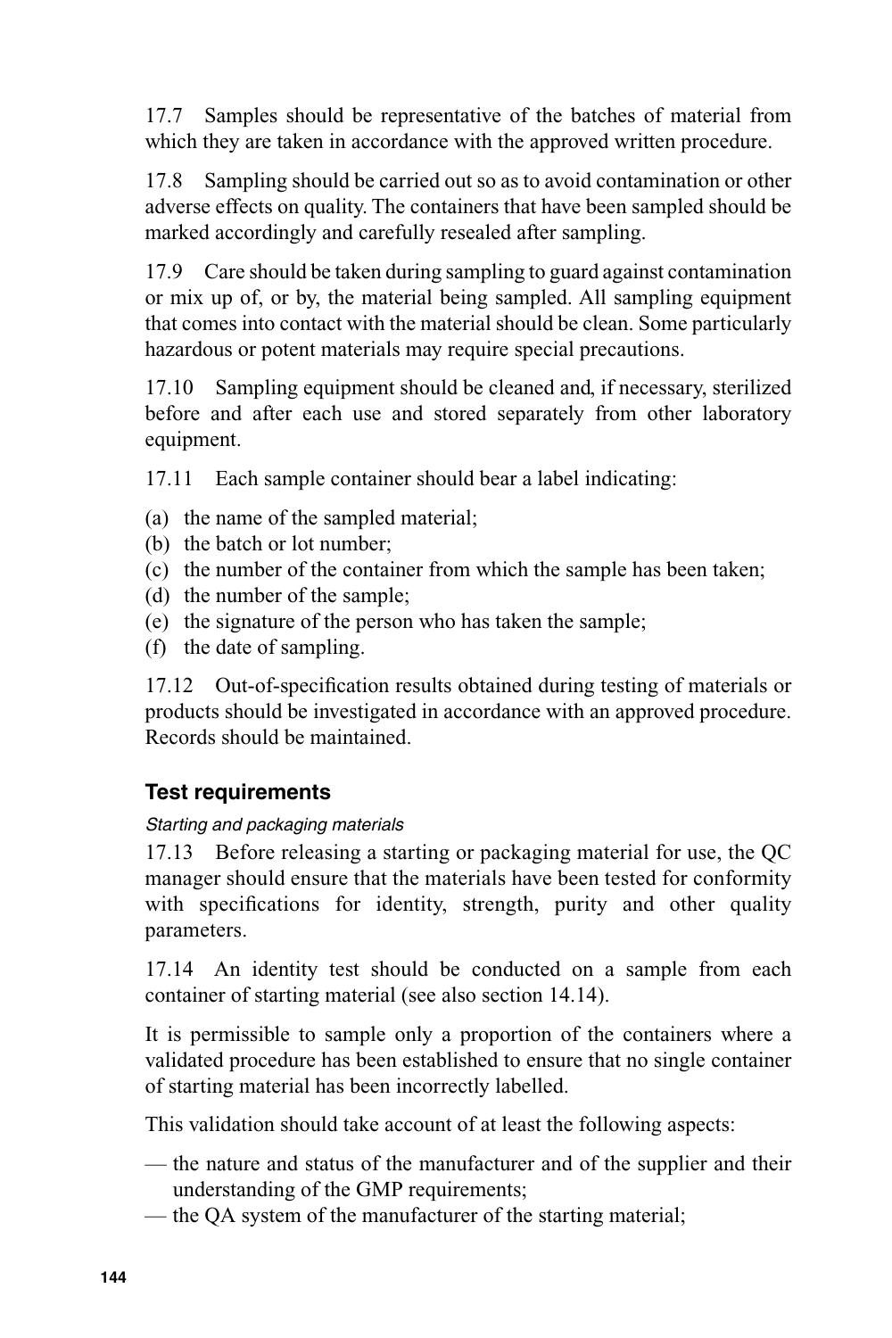17.7 Samples should be representative of the batches of material from which they are taken in accordance with the approved written procedure.

17.8 Sampling should be carried out so as to avoid contamination or other adverse effects on quality. The containers that have been sampled should be marked accordingly and carefully resealed after sampling.

17.9 Care should be taken during sampling to guard against contamination or mix up of, or by, the material being sampled. All sampling equipment that comes into contact with the material should be clean. Some particularly hazardous or potent materials may require special precautions.

17.10 Sampling equipment should be cleaned and, if necessary, sterilized before and after each use and stored separately from other laboratory equipment.

17.11 Each sample container should bear a label indicating:

(a) the name of the sampled material;
(b) the batch or lot number;
(c) the number of the container from which the sample has been taken;
(d) the number of the sample;
(e) the signature of the person who has taken the sample;
(f) the date of sampling.

17.12 Out-of-specification results obtained during testing of materials or products should be investigated in accordance with an approved procedure. Records should be maintained.

### Test requirements

*Starting and packaging materials*

17.13 Before releasing a starting or packaging material for use, the QC manager should ensure that the materials have been tested for conformity with specifications for identity, strength, purity and other quality parameters.

17.14 An identity test should be conducted on a sample from each container of starting material (see also section 14.14).

It is permissible to sample only a proportion of the containers where a validated procedure has been established to ensure that no single container of starting material has been incorrectly labelled.

This validation should take account of at least the following aspects:

— the nature and status of the manufacturer and of the supplier and their understanding of the GMP requirements;
— the QA system of the manufacturer of the starting material;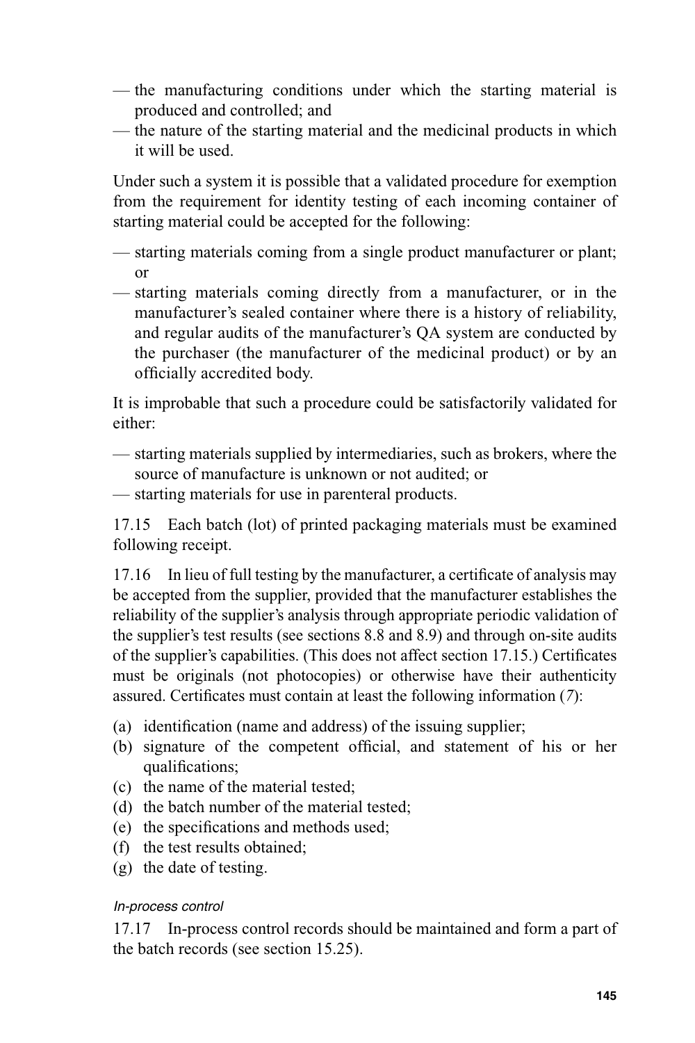- the manufacturing conditions under which the starting material is produced and controlled; and
- the nature of the starting material and the medicinal products in which it will be used.

Under such a system it is possible that a validated procedure for exemption from the requirement for identity testing of each incoming container of starting material could be accepted for the following:

- starting materials coming from a single product manufacturer or plant; or
- starting materials coming directly from a manufacturer, or in the manufacturer's sealed container where there is a history of reliability, and regular audits of the manufacturer's QA system are conducted by the purchaser (the manufacturer of the medicinal product) or by an officially accredited body.

It is improbable that such a procedure could be satisfactorily validated for either:

- starting materials supplied by intermediaries, such as brokers, where the source of manufacture is unknown or not audited; or
- starting materials for use in parenteral products.

17.15 Each batch (lot) of printed packaging materials must be examined following receipt.

17.16 In lieu of full testing by the manufacturer, a certificate of analysis may be accepted from the supplier, provided that the manufacturer establishes the reliability of the supplier's analysis through appropriate periodic validation of the supplier's test results (see sections 8.8 and 8.9) and through on-site audits of the supplier's capabilities. (This does not affect section 17.15.) Certificates must be originals (not photocopies) or otherwise have their authenticity assured. Certificates must contain at least the following information (*7*):

(a) identification (name and address) of the issuing supplier;
(b) signature of the competent official, and statement of his or her qualifications;
(c) the name of the material tested;
(d) the batch number of the material tested;
(e) the specifications and methods used;
(f) the test results obtained;
(g) the date of testing.

*In-process control*

17.17 In-process control records should be maintained and form a part of the batch records (see section 15.25).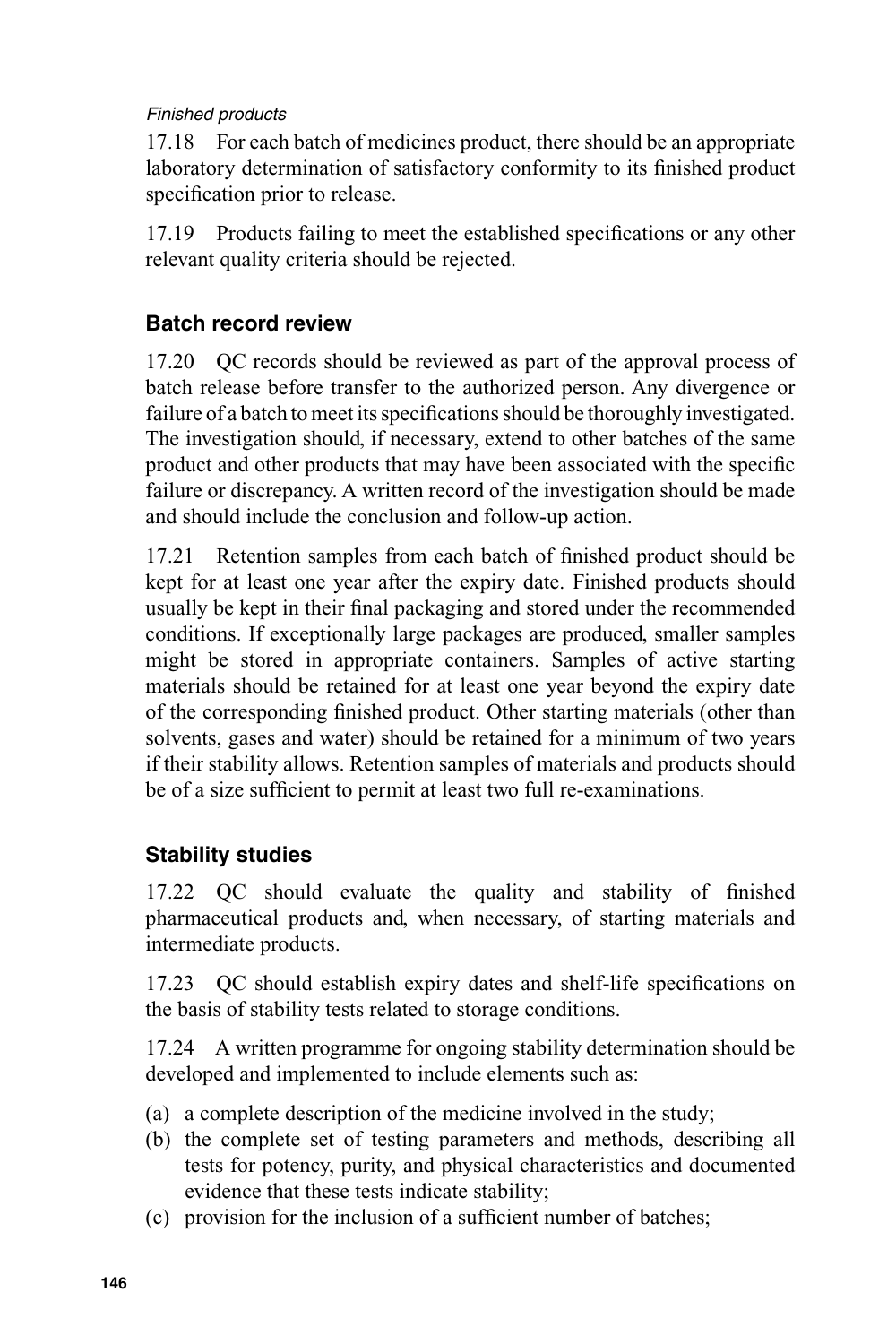*Finished products*

17.18 For each batch of medicines product, there should be an appropriate laboratory determination of satisfactory conformity to its finished product specification prior to release.

17.19 Products failing to meet the established specifications or any other relevant quality criteria should be rejected.

### Batch record review

17.20 QC records should be reviewed as part of the approval process of batch release before transfer to the authorized person. Any divergence or failure of a batch to meet its specifications should be thoroughly investigated. The investigation should, if necessary, extend to other batches of the same product and other products that may have been associated with the specific failure or discrepancy. A written record of the investigation should be made and should include the conclusion and follow-up action.

17.21 Retention samples from each batch of finished product should be kept for at least one year after the expiry date. Finished products should usually be kept in their final packaging and stored under the recommended conditions. If exceptionally large packages are produced, smaller samples might be stored in appropriate containers. Samples of active starting materials should be retained for at least one year beyond the expiry date of the corresponding finished product. Other starting materials (other than solvents, gases and water) should be retained for a minimum of two years if their stability allows. Retention samples of materials and products should be of a size sufficient to permit at least two full re-examinations.

### Stability studies

17.22 QC should evaluate the quality and stability of finished pharmaceutical products and, when necessary, of starting materials and intermediate products.

17.23 QC should establish expiry dates and shelf-life specifications on the basis of stability tests related to storage conditions.

17.24 A written programme for ongoing stability determination should be developed and implemented to include elements such as:

(a) a complete description of the medicine involved in the study;
(b) the complete set of testing parameters and methods, describing all tests for potency, purity, and physical characteristics and documented evidence that these tests indicate stability;
(c) provision for the inclusion of a sufficient number of batches;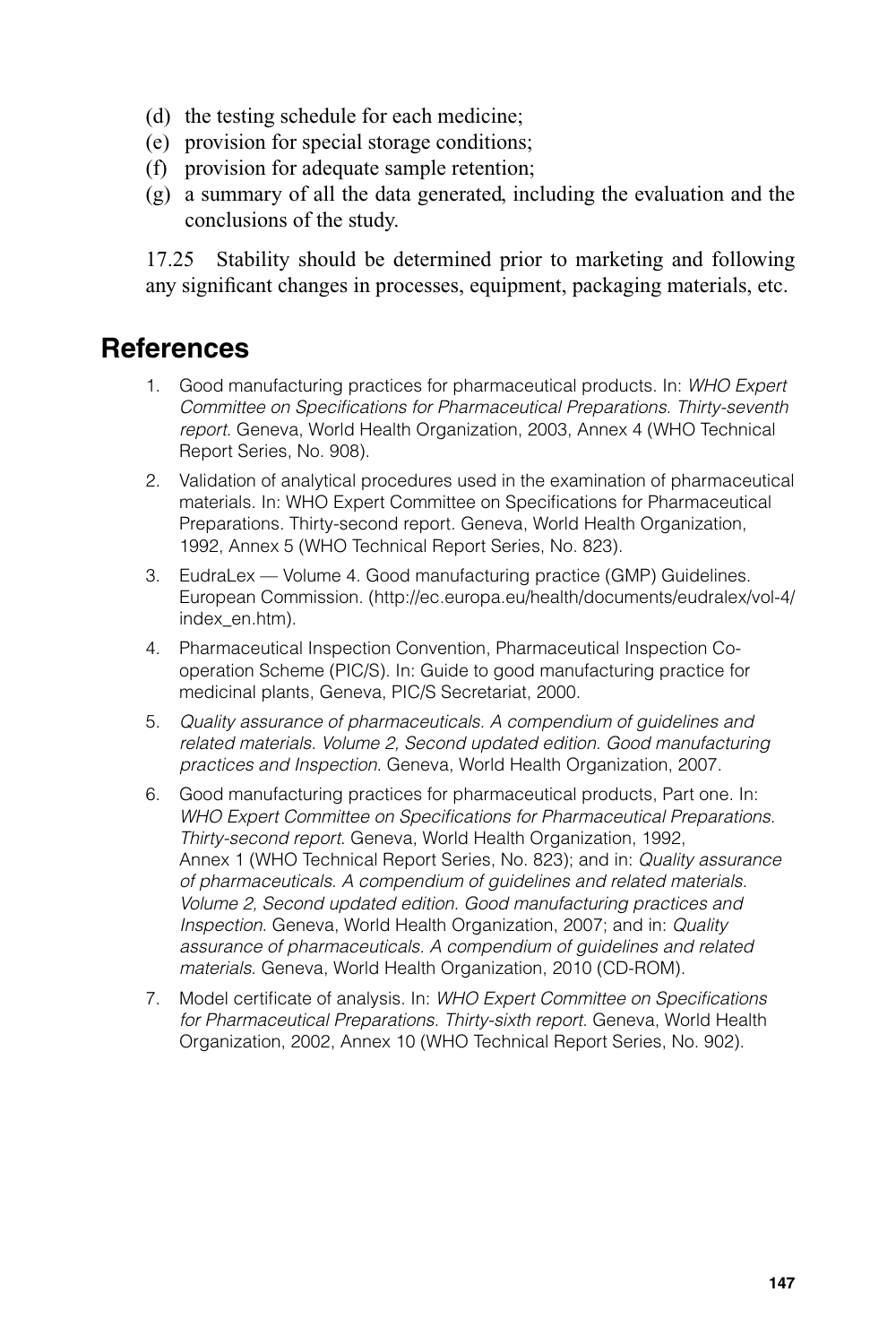(d) the testing schedule for each medicine;
(e) provision for special storage conditions;
(f) provision for adequate sample retention;
(g) a summary of all the data generated, including the evaluation and the conclusions of the study.

17.25 Stability should be determined prior to marketing and following any significant changes in processes, equipment, packaging materials, etc.

## References

1. Good manufacturing practices for pharmaceutical products. In: *WHO Expert Committee on Specifications for Pharmaceutical Preparations. Thirty-seventh report*. Geneva, World Health Organization, 2003, Annex 4 (WHO Technical Report Series, No. 908).
2. Validation of analytical procedures used in the examination of pharmaceutical materials. In: WHO Expert Committee on Specifications for Pharmaceutical Preparations. Thirty-second report. Geneva, World Health Organization, 1992, Annex 5 (WHO Technical Report Series, No. 823).
3. EudraLex — Volume 4. Good manufacturing practice (GMP) Guidelines. European Commission. (http://ec.europa.eu/health/documents/eudralex/vol-4/index_en.htm).
4. Pharmaceutical Inspection Convention, Pharmaceutical Inspection Co-operation Scheme (PIC/S). In: Guide to good manufacturing practice for medicinal plants, Geneva, PIC/S Secretariat, 2000.
5. *Quality assurance of pharmaceuticals. A compendium of guidelines and related materials. Volume 2, Second updated edition. Good manufacturing practices and Inspection*. Geneva, World Health Organization, 2007.
6. Good manufacturing practices for pharmaceutical products, Part one. In: *WHO Expert Committee on Specifications for Pharmaceutical Preparations. Thirty-second report*. Geneva, World Health Organization, 1992, Annex 1 (WHO Technical Report Series, No. 823); and in: *Quality assurance of pharmaceuticals. A compendium of guidelines and related materials. Volume 2, Second updated edition. Good manufacturing practices and Inspection*. Geneva, World Health Organization, 2007; and in: *Quality assurance of pharmaceuticals. A compendium of guidelines and related materials*. Geneva, World Health Organization, 2010 (CD-ROM).
7. Model certificate of analysis. In: *WHO Expert Committee on Specifications for Pharmaceutical Preparations. Thirty-sixth report*. Geneva, World Health Organization, 2002, Annex 10 (WHO Technical Report Series, No. 902).